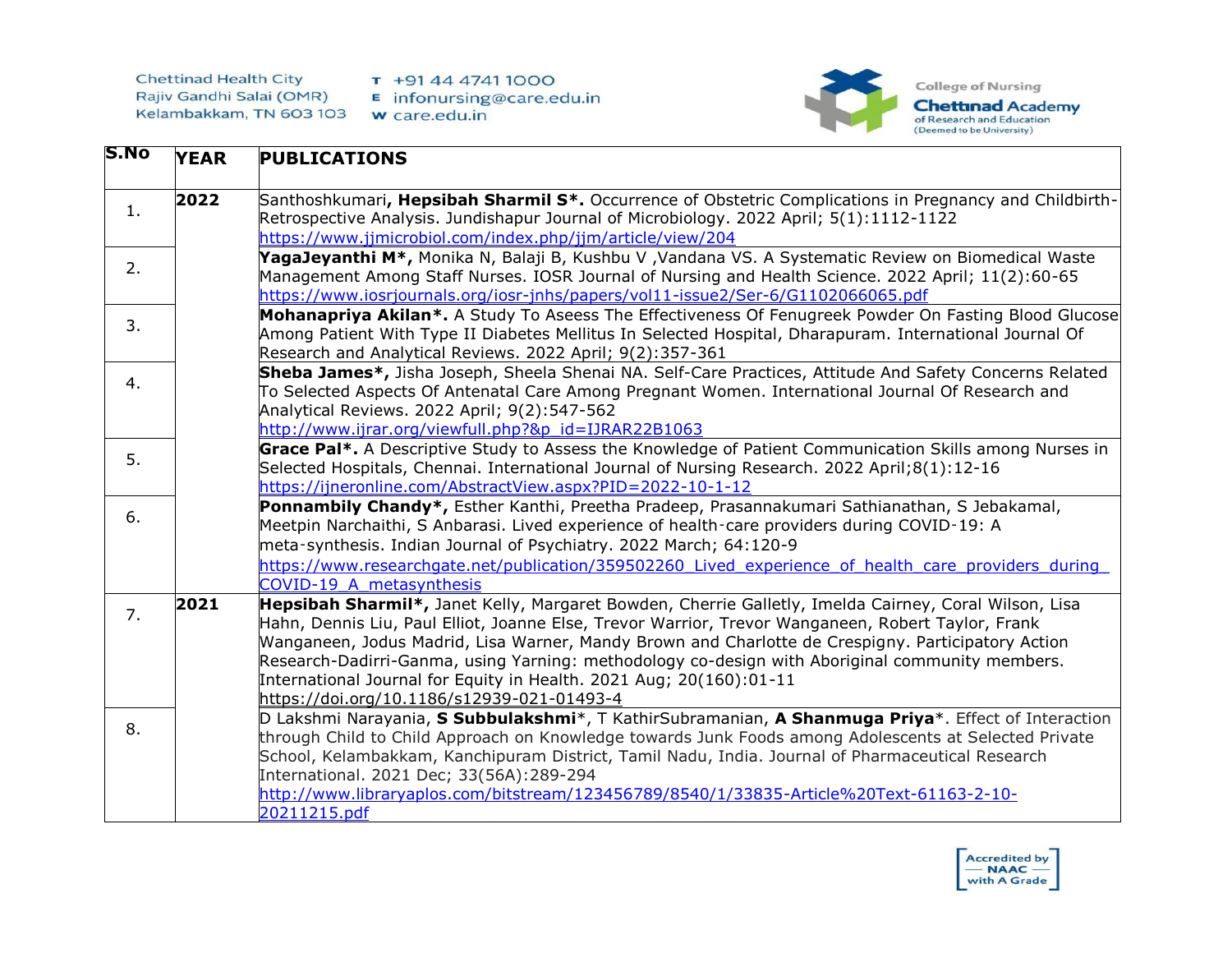| S.No | YEAR | PUBLICATIONS |
|---|---|---|
| 1. | 2022 | Santhoshkumari, **Hepsibah Sharmil S\*.** Occurrence of Obstetric Complications in Pregnancy and Childbirth-Retrospective Analysis. Jundishapur Journal of Microbiology. 2022 April; 5(1):1112-1122 https://www.jjmicrobiol.com/index.php/jjm/article/view/204 |
| 2. | | **YagaJeyanthi M\*,** Monika N, Balaji B, Kushbu V ,Vandana VS. A Systematic Review on Biomedical Waste Management Among Staff Nurses. IOSR Journal of Nursing and Health Science. 2022 April; 11(2):60-65 https://www.iosrjournals.org/iosr-jnhs/papers/vol11-issue2/Ser-6/G1102066065.pdf |
| 3. | | **Mohanapriya Akilan\*.** A Study To Aseess The Effectiveness Of Fenugreek Powder On Fasting Blood Glucose Among Patient With Type II Diabetes Mellitus In Selected Hospital, Dharapuram. International Journal Of Research and Analytical Reviews. 2022 April; 9(2):357-361 |
| 4. | | **Sheba James\*,** Jisha Joseph, Sheela Shenai NA. Self-Care Practices, Attitude And Safety Concerns Related To Selected Aspects Of Antenatal Care Among Pregnant Women. International Journal Of Research and Analytical Reviews. 2022 April; 9(2):547-562 http://www.ijrar.org/viewfull.php?&p_id=IJRAR22B1063 |
| 5. | | **Grace Pal\*.** A Descriptive Study to Assess the Knowledge of Patient Communication Skills among Nurses in Selected Hospitals, Chennai. International Journal of Nursing Research. 2022 April;8(1):12-16 https://ijneronline.com/AbstractView.aspx?PID=2022-10-1-12 |
| 6. | | **Ponnambily Chandy\*,** Esther Kanthi, Preetha Pradeep, Prasannakumari Sathianathan, S Jebakamal, Meetpin Narchaithi, S Anbarasi. Lived experience of health-care providers during COVID-19: A meta-synthesis. Indian Journal of Psychiatry. 2022 March; 64:120-9 https://www.researchgate.net/publication/359502260_Lived_experience_of_health_care_providers_during_COVID-19_A_metasynthesis |
| 7. | 2021 | **Hepsibah Sharmil\*,** Janet Kelly, Margaret Bowden, Cherrie Galletly, Imelda Cairney, Coral Wilson, Lisa Hahn, Dennis Liu, Paul Elliot, Joanne Else, Trevor Warrior, Trevor Wanganeen, Robert Taylor, Frank Wanganeen, Jodus Madrid, Lisa Warner, Mandy Brown and Charlotte de Crespigny. Participatory Action Research-Dadirri-Ganma, using Yarning: methodology co-design with Aboriginal community members. International Journal for Equity in Health. 2021 Aug; 20(160):01-11 https://doi.org/10.1186/s12939-021-01493-4 |
| 8. | | D Lakshmi Narayania, **S Subbulakshmi**\*, T KathirSubramanian, **A Shanmuga Priya**\*. Effect of Interaction through Child to Child Approach on Knowledge towards Junk Foods among Adolescents at Selected Private School, Kelambakkam, Kanchipuram District, Tamil Nadu, India. Journal of Pharmaceutical Research International. 2021 Dec; 33(56A):289-294 http://www.libraryaplos.com/bitstream/123456789/8540/1/33835-Article%20Text-61163-2-10-20211215.pdf |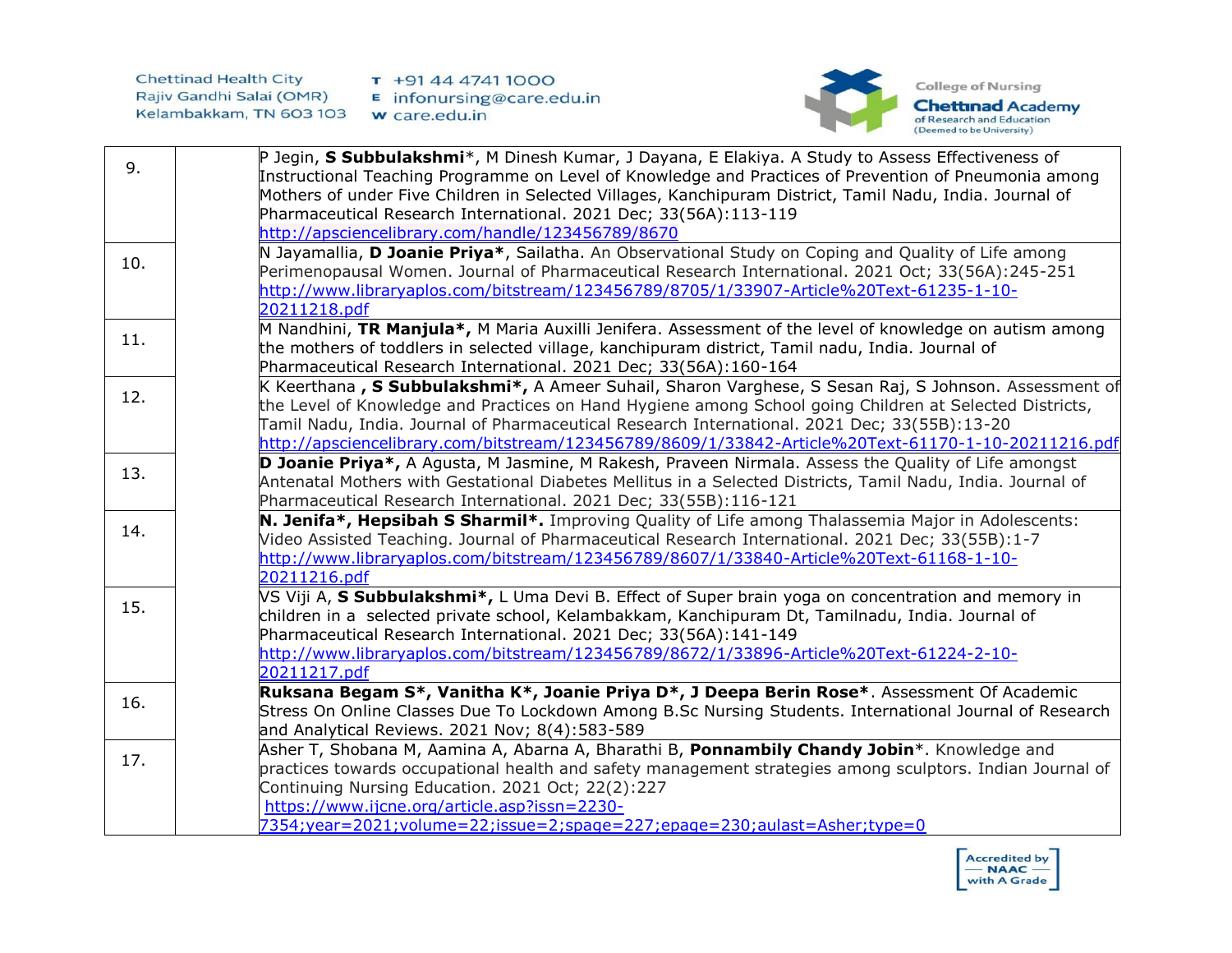| | | |
|---|---|---|
| 9. | | P Jegin, **S Subbulakshmi***, M Dinesh Kumar, J Dayana, E Elakiya. A Study to Assess Effectiveness of Instructional Teaching Programme on Level of Knowledge and Practices of Prevention of Pneumonia among Mothers of under Five Children in Selected Villages, Kanchipuram District, Tamil Nadu, India. Journal of Pharmaceutical Research International. 2021 Dec; 33(56A):113-119 http://apsciencelibrary.com/handle/123456789/8670 |
| 10. | | N Jayamallia, **D Joanie Priya***, Sailatha. An Observational Study on Coping and Quality of Life among Perimenopausal Women. Journal of Pharmaceutical Research International. 2021 Oct; 33(56A):245-251 http://www.libraryaplos.com/bitstream/123456789/8705/1/33907-Article%20Text-61235-1-10-20211218.pdf |
| 11. | | M Nandhini, **TR Manjula*,** M Maria Auxilli Jenifera. Assessment of the level of knowledge on autism among the mothers of toddlers in selected village, kanchipuram district, Tamil nadu, India. Journal of Pharmaceutical Research International. 2021 Dec; 33(56A):160-164 |
| 12. | | K Keerthana **, S Subbulakshmi*,** A Ameer Suhail, Sharon Varghese, S Sesan Raj, S Johnson. Assessment of the Level of Knowledge and Practices on Hand Hygiene among School going Children at Selected Districts, Tamil Nadu, India. Journal of Pharmaceutical Research International. 2021 Dec; 33(55B):13-20 http://apsciencelibrary.com/bitstream/123456789/8609/1/33842-Article%20Text-61170-1-10-20211216.pdf |
| 13. | | **D Joanie Priya*,** A Agusta, M Jasmine, M Rakesh, Praveen Nirmala. Assess the Quality of Life amongst Antenatal Mothers with Gestational Diabetes Mellitus in a Selected Districts, Tamil Nadu, India. Journal of Pharmaceutical Research International. 2021 Dec; 33(55B):116-121 |
| 14. | | **N. Jenifa*, Hepsibah S Sharmil*.** Improving Quality of Life among Thalassemia Major in Adolescents: Video Assisted Teaching. Journal of Pharmaceutical Research International. 2021 Dec; 33(55B):1-7 http://www.libraryaplos.com/bitstream/123456789/8607/1/33840-Article%20Text-61168-1-10-20211216.pdf |
| 15. | | VS Viji A, **S Subbulakshmi*,** L Uma Devi B. Effect of Super brain yoga on concentration and memory in children in a selected private school, Kelambakkam, Kanchipuram Dt, Tamilnadu, India. Journal of Pharmaceutical Research International. 2021 Dec; 33(56A):141-149 http://www.libraryaplos.com/bitstream/123456789/8672/1/33896-Article%20Text-61224-2-10-20211217.pdf |
| 16. | | **Ruksana Begam S*, Vanitha K*, Joanie Priya D*, J Deepa Berin Rose***. Assessment Of Academic Stress On Online Classes Due To Lockdown Among B.Sc Nursing Students. International Journal of Research and Analytical Reviews. 2021 Nov; 8(4):583-589 |
| 17. | | Asher T, Shobana M, Aamina A, Abarna A, Bharathi B, **Ponnambily Chandy Jobin***. Knowledge and practices towards occupational health and safety management strategies among sculptors. Indian Journal of Continuing Nursing Education. 2021 Oct; 22(2):227 https://www.ijcne.org/article.asp?issn=2230-7354;year=2021;volume=22;issue=2;spage=227;epage=230;aulast=Asher;type=0 |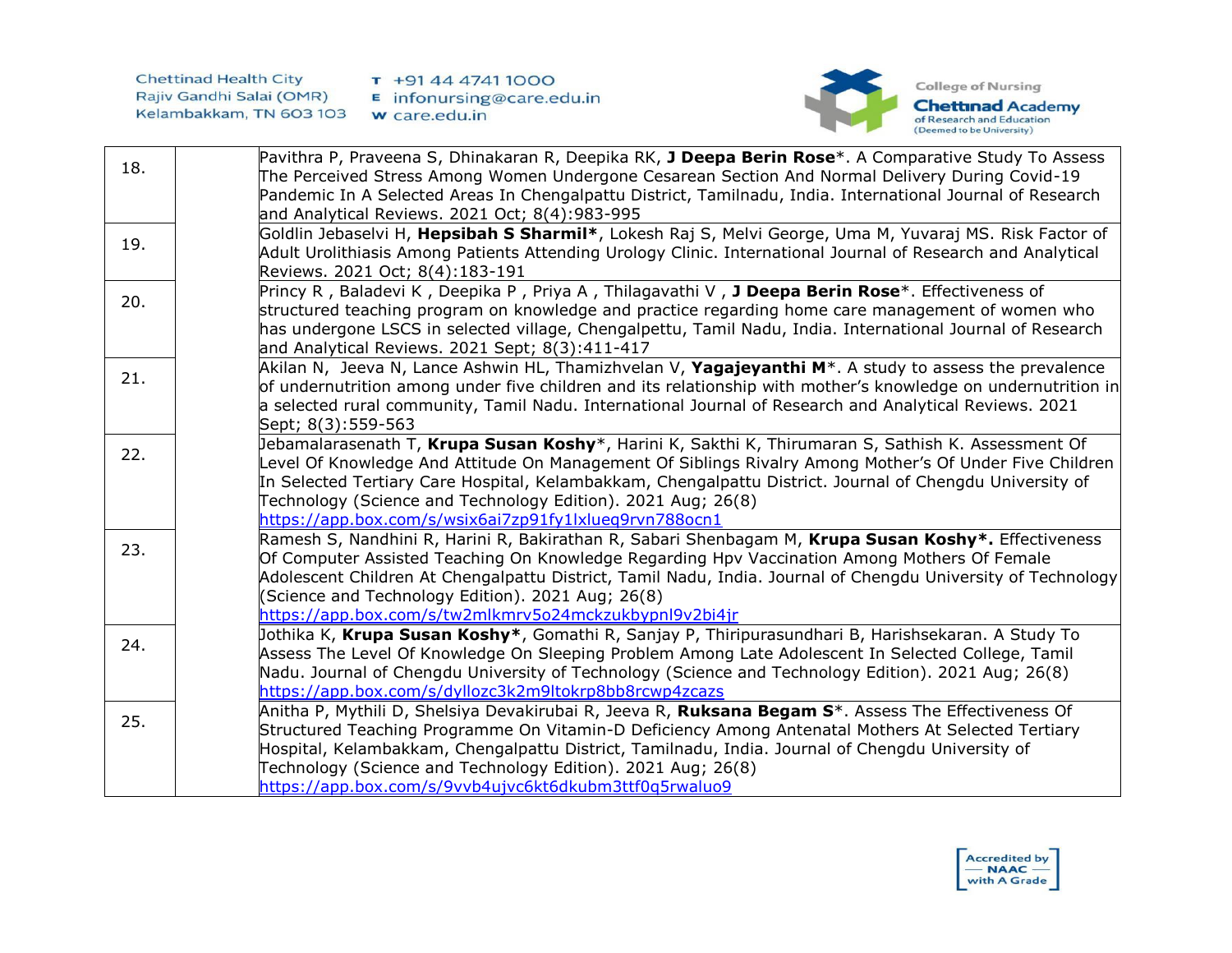| | | |
|---|---|---|
| 18. | | Pavithra P, Praveena S, Dhinakaran R, Deepika RK, **J Deepa Berin Rose***. A Comparative Study To Assess The Perceived Stress Among Women Undergone Cesarean Section And Normal Delivery During Covid-19 Pandemic In A Selected Areas In Chengalpattu District, Tamilnadu, India. International Journal of Research and Analytical Reviews. 2021 Oct; 8(4):983-995 |
| 19. | | Goldlin Jebaselvi H, **Hepsibah S Sharmil***, Lokesh Raj S, Melvi George, Uma M, Yuvaraj MS. Risk Factor of Adult Urolithiasis Among Patients Attending Urology Clinic. International Journal of Research and Analytical Reviews. 2021 Oct; 8(4):183-191 |
| 20. | | Princy R , Baladevi K , Deepika P , Priya A , Thilagavathi V , **J Deepa Berin Rose***. Effectiveness of structured teaching program on knowledge and practice regarding home care management of women who has undergone LSCS in selected village, Chengalpettu, Tamil Nadu, India. International Journal of Research and Analytical Reviews. 2021 Sept; 8(3):411-417 |
| 21. | | Akilan N, Jeeva N, Lance Ashwin HL, Thamizhvelan V, **Yagajeyanthi M***. A study to assess the prevalence of undernutrition among under five children and its relationship with mother's knowledge on undernutrition in a selected rural community, Tamil Nadu. International Journal of Research and Analytical Reviews. 2021 Sept; 8(3):559-563 |
| 22. | | Jebamalarasenath T, **Krupa Susan Koshy***, Harini K, Sakthi K, Thirumaran S, Sathish K. Assessment Of Level Of Knowledge And Attitude On Management Of Siblings Rivalry Among Mother's Of Under Five Children In Selected Tertiary Care Hospital, Kelambakkam, Chengalpattu District. Journal of Chengdu University of Technology (Science and Technology Edition). 2021 Aug; 26(8) https://app.box.com/s/wsix6ai7zp91fy1lxlueq9rvn788ocn1 |
| 23. | | Ramesh S, Nandhini R, Harini R, Bakirathan R, Sabari Shenbagam M, **Krupa Susan Koshy*.** Effectiveness Of Computer Assisted Teaching On Knowledge Regarding Hpv Vaccination Among Mothers Of Female Adolescent Children At Chengalpattu District, Tamil Nadu, India. Journal of Chengdu University of Technology (Science and Technology Edition). 2021 Aug; 26(8) https://app.box.com/s/tw2mlkmrv5o24mckzukbypnl9v2bi4jr |
| 24. | | Jothika K, **Krupa Susan Koshy***, Gomathi R, Sanjay P, Thiripurasundhari B, Harishsekaran. A Study To Assess The Level Of Knowledge On Sleeping Problem Among Late Adolescent In Selected College, Tamil Nadu. Journal of Chengdu University of Technology (Science and Technology Edition). 2021 Aug; 26(8) https://app.box.com/s/dyllozc3k2m9ltokrp8bb8rcwp4zcazs |
| 25. | | Anitha P, Mythili D, Shelsiya Devakirubai R, Jeeva R, **Ruksana Begam S***. Assess The Effectiveness Of Structured Teaching Programme On Vitamin-D Deficiency Among Antenatal Mothers At Selected Tertiary Hospital, Kelambakkam, Chengalpattu District, Tamilnadu, India. Journal of Chengdu University of Technology (Science and Technology Edition). 2021 Aug; 26(8) https://app.box.com/s/9vvb4ujvc6kt6dkubm3ttf0q5rwaluo9 |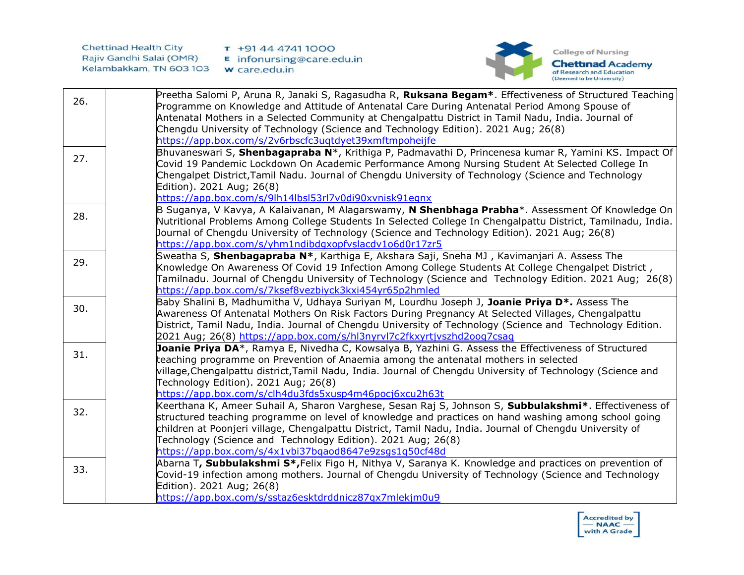| | | |
|---|---|---|
| 26. | | Preetha Salomi P, Aruna R, Janaki S, Ragasudha R, **Ruksana Begam***. Effectiveness of Structured Teaching Programme on Knowledge and Attitude of Antenatal Care During Antenatal Period Among Spouse of Antenatal Mothers in a Selected Community at Chengalpattu District in Tamil Nadu, India. Journal of Chengdu University of Technology (Science and Technology Edition). 2021 Aug; 26(8) https://app.box.com/s/2v6rbscfc3uqtdyet39xmftmpoheijfe |
| 27. | | Bhuvaneswari S, **Shenbagapraba N***, Krithiga P, Padmavathi D, Princenesa kumar R, Yamini KS. Impact Of Covid 19 Pandemic Lockdown On Academic Performance Among Nursing Student At Selected College In Chengalpet District,Tamil Nadu. Journal of Chengdu University of Technology (Science and Technology Edition). 2021 Aug; 26(8) https://app.box.com/s/9lh14lbsl53rl7v0di90xvnisk91egnx |
| 28. | | B Suganya, V Kavya, A Kalaivanan, M Alagarswamy, **N Shenbhaga Prabha***. Assessment Of Knowledge On Nutritional Problems Among College Students In Selected College In Chengalpattu District, Tamilnadu, India. Journal of Chengdu University of Technology (Science and Technology Edition). 2021 Aug; 26(8) https://app.box.com/s/yhm1ndibdgxopfvslacdv1o6d0r17zr5 |
| 29. | | Sweatha S, **Shenbagapraba N***, Karthiga E, Akshara Saji, Sneha MJ , Kavimanjari A. Assess The Knowledge On Awareness Of Covid 19 Infection Among College Students At College Chengalpet District , Tamilnadu. Journal of Chengdu University of Technology (Science and Technology Edition. 2021 Aug; 26(8) https://app.box.com/s/7ksef8vezbiyck3kxi454yr65p2hmled |
| 30. | | Baby Shalini B, Madhumitha V, Udhaya Suriyan M, Lourdhu Joseph J, **Joanie Priya D***. Assess The Awareness Of Antenatal Mothers On Risk Factors During Pregnancy At Selected Villages, Chengalpattu District, Tamil Nadu, India. Journal of Chengdu University of Technology (Science and Technology Edition. 2021 Aug; 26(8) https://app.box.com/s/hl3nyrvl7c2fkxyrtjvszhd2oog7csag |
| 31. | | **Joanie Priya DA***, Ramya E, Nivedha C, Kowsalya B, Yazhini G. Assess the Effectiveness of Structured teaching programme on Prevention of Anaemia among the antenatal mothers in selected village,Chengalpattu district,Tamil Nadu, India. Journal of Chengdu University of Technology (Science and Technology Edition). 2021 Aug; 26(8) https://app.box.com/s/clh4du3fds5xusp4m46pocj6xcu2h63t |
| 32. | | Keerthana K, Ameer Suhail A, Sharon Varghese, Sesan Raj S, Johnson S, **Subbulakshmi***. Effectiveness of structured teaching programme on level of knowledge and practices on hand washing among school going children at Poonjeri village, Chengalpattu District, Tamil Nadu, India. Journal of Chengdu University of Technology (Science and Technology Edition). 2021 Aug; 26(8) https://app.box.com/s/4x1vbi37bqaod8647e9zsgs1q50cf48d |
| 33. | | Abarna T**, Subbulakshmi S***,Felix Figo H, Nithya V, Saranya K. Knowledge and practices on prevention of Covid-19 infection among mothers. Journal of Chengdu University of Technology (Science and Technology Edition). 2021 Aug; 26(8) https://app.box.com/s/sstaz6esktdrddnicz87qx7mlekjm0u9 |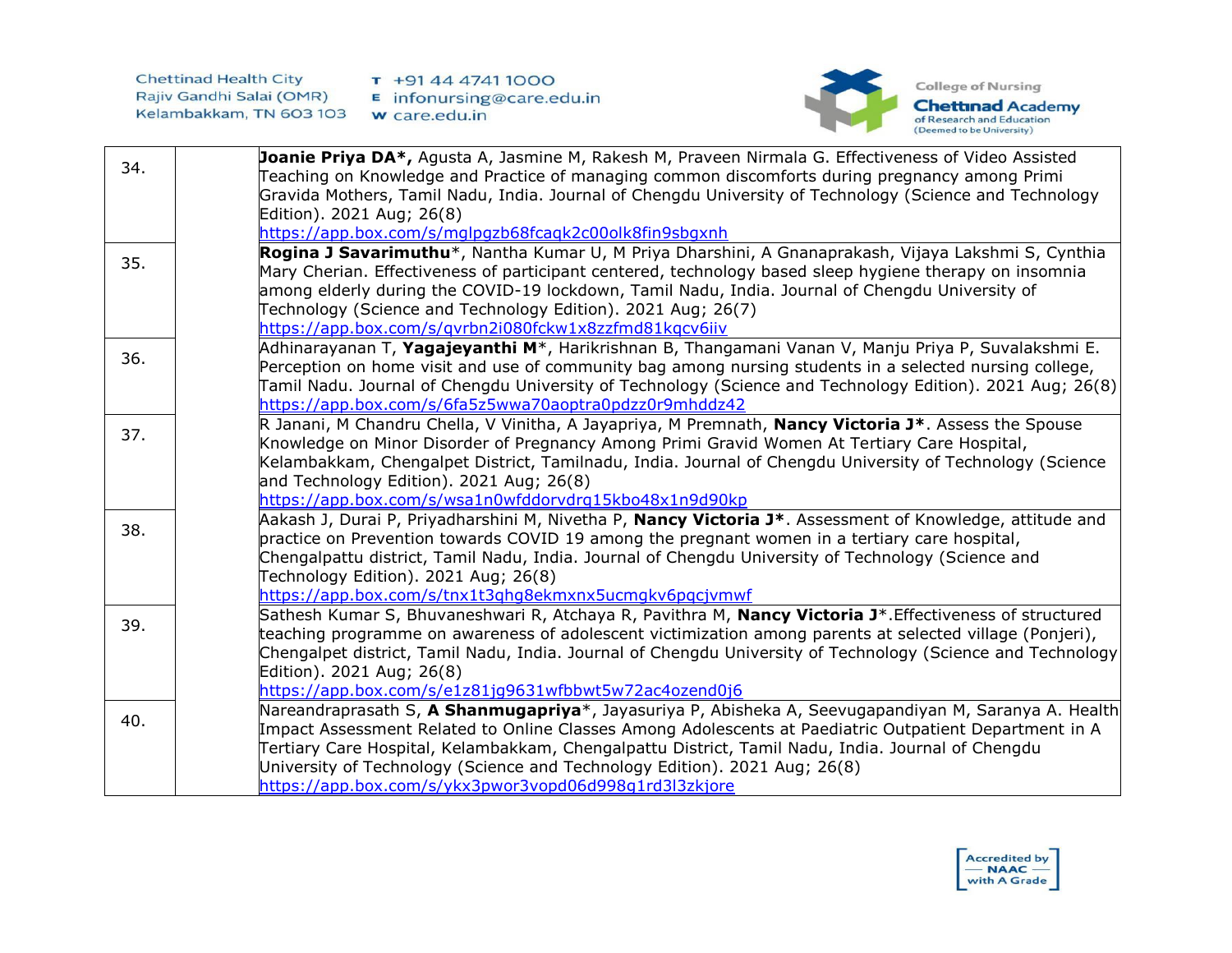| | | |
|---|---|---|
| 34. | | **Joanie Priya DA*,** Agusta A, Jasmine M, Rakesh M, Praveen Nirmala G. Effectiveness of Video Assisted Teaching on Knowledge and Practice of managing common discomforts during pregnancy among Primi Gravida Mothers, Tamil Nadu, India. Journal of Chengdu University of Technology (Science and Technology Edition). 2021 Aug; 26(8) https://app.box.com/s/mglpgzb68fcaqk2c00olk8fin9sbgxnh |
| 35. | | **Rogina J Savarimuthu***, Nantha Kumar U, M Priya Dharshini, A Gnanaprakash, Vijaya Lakshmi S, Cynthia Mary Cherian. Effectiveness of participant centered, technology based sleep hygiene therapy on insomnia among elderly during the COVID-19 lockdown, Tamil Nadu, India. Journal of Chengdu University of Technology (Science and Technology Edition). 2021 Aug; 26(7) https://app.box.com/s/qvrbn2i080fckw1x8zzfmd81kqcv6iiv |
| 36. | | Adhinarayanan T, **Yagajeyanthi M***, Harikrishnan B, Thangamani Vanan V, Manju Priya P, Suvalakshmi E. Perception on home visit and use of community bag among nursing students in a selected nursing college, Tamil Nadu. Journal of Chengdu University of Technology (Science and Technology Edition). 2021 Aug; 26(8) https://app.box.com/s/6fa5z5wwa70aoptra0pdzz0r9mhddz42 |
| 37. | | R Janani, M Chandru Chella, V Vinitha, A Jayapriya, M Premnath, **Nancy Victoria J***. Assess the Spouse Knowledge on Minor Disorder of Pregnancy Among Primi Gravid Women At Tertiary Care Hospital, Kelambakkam, Chengalpet District, Tamilnadu, India. Journal of Chengdu University of Technology (Science and Technology Edition). 2021 Aug; 26(8) https://app.box.com/s/wsa1n0wfddorvdrg15kbo48x1n9d90kp |
| 38. | | Aakash J, Durai P, Priyadharshini M, Nivetha P, **Nancy Victoria J***. Assessment of Knowledge, attitude and practice on Prevention towards COVID 19 among the pregnant women in a tertiary care hospital, Chengalpattu district, Tamil Nadu, India. Journal of Chengdu University of Technology (Science and Technology Edition). 2021 Aug; 26(8) https://app.box.com/s/tnx1t3qhg8ekmxnx5ucmgkv6pqcjvmwf |
| 39. | | Sathesh Kumar S, Bhuvaneshwari R, Atchaya R, Pavithra M, **Nancy Victoria J***.Effectiveness of structured teaching programme on awareness of adolescent victimization among parents at selected village (Ponjeri), Chengalpet district, Tamil Nadu, India. Journal of Chengdu University of Technology (Science and Technology Edition). 2021 Aug; 26(8) https://app.box.com/s/e1z81jg9631wfbbwt5w72ac4ozend0j6 |
| 40. | | Nareandraprasath S, **A Shanmugapriya***, Jayasuriya P, Abisheka A, Seevugapandiyan M, Saranya A. Health Impact Assessment Related to Online Classes Among Adolescents at Paediatric Outpatient Department in A Tertiary Care Hospital, Kelambakkam, Chengalpattu District, Tamil Nadu, India. Journal of Chengdu University of Technology (Science and Technology Edition). 2021 Aug; 26(8) https://app.box.com/s/ykx3pwor3vopd06d998g1rd3l3zkjore |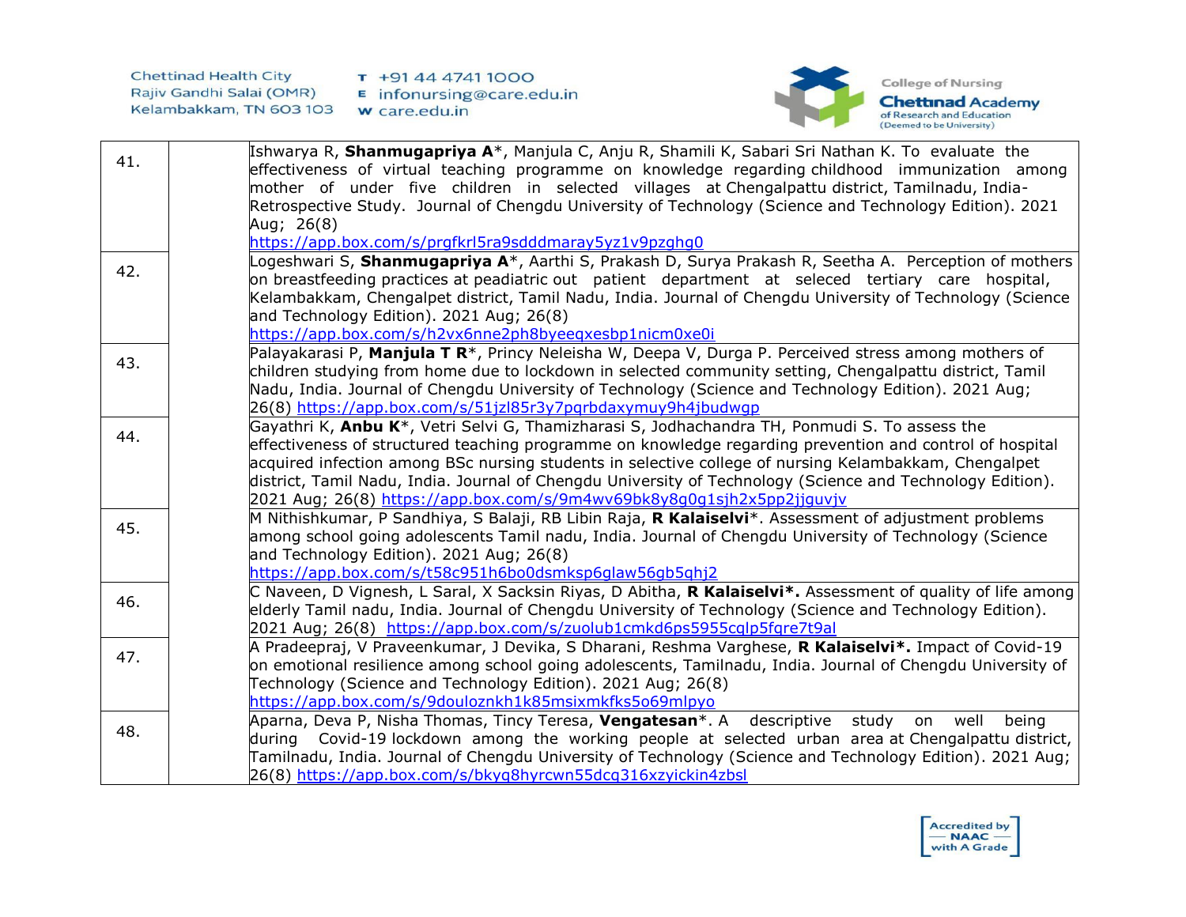| | | |
|---|---|---|
| 41. | | Ishwarya R, **Shanmugapriya A**\*, Manjula C, Anju R, Shamili K, Sabari Sri Nathan K. To evaluate the effectiveness of virtual teaching programme on knowledge regarding childhood immunization among mother of under five children in selected villages at Chengalpattu district, Tamilnadu, India- Retrospective Study. Journal of Chengdu University of Technology (Science and Technology Edition). 2021 Aug; 26(8) https://app.box.com/s/prgfkrl5ra9sdddmaray5yz1v9pzghg0 |
| 42. | | Logeshwari S, **Shanmugapriya A**\*, Aarthi S, Prakash D, Surya Prakash R, Seetha A. Perception of mothers on breastfeeding practices at peadiatric out patient department at seleced tertiary care hospital, Kelambakkam, Chengalpet district, Tamil Nadu, India. Journal of Chengdu University of Technology (Science and Technology Edition). 2021 Aug; 26(8) https://app.box.com/s/h2vx6nne2ph8byeeqxesbp1nicm0xe0i |
| 43. | | Palayakarasi P, **Manjula T R**\*, Princy Neleisha W, Deepa V, Durga P. Perceived stress among mothers of children studying from home due to lockdown in selected community setting, Chengalpattu district, Tamil Nadu, India. Journal of Chengdu University of Technology (Science and Technology Edition). 2021 Aug; 26(8) https://app.box.com/s/51jzl85r3y7pqrbdaxymuy9h4jbudwgp |
| 44. | | Gayathri K, **Anbu K**\*, Vetri Selvi G, Thamizharasi S, Jodhachandra TH, Ponmudi S. To assess the effectiveness of structured teaching programme on knowledge regarding prevention and control of hospital acquired infection among BSc nursing students in selective college of nursing Kelambakkam, Chengalpet district, Tamil Nadu, India. Journal of Chengdu University of Technology (Science and Technology Edition). 2021 Aug; 26(8) https://app.box.com/s/9m4wv69bk8y8g0g1sjh2x5pp2jjguvjv |
| 45. | | M Nithishkumar, P Sandhiya, S Balaji, RB Libin Raja, **R Kalaiselvi**\*. Assessment of adjustment problems among school going adolescents Tamil nadu, India. Journal of Chengdu University of Technology (Science and Technology Edition). 2021 Aug; 26(8) https://app.box.com/s/t58c951h6bo0dsmksp6glaw56gb5qhj2 |
| 46. | | C Naveen, D Vignesh, L Saral, X Sacksin Riyas, D Abitha, **R Kalaiselvi\*.** Assessment of quality of life among elderly Tamil nadu, India. Journal of Chengdu University of Technology (Science and Technology Edition). 2021 Aug; 26(8) https://app.box.com/s/zuolub1cmkd6ps5955cqlp5fqre7t9al |
| 47. | | A Pradeepraj, V Praveenkumar, J Devika, S Dharani, Reshma Varghese, **R Kalaiselvi\*.** Impact of Covid-19 on emotional resilience among school going adolescents, Tamilnadu, India. Journal of Chengdu University of Technology (Science and Technology Edition). 2021 Aug; 26(8) https://app.box.com/s/9douloznkh1k85msixmkfks5o69mlpyo |
| 48. | | Aparna, Deva P, Nisha Thomas, Tincy Teresa, **Vengatesan**\*. A descriptive study on well being during Covid-19 lockdown among the working people at selected urban area at Chengalpattu district, Tamilnadu, India. Journal of Chengdu University of Technology (Science and Technology Edition). 2021 Aug; 26(8) https://app.box.com/s/bkyq8hyrcwn55dcq316xzyickin4zbsl |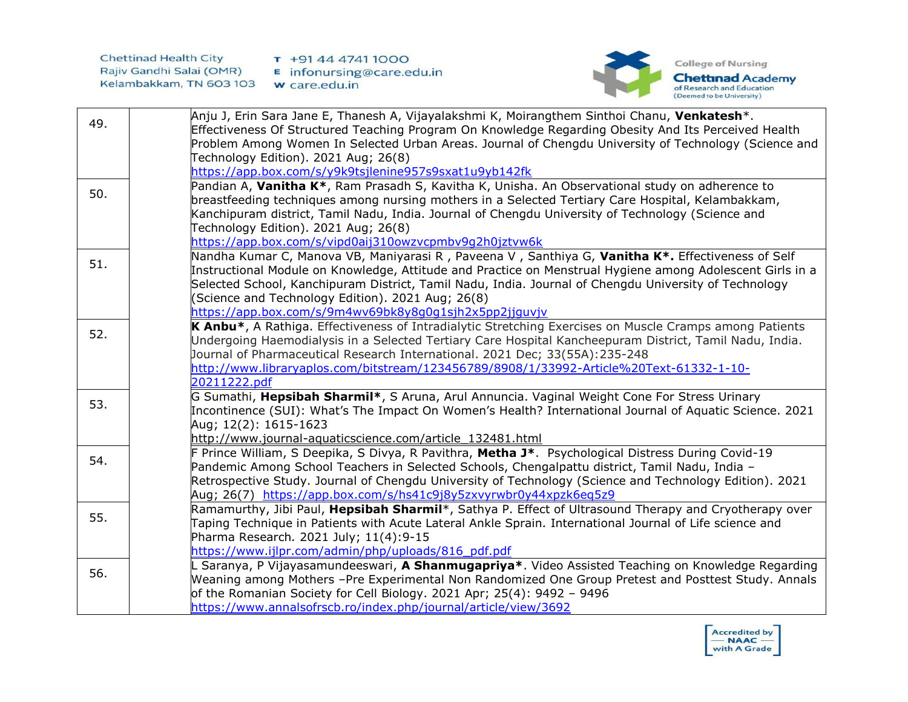| | | |
|---|---|---|
| 49. | | Anju J, Erin Sara Jane E, Thanesh A, Vijayalakshmi K, Moirangthem Sinthoi Chanu, **Venkatesh**\*. Effectiveness Of Structured Teaching Program On Knowledge Regarding Obesity And Its Perceived Health Problem Among Women In Selected Urban Areas. Journal of Chengdu University of Technology (Science and Technology Edition). 2021 Aug; 26(8) https://app.box.com/s/y9k9tsjlenine957s9sxat1u9yb142fk |
| 50. | | Pandian A, **Vanitha K\***, Ram Prasadh S, Kavitha K, Unisha. An Observational study on adherence to breastfeeding techniques among nursing mothers in a Selected Tertiary Care Hospital, Kelambakkam, Kanchipuram district, Tamil Nadu, India. Journal of Chengdu University of Technology (Science and Technology Edition). 2021 Aug; 26(8) https://app.box.com/s/vipd0aij310owzvcpmbv9g2h0jztvw6k |
| 51. | | Nandha Kumar C, Manova VB, Maniyarasi R , Paveena V , Santhiya G, **Vanitha K\*.** Effectiveness of Self Instructional Module on Knowledge, Attitude and Practice on Menstrual Hygiene among Adolescent Girls in a Selected School, Kanchipuram District, Tamil Nadu, India. Journal of Chengdu University of Technology (Science and Technology Edition). 2021 Aug; 26(8) https://app.box.com/s/9m4wv69bk8y8g0g1sjh2x5pp2jjguvjv |
| 52. | | **K Anbu\***, A Rathiga. Effectiveness of Intradialytic Stretching Exercises on Muscle Cramps among Patients Undergoing Haemodialysis in a Selected Tertiary Care Hospital Kancheepuram District, Tamil Nadu, India. Journal of Pharmaceutical Research International. 2021 Dec; 33(55A):235-248 http://www.libraryaplos.com/bitstream/123456789/8908/1/33992-Article%20Text-61332-1-10-20211222.pdf |
| 53. | | G Sumathi, **Hepsibah Sharmil\***, S Aruna, Arul Annuncia. Vaginal Weight Cone For Stress Urinary Incontinence (SUI): What's The Impact On Women's Health? International Journal of Aquatic Science. 2021 Aug; 12(2): 1615-1623 http://www.journal-aquaticscience.com/article_132481.html |
| 54. | | F Prince William, S Deepika, S Divya, R Pavithra, **Metha J\***. Psychological Distress During Covid-19 Pandemic Among School Teachers in Selected Schools, Chengalpattu district, Tamil Nadu, India – Retrospective Study. Journal of Chengdu University of Technology (Science and Technology Edition). 2021 Aug; 26(7) https://app.box.com/s/hs41c9j8y5zxvyrwbr0y44xpzk6eq5z9 |
| 55. | | Ramamurthy, Jibi Paul, **Hepsibah Sharmil**\*, Sathya P. Effect of Ultrasound Therapy and Cryotherapy over Taping Technique in Patients with Acute Lateral Ankle Sprain. International Journal of Life science and Pharma Research. 2021 July; 11(4):9-15 https://www.ijlpr.com/admin/php/uploads/816_pdf.pdf |
| 56. | | L Saranya, P Vijayasamundeeswari, **A Shanmugapriya\***. Video Assisted Teaching on Knowledge Regarding Weaning among Mothers –Pre Experimental Non Randomized One Group Pretest and Posttest Study. Annals of the Romanian Society for Cell Biology. 2021 Apr; 25(4): 9492 – 9496 https://www.annalsofrscb.ro/index.php/journal/article/view/3692 |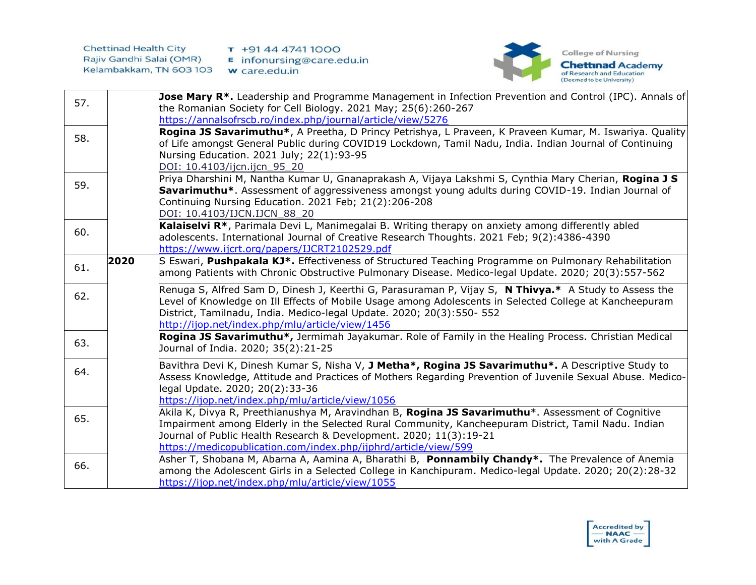| | | |
|---|---|---|
| 57. | | **Jose Mary R*.** Leadership and Programme Management in Infection Prevention and Control (IPC). Annals of the Romanian Society for Cell Biology. 2021 May; 25(6):260-267 https://annalsofrscb.ro/index.php/journal/article/view/5276 |
| 58. | | **Rogina JS Savarimuthu***, A Preetha, D Princy Petrishya, L Praveen, K Praveen Kumar, M. Iswariya. Quality of Life amongst General Public during COVID19 Lockdown, Tamil Nadu, India. Indian Journal of Continuing Nursing Education. 2021 July; 22(1):93-95 DOI: 10.4103/ijcn.ijcn_95_20 |
| 59. | | Priya Dharshini M, Nantha Kumar U, Gnanaprakash A, Vijaya Lakshmi S, Cynthia Mary Cherian, **Rogina J S Savarimuthu***. Assessment of aggressiveness amongst young adults during COVID-19. Indian Journal of Continuing Nursing Education. 2021 Feb; 21(2):206-208 DOI: 10.4103/IJCN.IJCN_88_20 |
| 60. | | **Kalaiselvi R***, Parimala Devi L, Manimegalai B. Writing therapy on anxiety among differently abled adolescents. International Journal of Creative Research Thoughts. 2021 Feb; 9(2):4386-4390 https://www.ijcrt.org/papers/IJCRT2102529.pdf |
| 61. | **2020** | S Eswari, **Pushpakala KJ*.** Effectiveness of Structured Teaching Programme on Pulmonary Rehabilitation among Patients with Chronic Obstructive Pulmonary Disease. Medico-legal Update. 2020; 20(3):557-562 |
| 62. | | Renuga S, Alfred Sam D, Dinesh J, Keerthi G, Parasuraman P, Vijay S, **N Thivya.*** A Study to Assess the Level of Knowledge on Ill Effects of Mobile Usage among Adolescents in Selected College at Kancheepuram District, Tamilnadu, India. Medico-legal Update. 2020; 20(3):550- 552 http://ijop.net/index.php/mlu/article/view/1456 |
| 63. | | **Rogina JS Savarimuthu*,** Jermimah Jayakumar. Role of Family in the Healing Process. Christian Medical Journal of India. 2020; 35(2):21-25 |
| 64. | | Bavithra Devi K, Dinesh Kumar S, Nisha V, **J Metha*, Rogina JS Savarimuthu*.** A Descriptive Study to Assess Knowledge, Attitude and Practices of Mothers Regarding Prevention of Juvenile Sexual Abuse. Medico-legal Update. 2020; 20(2):33-36 https://ijop.net/index.php/mlu/article/view/1056 |
| 65. | | Akila K, Divya R, Preethianushya M, Aravindhan B, **Rogina JS Savarimuthu***. Assessment of Cognitive Impairment among Elderly in the Selected Rural Community, Kancheepuram District, Tamil Nadu. Indian Journal of Public Health Research & Development. 2020; 11(3):19-21 https://medicopublication.com/index.php/ijphrd/article/view/599 |
| 66. | | Asher T, Shobana M, Abarna A, Aamina A, Bharathi B, **Ponnambily Chandy*.** The Prevalence of Anemia among the Adolescent Girls in a Selected College in Kanchipuram. Medico-legal Update. 2020; 20(2):28-32 https://ijop.net/index.php/mlu/article/view/1055 |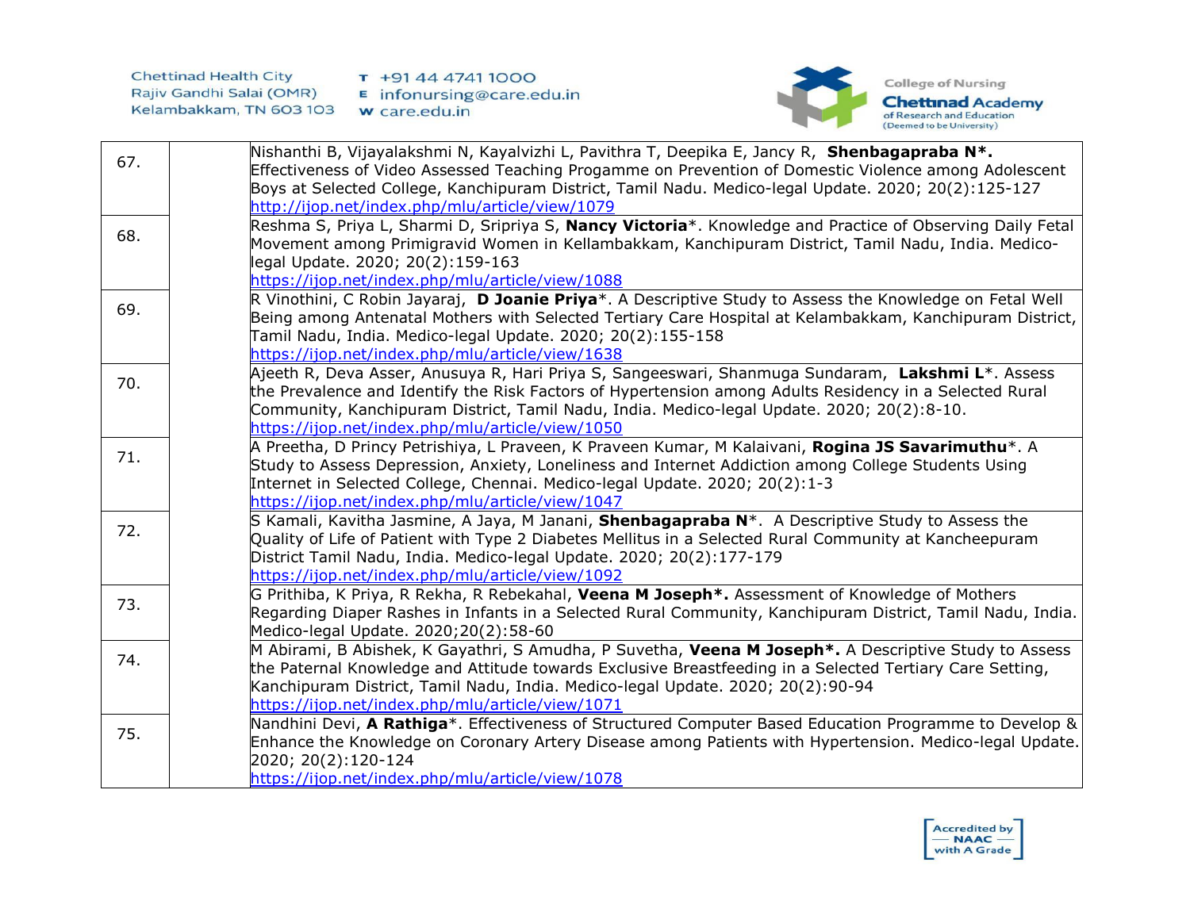| | | |
|---|---|---|
| 67. | | Nishanthi B, Vijayalakshmi N, Kayalvizhi L, Pavithra T, Deepika E, Jancy R, **Shenbagapraba N*.** Effectiveness of Video Assessed Teaching Progamme on Prevention of Domestic Violence among Adolescent Boys at Selected College, Kanchipuram District, Tamil Nadu. Medico-legal Update. 2020; 20(2):125-127 http://ijop.net/index.php/mlu/article/view/1079 |
| 68. | | Reshma S, Priya L, Sharmi D, Sripriya S, **Nancy Victoria***. Knowledge and Practice of Observing Daily Fetal Movement among Primigravid Women in Kellambakkam, Kanchipuram District, Tamil Nadu, India. Medico-legal Update. 2020; 20(2):159-163 https://ijop.net/index.php/mlu/article/view/1088 |
| 69. | | R Vinothini, C Robin Jayaraj, **D Joanie Priya***. A Descriptive Study to Assess the Knowledge on Fetal Well Being among Antenatal Mothers with Selected Tertiary Care Hospital at Kelambakkam, Kanchipuram District, Tamil Nadu, India. Medico-legal Update. 2020; 20(2):155-158 https://ijop.net/index.php/mlu/article/view/1638 |
| 70. | | Ajeeth R, Deva Asser, Anusuya R, Hari Priya S, Sangeeswari, Shanmuga Sundaram, **Lakshmi L***. Assess the Prevalence and Identify the Risk Factors of Hypertension among Adults Residency in a Selected Rural Community, Kanchipuram District, Tamil Nadu, India. Medico-legal Update. 2020; 20(2):8-10. https://ijop.net/index.php/mlu/article/view/1050 |
| 71. | | A Preetha, D Princy Petrishiya, L Praveen, K Praveen Kumar, M Kalaivani, **Rogina JS Savarimuthu***. A Study to Assess Depression, Anxiety, Loneliness and Internet Addiction among College Students Using Internet in Selected College, Chennai. Medico-legal Update. 2020; 20(2):1-3 https://ijop.net/index.php/mlu/article/view/1047 |
| 72. | | S Kamali, Kavitha Jasmine, A Jaya, M Janani, **Shenbagapraba N***. A Descriptive Study to Assess the Quality of Life of Patient with Type 2 Diabetes Mellitus in a Selected Rural Community at Kancheepuram District Tamil Nadu, India. Medico-legal Update. 2020; 20(2):177-179 https://ijop.net/index.php/mlu/article/view/1092 |
| 73. | | G Prithiba, K Priya, R Rekha, R Rebekahal, **Veena M Joseph*.** Assessment of Knowledge of Mothers Regarding Diaper Rashes in Infants in a Selected Rural Community, Kanchipuram District, Tamil Nadu, India. Medico-legal Update. 2020;20(2):58-60 |
| 74. | | M Abirami, B Abishek, K Gayathri, S Amudha, P Suvetha, **Veena M Joseph*.** A Descriptive Study to Assess the Paternal Knowledge and Attitude towards Exclusive Breastfeeding in a Selected Tertiary Care Setting, Kanchipuram District, Tamil Nadu, India. Medico-legal Update. 2020; 20(2):90-94 https://ijop.net/index.php/mlu/article/view/1071 |
| 75. | | Nandhini Devi, **A Rathiga***. Effectiveness of Structured Computer Based Education Programme to Develop & Enhance the Knowledge on Coronary Artery Disease among Patients with Hypertension. Medico-legal Update. 2020; 20(2):120-124 https://ijop.net/index.php/mlu/article/view/1078 |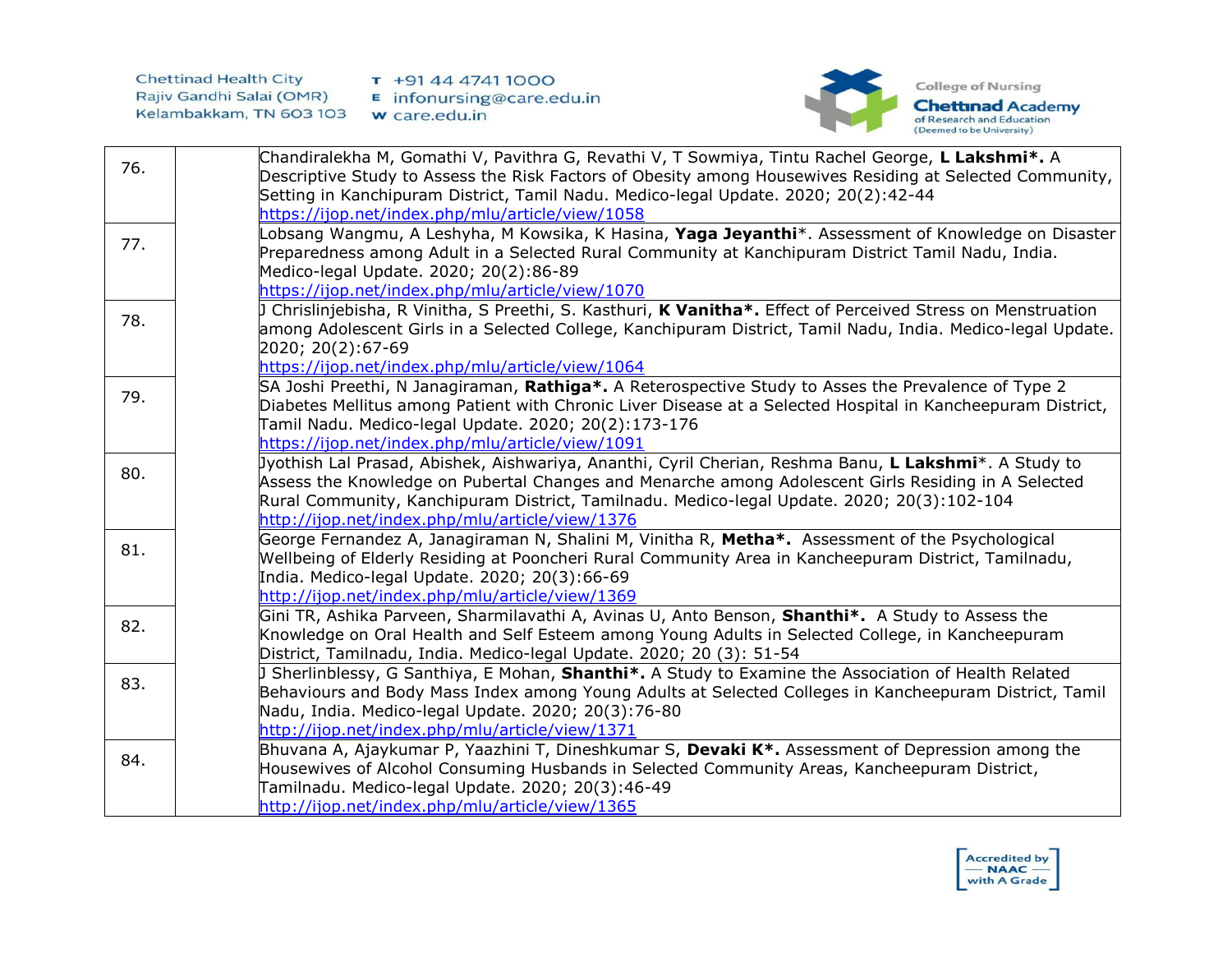| | | |
|---|---|---|
| 76. | | Chandiralekha M, Gomathi V, Pavithra G, Revathi V, T Sowmiya, Tintu Rachel George, **L Lakshmi*.** A Descriptive Study to Assess the Risk Factors of Obesity among Housewives Residing at Selected Community, Setting in Kanchipuram District, Tamil Nadu. Medico-legal Update. 2020; 20(2):42-44 https://ijop.net/index.php/mlu/article/view/1058 |
| 77. | | Lobsang Wangmu, A Leshyha, M Kowsika, K Hasina, **Yaga Jeyanthi***. Assessment of Knowledge on Disaster Preparedness among Adult in a Selected Rural Community at Kanchipuram District Tamil Nadu, India. Medico-legal Update. 2020; 20(2):86-89 https://ijop.net/index.php/mlu/article/view/1070 |
| 78. | | J Chrislinjebisha, R Vinitha, S Preethi, S. Kasthuri, **K Vanitha*.** Effect of Perceived Stress on Menstruation among Adolescent Girls in a Selected College, Kanchipuram District, Tamil Nadu, India. Medico-legal Update. 2020; 20(2):67-69 https://ijop.net/index.php/mlu/article/view/1064 |
| 79. | | SA Joshi Preethi, N Janagiraman, **Rathiga*.** A Reterospective Study to Asses the Prevalence of Type 2 Diabetes Mellitus among Patient with Chronic Liver Disease at a Selected Hospital in Kancheepuram District, Tamil Nadu. Medico-legal Update. 2020; 20(2):173-176 https://ijop.net/index.php/mlu/article/view/1091 |
| 80. | | Jyothish Lal Prasad, Abishek, Aishwariya, Ananthi, Cyril Cherian, Reshma Banu, **L Lakshmi***. A Study to Assess the Knowledge on Pubertal Changes and Menarche among Adolescent Girls Residing in A Selected Rural Community, Kanchipuram District, Tamilnadu. Medico-legal Update. 2020; 20(3):102-104 http://ijop.net/index.php/mlu/article/view/1376 |
| 81. | | George Fernandez A, Janagiraman N, Shalini M, Vinitha R, **Metha*.** Assessment of the Psychological Wellbeing of Elderly Residing at Pooncheri Rural Community Area in Kancheepuram District, Tamilnadu, India. Medico-legal Update. 2020; 20(3):66-69 http://ijop.net/index.php/mlu/article/view/1369 |
| 82. | | Gini TR, Ashika Parveen, Sharmilavathi A, Avinas U, Anto Benson, **Shanthi*.** A Study to Assess the Knowledge on Oral Health and Self Esteem among Young Adults in Selected College, in Kancheepuram District, Tamilnadu, India. Medico-legal Update. 2020; 20 (3): 51-54 |
| 83. | | J Sherlinblessy, G Santhiya, E Mohan, **Shanthi*.** A Study to Examine the Association of Health Related Behaviours and Body Mass Index among Young Adults at Selected Colleges in Kancheepuram District, Tamil Nadu, India. Medico-legal Update. 2020; 20(3):76-80 http://ijop.net/index.php/mlu/article/view/1371 |
| 84. | | Bhuvana A, Ajaykumar P, Yaazhini T, Dineshkumar S, **Devaki K*.** Assessment of Depression among the Housewives of Alcohol Consuming Husbands in Selected Community Areas, Kancheepuram District, Tamilnadu. Medico-legal Update. 2020; 20(3):46-49 http://ijop.net/index.php/mlu/article/view/1365 |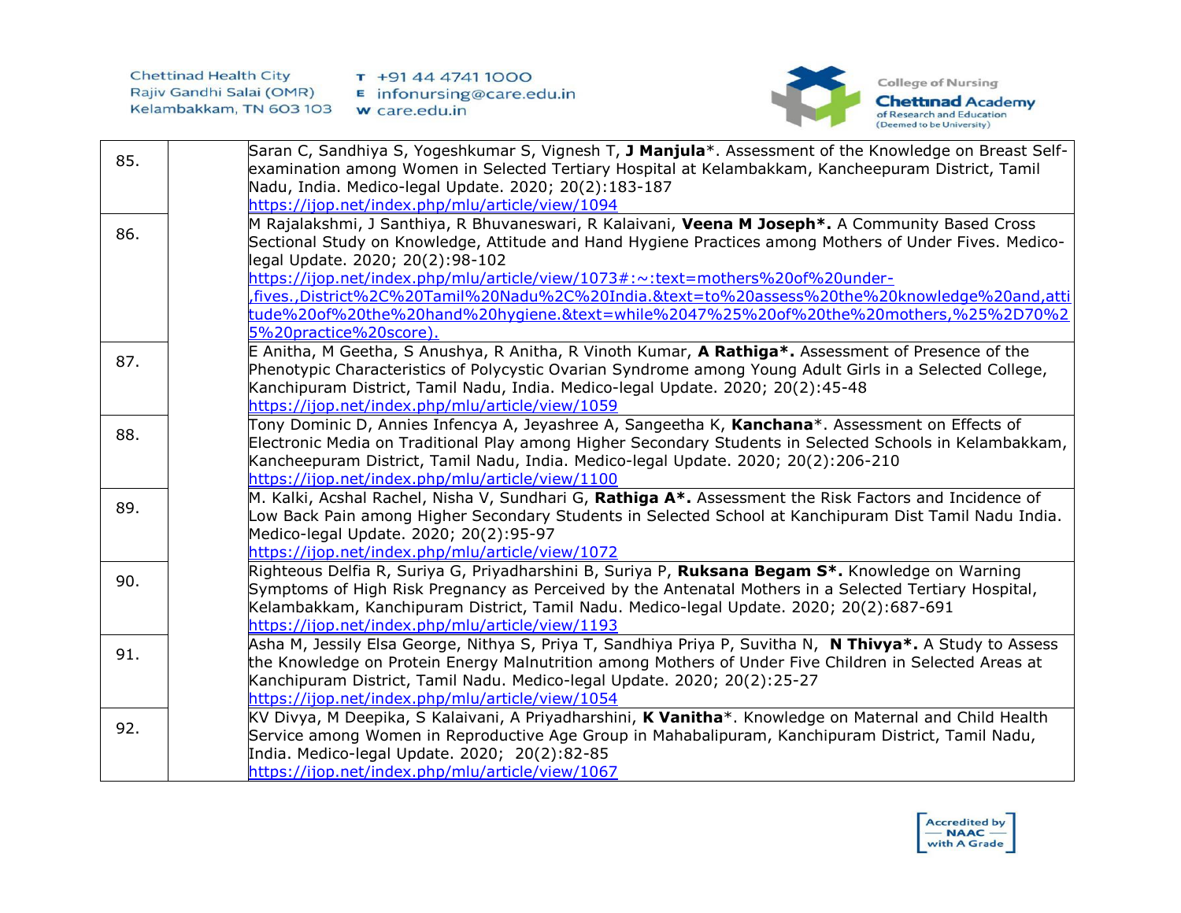| | | |
|---|---|---|
| 85. | | Saran C, Sandhiya S, Yogeshkumar S, Vignesh T, **J Manjula***. Assessment of the Knowledge on Breast Self-examination among Women in Selected Tertiary Hospital at Kelambakkam, Kancheepuram District, Tamil Nadu, India. Medico-legal Update. 2020; 20(2):183-187 https://ijop.net/index.php/mlu/article/view/1094 |
| 86. | | M Rajalakshmi, J Santhiya, R Bhuvaneswari, R Kalaivani, **Veena M Joseph*.** A Community Based Cross Sectional Study on Knowledge, Attitude and Hand Hygiene Practices among Mothers of Under Fives. Medico-legal Update. 2020; 20(2):98-102 https://ijop.net/index.php/mlu/article/view/1073#:~:text=mothers%20of%20under-,fives.,District%2C%20Tamil%20Nadu%2C%20India.&text=to%20assess%20the%20knowledge%20and,attitude%20of%20the%20hand%20hygiene.&text=while%2047%25%20of%20the%20mothers,%25%2D70%25%20practice%20score). |
| 87. | | E Anitha, M Geetha, S Anushya, R Anitha, R Vinoth Kumar, **A Rathiga*.** Assessment of Presence of the Phenotypic Characteristics of Polycystic Ovarian Syndrome among Young Adult Girls in a Selected College, Kanchipuram District, Tamil Nadu, India. Medico-legal Update. 2020; 20(2):45-48 https://ijop.net/index.php/mlu/article/view/1059 |
| 88. | | Tony Dominic D, Annies Infencya A, Jeyashree A, Sangeetha K, **Kanchana***. Assessment on Effects of Electronic Media on Traditional Play among Higher Secondary Students in Selected Schools in Kelambakkam, Kancheepuram District, Tamil Nadu, India. Medico-legal Update. 2020; 20(2):206-210 https://ijop.net/index.php/mlu/article/view/1100 |
| 89. | | M. Kalki, Acshal Rachel, Nisha V, Sundhari G, **Rathiga A*.** Assessment the Risk Factors and Incidence of Low Back Pain among Higher Secondary Students in Selected School at Kanchipuram Dist Tamil Nadu India. Medico-legal Update. 2020; 20(2):95-97 https://ijop.net/index.php/mlu/article/view/1072 |
| 90. | | Righteous Delfia R, Suriya G, Priyadharshini B, Suriya P, **Ruksana Begam S*.** Knowledge on Warning Symptoms of High Risk Pregnancy as Perceived by the Antenatal Mothers in a Selected Tertiary Hospital, Kelambakkam, Kanchipuram District, Tamil Nadu. Medico-legal Update. 2020; 20(2):687-691 https://ijop.net/index.php/mlu/article/view/1193 |
| 91. | | Asha M, Jessily Elsa George, Nithya S, Priya T, Sandhiya Priya P, Suvitha N, **N Thivya*.** A Study to Assess the Knowledge on Protein Energy Malnutrition among Mothers of Under Five Children in Selected Areas at Kanchipuram District, Tamil Nadu. Medico-legal Update. 2020; 20(2):25-27 https://ijop.net/index.php/mlu/article/view/1054 |
| 92. | | KV Divya, M Deepika, S Kalaivani, A Priyadharshini, **K Vanitha***. Knowledge on Maternal and Child Health Service among Women in Reproductive Age Group in Mahabalipuram, Kanchipuram District, Tamil Nadu, India. Medico-legal Update. 2020; 20(2):82-85 https://ijop.net/index.php/mlu/article/view/1067 |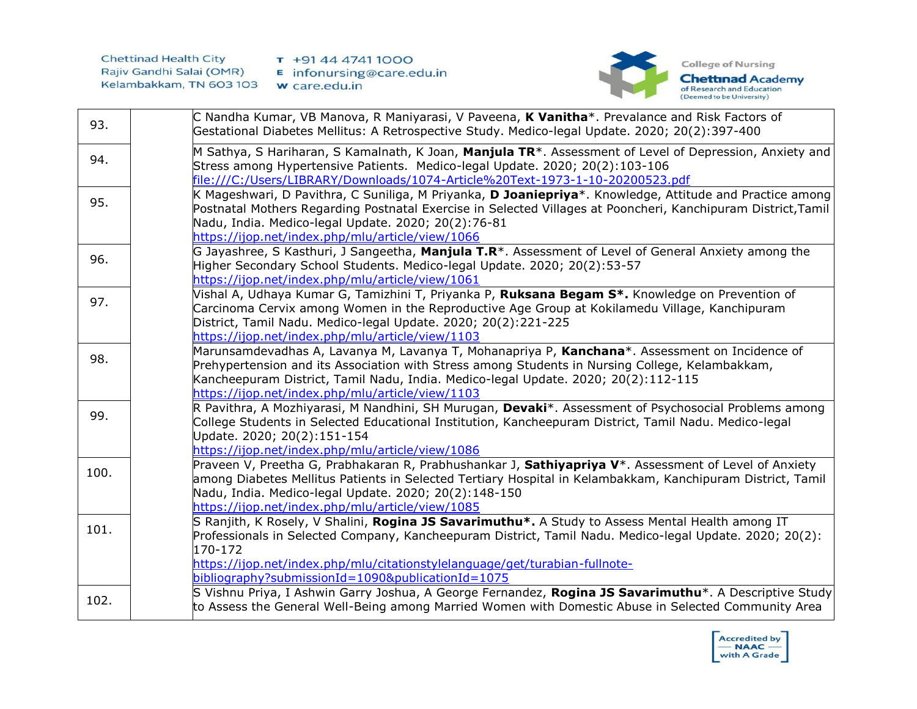| | | |
|---|---|---|
| 93. | | C Nandha Kumar, VB Manova, R Maniyarasi, V Paveena, **K Vanitha***. Prevalance and Risk Factors of Gestational Diabetes Mellitus: A Retrospective Study. Medico-legal Update. 2020; 20(2):397-400 |
| 94. | | M Sathya, S Hariharan, S Kamalnath, K Joan, **Manjula TR***. Assessment of Level of Depression, Anxiety and Stress among Hypertensive Patients. Medico-legal Update. 2020; 20(2):103-106 file:///C:/Users/LIBRARY/Downloads/1074-Article%20Text-1973-1-10-20200523.pdf |
| 95. | | K Mageshwari, D Pavithra, C Suniliga, M Priyanka, **D Joaniepriya***. Knowledge, Attitude and Practice among Postnatal Mothers Regarding Postnatal Exercise in Selected Villages at Pooncheri, Kanchipuram District,Tamil Nadu, India. Medico-legal Update. 2020; 20(2):76-81 https://ijop.net/index.php/mlu/article/view/1066 |
| 96. | | G Jayashree, S Kasthuri, J Sangeetha, **Manjula T.R***. Assessment of Level of General Anxiety among the Higher Secondary School Students. Medico-legal Update. 2020; 20(2):53-57 https://ijop.net/index.php/mlu/article/view/1061 |
| 97. | | Vishal A, Udhaya Kumar G, Tamizhini T, Priyanka P, **Ruksana Begam S*.** Knowledge on Prevention of Carcinoma Cervix among Women in the Reproductive Age Group at Kokilamedu Village, Kanchipuram District, Tamil Nadu. Medico-legal Update. 2020; 20(2):221-225 https://ijop.net/index.php/mlu/article/view/1103 |
| 98. | | Marunsamdevadhas A, Lavanya M, Lavanya T, Mohanapriya P, **Kanchana***. Assessment on Incidence of Prehypertension and its Association with Stress among Students in Nursing College, Kelambakkam, Kancheepuram District, Tamil Nadu, India. Medico-legal Update. 2020; 20(2):112-115 https://ijop.net/index.php/mlu/article/view/1103 |
| 99. | | R Pavithra, A Mozhiyarasi, M Nandhini, SH Murugan, **Devaki***. Assessment of Psychosocial Problems among College Students in Selected Educational Institution, Kancheepuram District, Tamil Nadu. Medico-legal Update. 2020; 20(2):151-154 https://ijop.net/index.php/mlu/article/view/1086 |
| 100. | | Praveen V, Preetha G, Prabhakaran R, Prabhushankar J, **Sathiyapriya V***. Assessment of Level of Anxiety among Diabetes Mellitus Patients in Selected Tertiary Hospital in Kelambakkam, Kanchipuram District, Tamil Nadu, India. Medico-legal Update. 2020; 20(2):148-150 https://ijop.net/index.php/mlu/article/view/1085 |
| 101. | | S Ranjith, K Rosely, V Shalini, **Rogina JS Savarimuthu*.** A Study to Assess Mental Health among IT Professionals in Selected Company, Kancheepuram District, Tamil Nadu. Medico-legal Update. 2020; 20(2): 170-172 https://ijop.net/index.php/mlu/citationstylelanguage/get/turabian-fullnote-bibliography?submissionId=1090&publicationId=1075 |
| 102. | | S Vishnu Priya, I Ashwin Garry Joshua, A George Fernandez, **Rogina JS Savarimuthu***. A Descriptive Study to Assess the General Well-Being among Married Women with Domestic Abuse in Selected Community Area |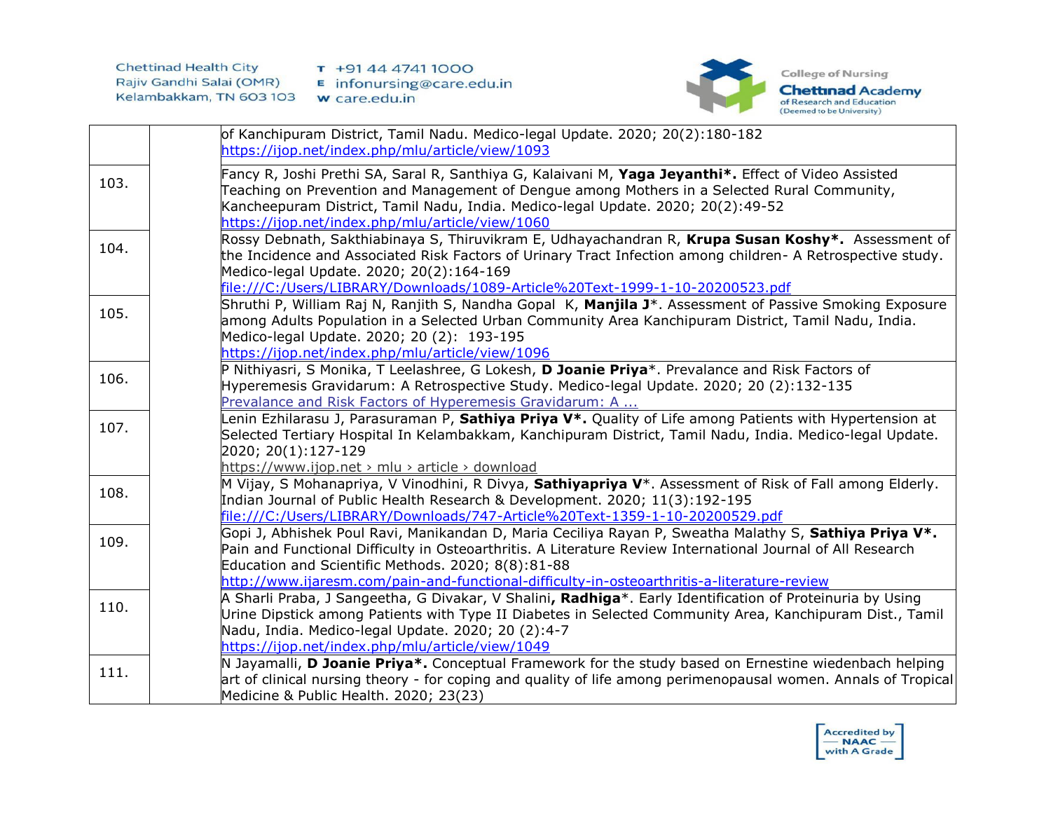| | | |
|---|---|---|
| | | of Kanchipuram District, Tamil Nadu. Medico-legal Update. 2020; 20(2):180-182 https://ijop.net/index.php/mlu/article/view/1093 |
| 103. | | Fancy R, Joshi Prethi SA, Saral R, Santhiya G, Kalaivani M, **Yaga Jeyanthi*.** Effect of Video Assisted Teaching on Prevention and Management of Dengue among Mothers in a Selected Rural Community, Kancheepuram District, Tamil Nadu, India. Medico-legal Update. 2020; 20(2):49-52 https://ijop.net/index.php/mlu/article/view/1060 |
| 104. | | Rossy Debnath, Sakthiabinaya S, Thiruvikram E, Udhayachandran R, **Krupa Susan Koshy*.** Assessment of the Incidence and Associated Risk Factors of Urinary Tract Infection among children- A Retrospective study. Medico-legal Update. 2020; 20(2):164-169 file:///C:/Users/LIBRARY/Downloads/1089-Article%20Text-1999-1-10-20200523.pdf |
| 105. | | Shruthi P, William Raj N, Ranjith S, Nandha Gopal K, **Manjila J***. Assessment of Passive Smoking Exposure among Adults Population in a Selected Urban Community Area Kanchipuram District, Tamil Nadu, India. Medico-legal Update. 2020; 20 (2): 193-195 https://ijop.net/index.php/mlu/article/view/1096 |
| 106. | | P Nithiyasri, S Monika, T Leelashree, G Lokesh, **D Joanie Priya***. Prevalance and Risk Factors of Hyperemesis Gravidarum: A Retrospective Study. Medico-legal Update. 2020; 20 (2):132-135 Prevalance and Risk Factors of Hyperemesis Gravidarum: A ... |
| 107. | | Lenin Ezhilarasu J, Parasuraman P, **Sathiya Priya V*.** Quality of Life among Patients with Hypertension at Selected Tertiary Hospital In Kelambakkam, Kanchipuram District, Tamil Nadu, India. Medico-legal Update. 2020; 20(1):127-129 https://www.ijop.net › mlu › article › download |
| 108. | | M Vijay, S Mohanapriya, V Vinodhini, R Divya, **Sathiyapriya V***. Assessment of Risk of Fall among Elderly. Indian Journal of Public Health Research & Development. 2020; 11(3):192-195 file:///C:/Users/LIBRARY/Downloads/747-Article%20Text-1359-1-10-20200529.pdf |
| 109. | | Gopi J, Abhishek Poul Ravi, Manikandan D, Maria Ceciliya Rayan P, Sweatha Malathy S, **Sathiya Priya V*.** Pain and Functional Difficulty in Osteoarthritis. A Literature Review International Journal of All Research Education and Scientific Methods. 2020; 8(8):81-88 http://www.ijaresm.com/pain-and-functional-difficulty-in-osteoarthritis-a-literature-review |
| 110. | | A Sharli Praba, J Sangeetha, G Divakar, V Shalini**, Radhiga***. Early Identification of Proteinuria by Using Urine Dipstick among Patients with Type II Diabetes in Selected Community Area, Kanchipuram Dist., Tamil Nadu, India. Medico-legal Update. 2020; 20 (2):4-7 https://ijop.net/index.php/mlu/article/view/1049 |
| 111. | | N Jayamalli, **D Joanie Priya*.** Conceptual Framework for the study based on Ernestine wiedenbach helping art of clinical nursing theory - for coping and quality of life among perimenopausal women. Annals of Tropical Medicine & Public Health. 2020; 23(23) |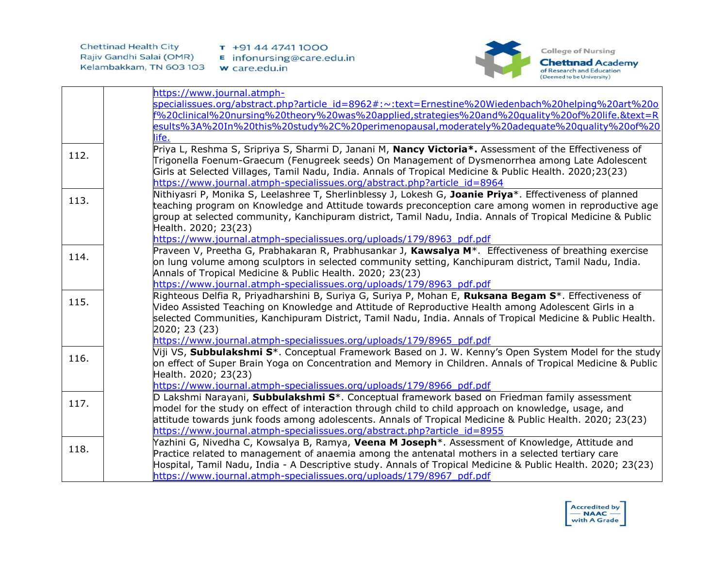| | | |
|---|---|---|
| | | https://www.journal.atmph-specialissues.org/abstract.php?article_id=8962#:~:text=Ernestine%20Wiedenbach%20helping%20art%20of%20clinical%20nursing%20theory%20was%20applied,strategies%20and%20quality%20of%20life.&text=Results%3A%20In%20this%20study%2C%20perimenopausal,moderately%20adequate%20quality%20of%20life. |
| 112. | | Priya L, Reshma S, Sripriya S, Sharmi D, Janani M, **Nancy Victoria*.** Assessment of the Effectiveness of Trigonella Foenum-Graecum (Fenugreek seeds) On Management of Dysmenorrhea among Late Adolescent Girls at Selected Villages, Tamil Nadu, India. Annals of Tropical Medicine & Public Health. 2020;23(23) https://www.journal.atmph-specialissues.org/abstract.php?article_id=8964 |
| 113. | | Nithiyasri P, Monika S, Leelashree T, Sherlinblessy J, Lokesh G, **Joanie Priya***. Effectiveness of planned teaching program on Knowledge and Attitude towards preconception care among women in reproductive age group at selected community, Kanchipuram district, Tamil Nadu, India. Annals of Tropical Medicine & Public Health. 2020; 23(23) https://www.journal.atmph-specialissues.org/uploads/179/8963_pdf.pdf |
| 114. | | Praveen V, Preetha G, Prabhakaran R, Prabhusankar J, **Kawsalya M***. Effectiveness of breathing exercise on lung volume among sculptors in selected community setting, Kanchipuram district, Tamil Nadu, India. Annals of Tropical Medicine & Public Health. 2020; 23(23) https://www.journal.atmph-specialissues.org/uploads/179/8963_pdf.pdf |
| 115. | | Righteous Delfia R, Priyadharshini B, Suriya G, Suriya P, Mohan E, **Ruksana Begam S***. Effectiveness of Video Assisted Teaching on Knowledge and Attitude of Reproductive Health among Adolescent Girls in a selected Communities, Kanchipuram District, Tamil Nadu, India. Annals of Tropical Medicine & Public Health. 2020; 23 (23) https://www.journal.atmph-specialissues.org/uploads/179/8965_pdf.pdf |
| 116. | | Viji VS, **Subbulakshmi S***. Conceptual Framework Based on J. W. Kenny's Open System Model for the study on effect of Super Brain Yoga on Concentration and Memory in Children. Annals of Tropical Medicine & Public Health. 2020; 23(23) https://www.journal.atmph-specialissues.org/uploads/179/8966_pdf.pdf |
| 117. | | D Lakshmi Narayani, **Subbulakshmi S***. Conceptual framework based on Friedman family assessment model for the study on effect of interaction through child to child approach on knowledge, usage, and attitude towards junk foods among adolescents. Annals of Tropical Medicine & Public Health. 2020; 23(23) https://www.journal.atmph-specialissues.org/abstract.php?article_id=8955 |
| 118. | | Yazhini G, Nivedha C, Kowsalya B, Ramya, **Veena M Joseph***. Assessment of Knowledge, Attitude and Practice related to management of anaemia among the antenatal mothers in a selected tertiary care Hospital, Tamil Nadu, India - A Descriptive study. Annals of Tropical Medicine & Public Health. 2020; 23(23) https://www.journal.atmph-specialissues.org/uploads/179/8967_pdf.pdf |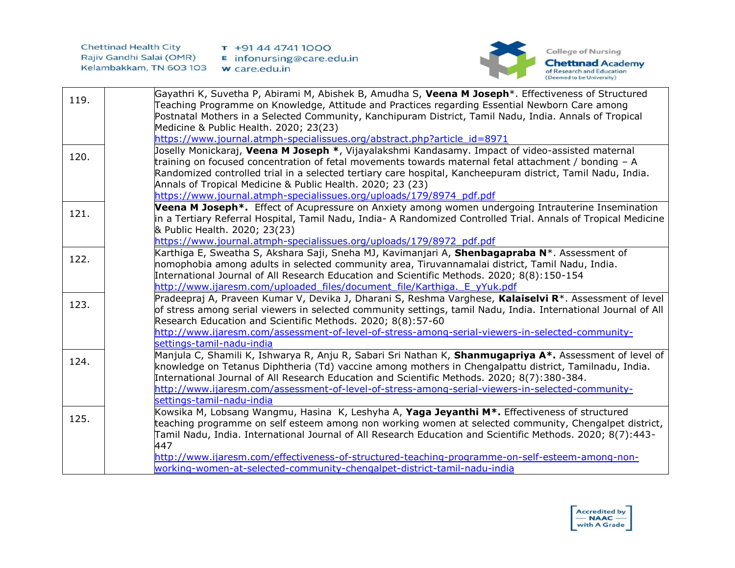| | | |
|---|---|---|
| 119. | | Gayathri K, Suvetha P, Abirami M, Abishek B, Amudha S, **Veena M Joseph***. Effectiveness of Structured Teaching Programme on Knowledge, Attitude and Practices regarding Essential Newborn Care among Postnatal Mothers in a Selected Community, Kanchipuram District, Tamil Nadu, India. Annals of Tropical Medicine & Public Health. 2020; 23(23) https://www.journal.atmph-specialissues.org/abstract.php?article_id=8971 |
| 120. | | Joselly Monickaraj, **Veena M Joseph ***, Vijayalakshmi Kandasamy. Impact of video-assisted maternal training on focused concentration of fetal movements towards maternal fetal attachment / bonding – A Randomized controlled trial in a selected tertiary care hospital, Kancheepuram district, Tamil Nadu, India. Annals of Tropical Medicine & Public Health. 2020; 23 (23) https://www.journal.atmph-specialissues.org/uploads/179/8974_pdf.pdf |
| 121. | | **Veena M Joseph*.** Effect of Acupressure on Anxiety among women undergoing Intrauterine Insemination in a Tertiary Referral Hospital, Tamil Nadu, India- A Randomized Controlled Trial. Annals of Tropical Medicine & Public Health. 2020; 23(23) https://www.journal.atmph-specialissues.org/uploads/179/8972_pdf.pdf |
| 122. | | Karthiga E, Sweatha S, Akshara Saji, Sneha MJ, Kavimanjari A, **Shenbagapraba N***. Assessment of nomophobia among adults in selected community area, Tiruvannamalai district, Tamil Nadu, India. International Journal of All Research Education and Scientific Methods. 2020; 8(8):150-154 http://www.ijaresm.com/uploaded_files/document_file/Karthiga._E_yYuk.pdf |
| 123. | | Pradeepraj A, Praveen Kumar V, Devika J, Dharani S, Reshma Varghese, **Kalaiselvi R***. Assessment of level of stress among serial viewers in selected community settings, tamil Nadu, India. International Journal of All Research Education and Scientific Methods. 2020; 8(8):57-60 http://www.ijaresm.com/assessment-of-level-of-stress-among-serial-viewers-in-selected-community-settings-tamil-nadu-india |
| 124. | | Manjula C, Shamili K, Ishwarya R, Anju R, Sabari Sri Nathan K, **Shanmugapriya A*.** Assessment of level of knowledge on Tetanus Diphtheria (Td) vaccine among mothers in Chengalpattu district, Tamilnadu, India. International Journal of All Research Education and Scientific Methods. 2020; 8(7):380-384. http://www.ijaresm.com/assessment-of-level-of-stress-among-serial-viewers-in-selected-community-settings-tamil-nadu-india |
| 125. | | Kowsika M, Lobsang Wangmu, Hasina K, Leshyha A, **Yaga Jeyanthi M*.** Effectiveness of structured teaching programme on self esteem among non working women at selected community, Chengalpet district, Tamil Nadu, India. International Journal of All Research Education and Scientific Methods. 2020; 8(7):443-447 http://www.ijaresm.com/effectiveness-of-structured-teaching-programme-on-self-esteem-among-non-working-women-at-selected-community-chengalpet-district-tamil-nadu-india |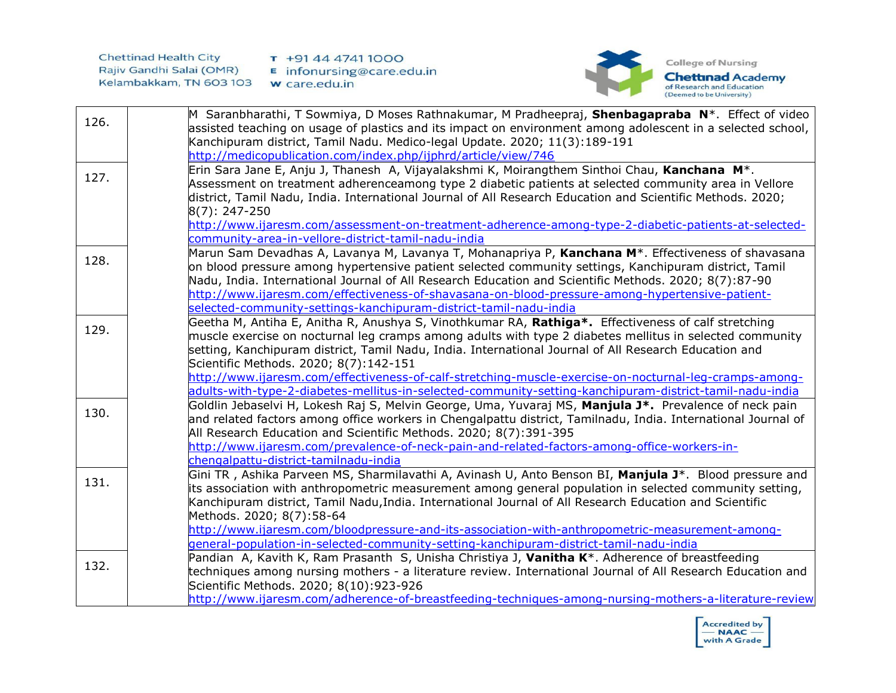| | | |
|---|---|---|
| 126. | | M Saranbharathi, T Sowmiya, D Moses Rathnakumar, M Pradheepraj, **Shenbagapraba N***. Effect of video assisted teaching on usage of plastics and its impact on environment among adolescent in a selected school, Kanchipuram district, Tamil Nadu. Medico-legal Update. 2020; 11(3):189-191 http://medicopublication.com/index.php/ijphrd/article/view/746 |
| 127. | | Erin Sara Jane E, Anju J, Thanesh A, Vijayalakshmi K, Moirangthem Sinthoi Chau, **Kanchana M***. Assessment on treatment adherenceamong type 2 diabetic patients at selected community area in Vellore district, Tamil Nadu, India. International Journal of All Research Education and Scientific Methods. 2020; 8(7): 247-250 http://www.ijaresm.com/assessment-on-treatment-adherence-among-type-2-diabetic-patients-at-selected-community-area-in-vellore-district-tamil-nadu-india |
| 128. | | Marun Sam Devadhas A, Lavanya M, Lavanya T, Mohanapriya P, **Kanchana M***. Effectiveness of shavasana on blood pressure among hypertensive patient selected community settings, Kanchipuram district, Tamil Nadu, India. International Journal of All Research Education and Scientific Methods. 2020; 8(7):87-90 http://www.ijaresm.com/effectiveness-of-shavasana-on-blood-pressure-among-hypertensive-patient-selected-community-settings-kanchipuram-district-tamil-nadu-india |
| 129. | | Geetha M, Antiha E, Anitha R, Anushya S, Vinothkumar RA, **Rathiga***. Effectiveness of calf stretching muscle exercise on nocturnal leg cramps among adults with type 2 diabetes mellitus in selected community setting, Kanchipuram district, Tamil Nadu, India. International Journal of All Research Education and Scientific Methods. 2020; 8(7):142-151 http://www.ijaresm.com/effectiveness-of-calf-stretching-muscle-exercise-on-nocturnal-leg-cramps-among-adults-with-type-2-diabetes-mellitus-in-selected-community-setting-kanchipuram-district-tamil-nadu-india |
| 130. | | Goldlin Jebaselvi H, Lokesh Raj S, Melvin George, Uma, Yuvaraj MS, **Manjula J***. Prevalence of neck pain and related factors among office workers in Chengalpattu district, Tamilnadu, India. International Journal of All Research Education and Scientific Methods. 2020; 8(7):391-395 http://www.ijaresm.com/prevalence-of-neck-pain-and-related-factors-among-office-workers-in-chengalpattu-district-tamilnadu-india |
| 131. | | Gini TR , Ashika Parveen MS, Sharmilavathi A, Avinash U, Anto Benson BI, **Manjula J***. Blood pressure and its association with anthropometric measurement among general population in selected community setting, Kanchipuram district, Tamil Nadu,India. International Journal of All Research Education and Scientific Methods. 2020; 8(7):58-64 http://www.ijaresm.com/bloodpressure-and-its-association-with-anthropometric-measurement-among-general-population-in-selected-community-setting-kanchipuram-district-tamil-nadu-india |
| 132. | | Pandian A, Kavith K, Ram Prasanth S, Unisha Christiya J, **Vanitha K***. Adherence of breastfeeding techniques among nursing mothers - a literature review. International Journal of All Research Education and Scientific Methods. 2020; 8(10):923-926 http://www.ijaresm.com/adherence-of-breastfeeding-techniques-among-nursing-mothers-a-literature-review |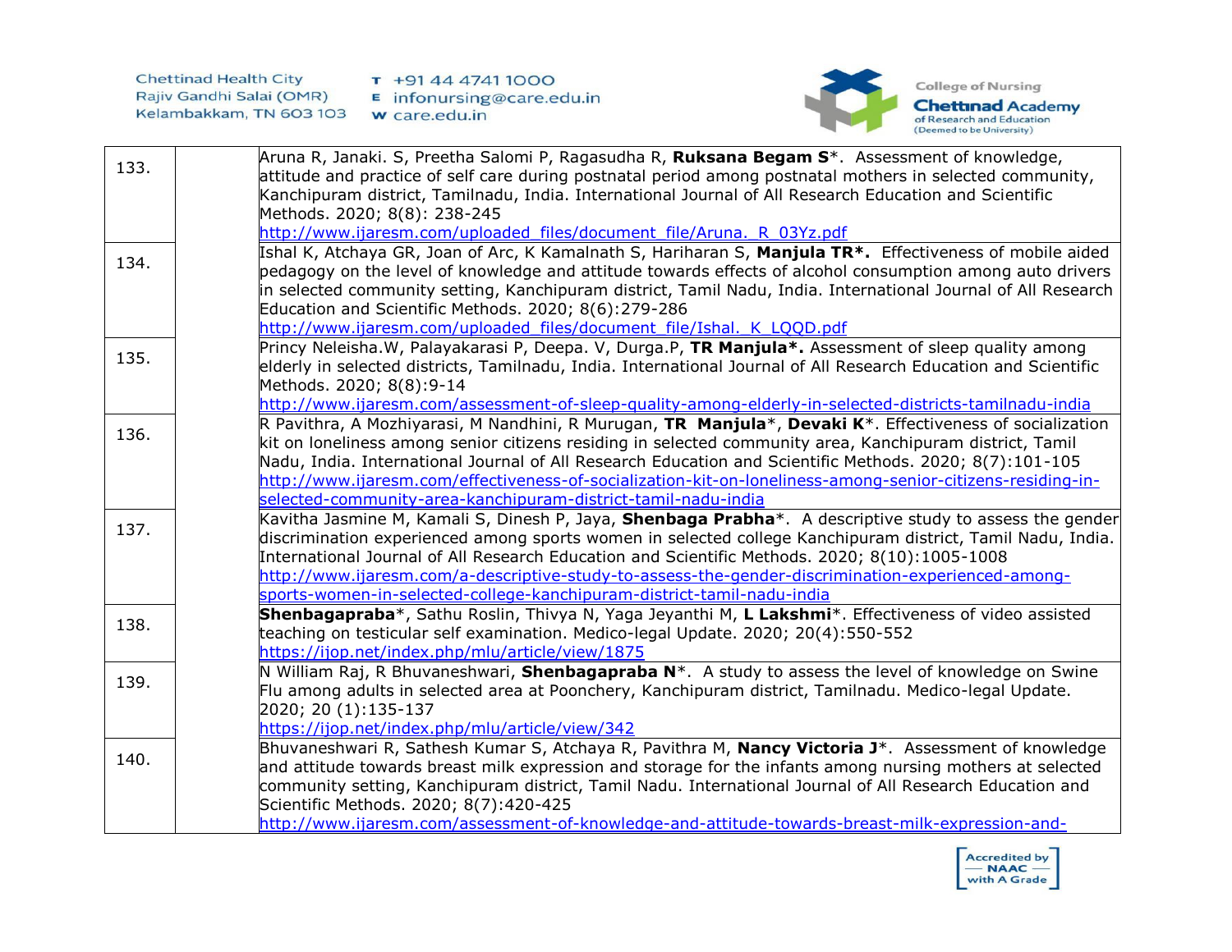| | | |
|---|---|---|
| 133. | | Aruna R, Janaki. S, Preetha Salomi P, Ragasudha R, **Ruksana Begam S***. Assessment of knowledge, attitude and practice of self care during postnatal period among postnatal mothers in selected community, Kanchipuram district, Tamilnadu, India. International Journal of All Research Education and Scientific Methods. 2020; 8(8): 238-245 http://www.ijaresm.com/uploaded_files/document_file/Aruna._R_03Yz.pdf |
| 134. | | Ishal K, Atchaya GR, Joan of Arc, K Kamalnath S, Hariharan S, **Manjula TR***. Effectiveness of mobile aided pedagogy on the level of knowledge and attitude towards effects of alcohol consumption among auto drivers in selected community setting, Kanchipuram district, Tamil Nadu, India. International Journal of All Research Education and Scientific Methods. 2020; 8(6):279-286 http://www.ijaresm.com/uploaded_files/document_file/Ishal._K_LQQD.pdf |
| 135. | | Princy Neleisha.W, Palayakarasi P, Deepa. V, Durga.P, **TR Manjula***. Assessment of sleep quality among elderly in selected districts, Tamilnadu, India. International Journal of All Research Education and Scientific Methods. 2020; 8(8):9-14 http://www.ijaresm.com/assessment-of-sleep-quality-among-elderly-in-selected-districts-tamilnadu-india |
| 136. | | R Pavithra, A Mozhiyarasi, M Nandhini, R Murugan, **TR Manjula***, **Devaki K***. Effectiveness of socialization kit on loneliness among senior citizens residing in selected community area, Kanchipuram district, Tamil Nadu, India. International Journal of All Research Education and Scientific Methods. 2020; 8(7):101-105 http://www.ijaresm.com/effectiveness-of-socialization-kit-on-loneliness-among-senior-citizens-residing-in-selected-community-area-kanchipuram-district-tamil-nadu-india |
| 137. | | Kavitha Jasmine M, Kamali S, Dinesh P, Jaya, **Shenbaga Prabha***. A descriptive study to assess the gender discrimination experienced among sports women in selected college Kanchipuram district, Tamil Nadu, India. International Journal of All Research Education and Scientific Methods. 2020; 8(10):1005-1008 http://www.ijaresm.com/a-descriptive-study-to-assess-the-gender-discrimination-experienced-among-sports-women-in-selected-college-kanchipuram-district-tamil-nadu-india |
| 138. | | **Shenbagapraba***, Sathu Roslin, Thivya N, Yaga Jeyanthi M, **L Lakshmi***. Effectiveness of video assisted teaching on testicular self examination. Medico-legal Update. 2020; 20(4):550-552 https://ijop.net/index.php/mlu/article/view/1875 |
| 139. | | N William Raj, R Bhuvaneshwari, **Shenbagapraba N***. A study to assess the level of knowledge on Swine Flu among adults in selected area at Poonchery, Kanchipuram district, Tamilnadu. Medico-legal Update. 2020; 20 (1):135-137 https://ijop.net/index.php/mlu/article/view/342 |
| 140. | | Bhuvaneshwari R, Sathesh Kumar S, Atchaya R, Pavithra M, **Nancy Victoria J***. Assessment of knowledge and attitude towards breast milk expression and storage for the infants among nursing mothers at selected community setting, Kanchipuram district, Tamil Nadu. International Journal of All Research Education and Scientific Methods. 2020; 8(7):420-425 http://www.ijaresm.com/assessment-of-knowledge-and-attitude-towards-breast-milk-expression-and- |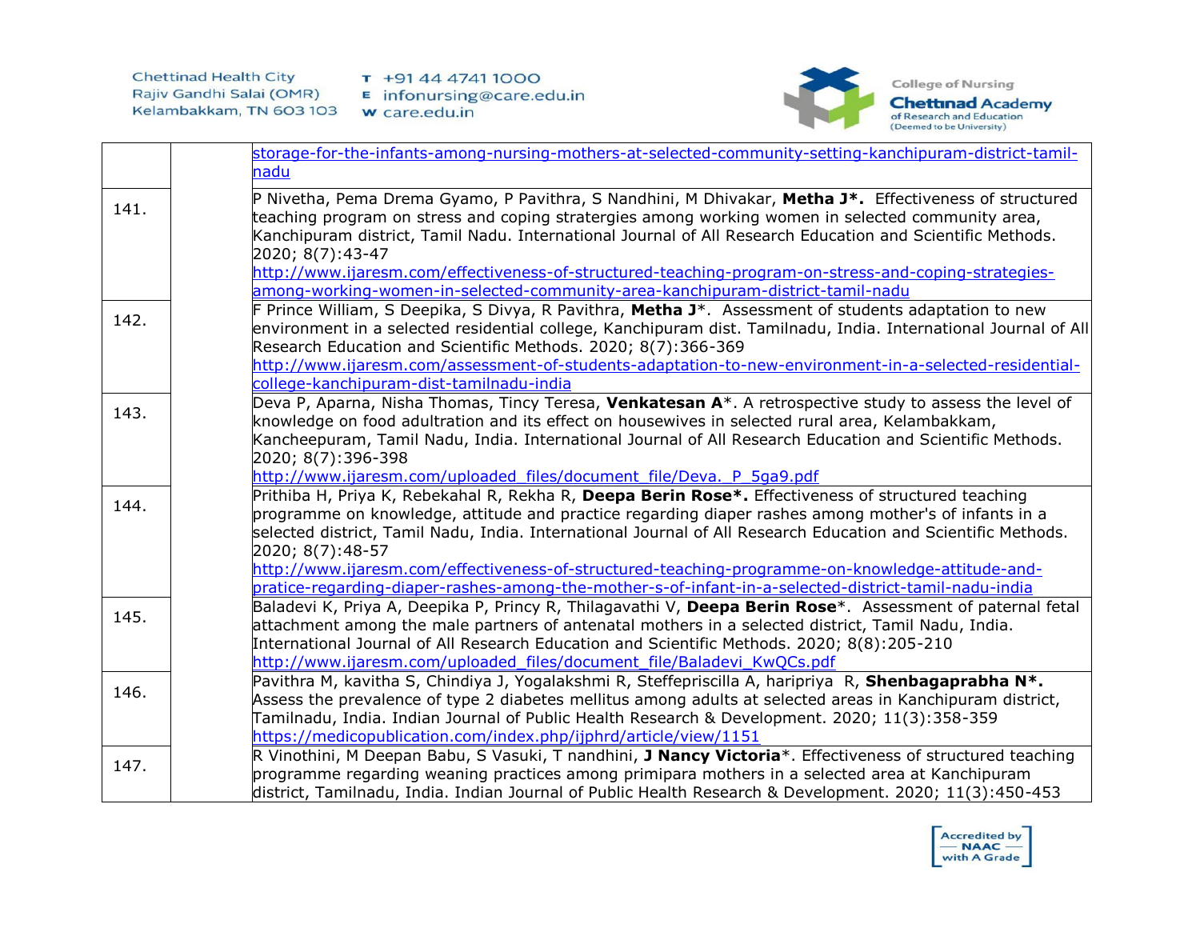| | | |
|---|---|---|
| | | storage-for-the-infants-among-nursing-mothers-at-selected-community-setting-kanchipuram-district-tamil-nadu |
| 141. | | P Nivetha, Pema Drema Gyamo, P Pavithra, S Nandhini, M Dhivakar, **Metha J*.** Effectiveness of structured teaching program on stress and coping stratergies among working women in selected community area, Kanchipuram district, Tamil Nadu. International Journal of All Research Education and Scientific Methods. 2020; 8(7):43-47 http://www.ijaresm.com/effectiveness-of-structured-teaching-program-on-stress-and-coping-strategies-among-working-women-in-selected-community-area-kanchipuram-district-tamil-nadu |
| 142. | | F Prince William, S Deepika, S Divya, R Pavithra, **Metha J***. Assessment of students adaptation to new environment in a selected residential college, Kanchipuram dist. Tamilnadu, India. International Journal of All Research Education and Scientific Methods. 2020; 8(7):366-369 http://www.ijaresm.com/assessment-of-students-adaptation-to-new-environment-in-a-selected-residential-college-kanchipuram-dist-tamilnadu-india |
| 143. | | Deva P, Aparna, Nisha Thomas, Tincy Teresa, **Venkatesan A***. A retrospective study to assess the level of knowledge on food adultration and its effect on housewives in selected rural area, Kelambakkam, Kancheepuram, Tamil Nadu, India. International Journal of All Research Education and Scientific Methods. 2020; 8(7):396-398 http://www.ijaresm.com/uploaded_files/document_file/Deva._P_5ga9.pdf |
| 144. | | Prithiba H, Priya K, Rebekahal R, Rekha R, **Deepa Berin Rose*.** Effectiveness of structured teaching programme on knowledge, attitude and practice regarding diaper rashes among mother's of infants in a selected district, Tamil Nadu, India. International Journal of All Research Education and Scientific Methods. 2020; 8(7):48-57 http://www.ijaresm.com/effectiveness-of-structured-teaching-programme-on-knowledge-attitude-and-pratice-regarding-diaper-rashes-among-the-mother-s-of-infant-in-a-selected-district-tamil-nadu-india |
| 145. | | Baladevi K, Priya A, Deepika P, Princy R, Thilagavathi V, **Deepa Berin Rose***. Assessment of paternal fetal attachment among the male partners of antenatal mothers in a selected district, Tamil Nadu, India. International Journal of All Research Education and Scientific Methods. 2020; 8(8):205-210 http://www.ijaresm.com/uploaded_files/document_file/Baladevi_KwQCs.pdf |
| 146. | | Pavithra M, kavitha S, Chindiya J, Yogalakshmi R, Steffepriscilla A, haripriya R, **Shenbagaprabha N*.** Assess the prevalence of type 2 diabetes mellitus among adults at selected areas in Kanchipuram district, Tamilnadu, India. Indian Journal of Public Health Research & Development. 2020; 11(3):358-359 https://medicopublication.com/index.php/ijphrd/article/view/1151 |
| 147. | | R Vinothini, M Deepan Babu, S Vasuki, T nandhini, **J Nancy Victoria***. Effectiveness of structured teaching programme regarding weaning practices among primipara mothers in a selected area at Kanchipuram district, Tamilnadu, India. Indian Journal of Public Health Research & Development. 2020; 11(3):450-453 |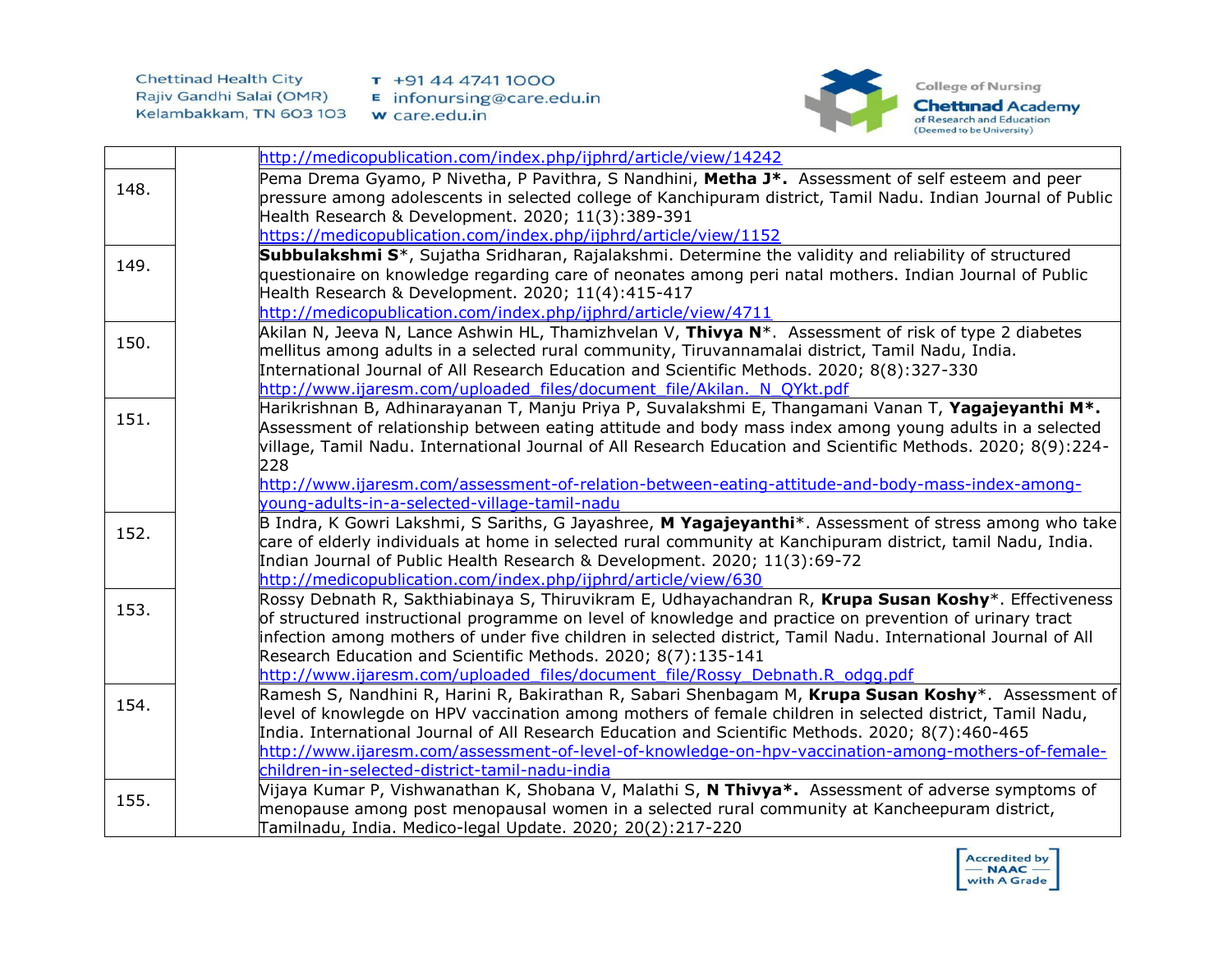| | | |
|---|---|---|
| | | http://medicopublication.com/index.php/ijphrd/article/view/14242 |
| 148. | | Pema Drema Gyamo, P Nivetha, P Pavithra, S Nandhini, **Metha J*.** Assessment of self esteem and peer pressure among adolescents in selected college of Kanchipuram district, Tamil Nadu. Indian Journal of Public Health Research & Development. 2020; 11(3):389-391 https://medicopublication.com/index.php/ijphrd/article/view/1152 |
| 149. | | **Subbulakshmi S***, Sujatha Sridharan, Rajalakshmi. Determine the validity and reliability of structured questionaire on knowledge regarding care of neonates among peri natal mothers. Indian Journal of Public Health Research & Development. 2020; 11(4):415-417 http://medicopublication.com/index.php/ijphrd/article/view/4711 |
| 150. | | Akilan N, Jeeva N, Lance Ashwin HL, Thamizhvelan V, **Thivya N***. Assessment of risk of type 2 diabetes mellitus among adults in a selected rural community, Tiruvannamalai district, Tamil Nadu, India. International Journal of All Research Education and Scientific Methods. 2020; 8(8):327-330 http://www.ijaresm.com/uploaded_files/document_file/Akilan._N_QYkt.pdf |
| 151. | | Harikrishnan B, Adhinarayanan T, Manju Priya P, Suvalakshmi E, Thangamani Vanan T, **Yagajeyanthi M*.** Assessment of relationship between eating attitude and body mass index among young adults in a selected village, Tamil Nadu. International Journal of All Research Education and Scientific Methods. 2020; 8(9):224-228 http://www.ijaresm.com/assessment-of-relation-between-eating-attitude-and-body-mass-index-among-young-adults-in-a-selected-village-tamil-nadu |
| 152. | | B Indra, K Gowri Lakshmi, S Sariths, G Jayashree, **M Yagajeyanthi***. Assessment of stress among who take care of elderly individuals at home in selected rural community at Kanchipuram district, tamil Nadu, India. Indian Journal of Public Health Research & Development. 2020; 11(3):69-72 http://medicopublication.com/index.php/ijphrd/article/view/630 |
| 153. | | Rossy Debnath R, Sakthiabinaya S, Thiruvikram E, Udhayachandran R, **Krupa Susan Koshy***. Effectiveness of structured instructional programme on level of knowledge and practice on prevention of urinary tract infection among mothers of under five children in selected district, Tamil Nadu. International Journal of All Research Education and Scientific Methods. 2020; 8(7):135-141 http://www.ijaresm.com/uploaded_files/document_file/Rossy_Debnath.R_odgg.pdf |
| 154. | | Ramesh S, Nandhini R, Harini R, Bakirathan R, Sabari Shenbagam M, **Krupa Susan Koshy***. Assessment of level of knowlegde on HPV vaccination among mothers of female children in selected district, Tamil Nadu, India. International Journal of All Research Education and Scientific Methods. 2020; 8(7):460-465 http://www.ijaresm.com/assessment-of-level-of-knowledge-on-hpv-vaccination-among-mothers-of-female-children-in-selected-district-tamil-nadu-india |
| 155. | | Vijaya Kumar P, Vishwanathan K, Shobana V, Malathi S, **N Thivya*.** Assessment of adverse symptoms of menopause among post menopausal women in a selected rural community at Kancheepuram district, Tamilnadu, India. Medico-legal Update. 2020; 20(2):217-220 |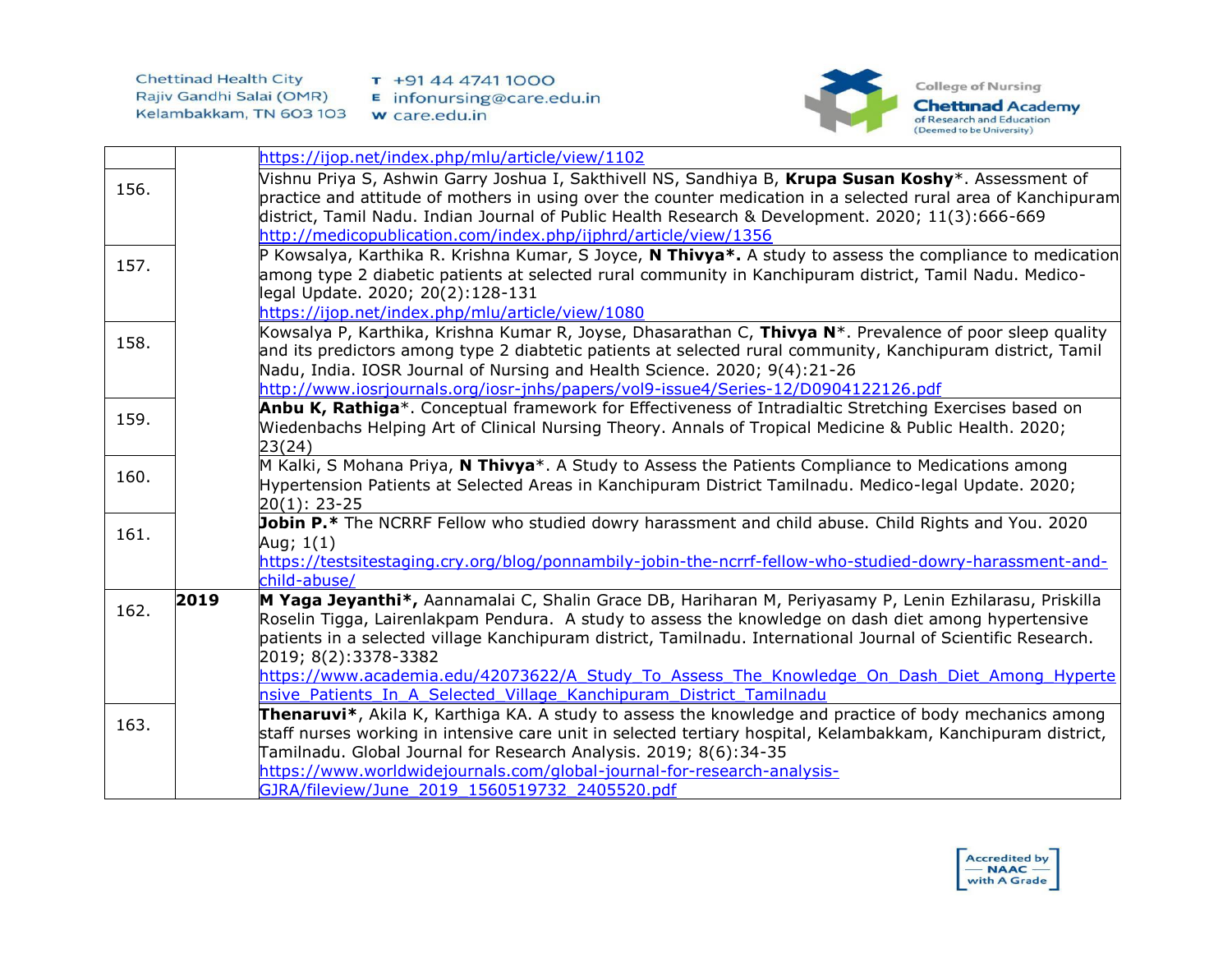| | | |
|---|---|---|
| | | https://ijop.net/index.php/mlu/article/view/1102 |
| 156. | | Vishnu Priya S, Ashwin Garry Joshua I, Sakthivell NS, Sandhiya B, **Krupa Susan Koshy***. Assessment of practice and attitude of mothers in using over the counter medication in a selected rural area of Kanchipuram district, Tamil Nadu. Indian Journal of Public Health Research & Development. 2020; 11(3):666-669 http://medicopublication.com/index.php/ijphrd/article/view/1356 |
| 157. | | P Kowsalya, Karthika R. Krishna Kumar, S Joyce, **N Thivya*.** A study to assess the compliance to medication among type 2 diabetic patients at selected rural community in Kanchipuram district, Tamil Nadu. Medico-legal Update. 2020; 20(2):128-131 https://ijop.net/index.php/mlu/article/view/1080 |
| 158. | | Kowsalya P, Karthika, Krishna Kumar R, Joyse, Dhasarathan C, **Thivya N***. Prevalence of poor sleep quality and its predictors among type 2 diabtetic patients at selected rural community, Kanchipuram district, Tamil Nadu, India. IOSR Journal of Nursing and Health Science. 2020; 9(4):21-26 http://www.iosrjournals.org/iosr-jnhs/papers/vol9-issue4/Series-12/D0904122126.pdf |
| 159. | | **Anbu K, Rathiga***. Conceptual framework for Effectiveness of Intradialtic Stretching Exercises based on Wiedenbachs Helping Art of Clinical Nursing Theory. Annals of Tropical Medicine & Public Health. 2020; 23(24) |
| 160. | | M Kalki, S Mohana Priya, **N Thivya***. A Study to Assess the Patients Compliance to Medications among Hypertension Patients at Selected Areas in Kanchipuram District Tamilnadu. Medico-legal Update. 2020; 20(1): 23-25 |
| 161. | | **Jobin P.*** The NCRRF Fellow who studied dowry harassment and child abuse. Child Rights and You. 2020 Aug; 1(1) https://testsitestaging.cry.org/blog/ponnambily-jobin-the-ncrrf-fellow-who-studied-dowry-harassment-and-child-abuse/ |
| 162. | **2019** | **M Yaga Jeyanthi*,** Aannamalai C, Shalin Grace DB, Hariharan M, Periyasamy P, Lenin Ezhilarasu, Priskilla Roselin Tigga, Lairenlakpam Pendura. A study to assess the knowledge on dash diet among hypertensive patients in a selected village Kanchipuram district, Tamilnadu. International Journal of Scientific Research. 2019; 8(2):3378-3382 https://www.academia.edu/42073622/A_Study_To_Assess_The_Knowledge_On_Dash_Diet_Among_Hypertensive_Patients_In_A_Selected_Village_Kanchipuram_District_Tamilnadu |
| 163. | | **Thenaruvi***, Akila K, Karthiga KA. A study to assess the knowledge and practice of body mechanics among staff nurses working in intensive care unit in selected tertiary hospital, Kelambakkam, Kanchipuram district, Tamilnadu. Global Journal for Research Analysis. 2019; 8(6):34-35 https://www.worldwidejournals.com/global-journal-for-research-analysis-GJRA/fileview/June_2019_1560519732_2405520.pdf |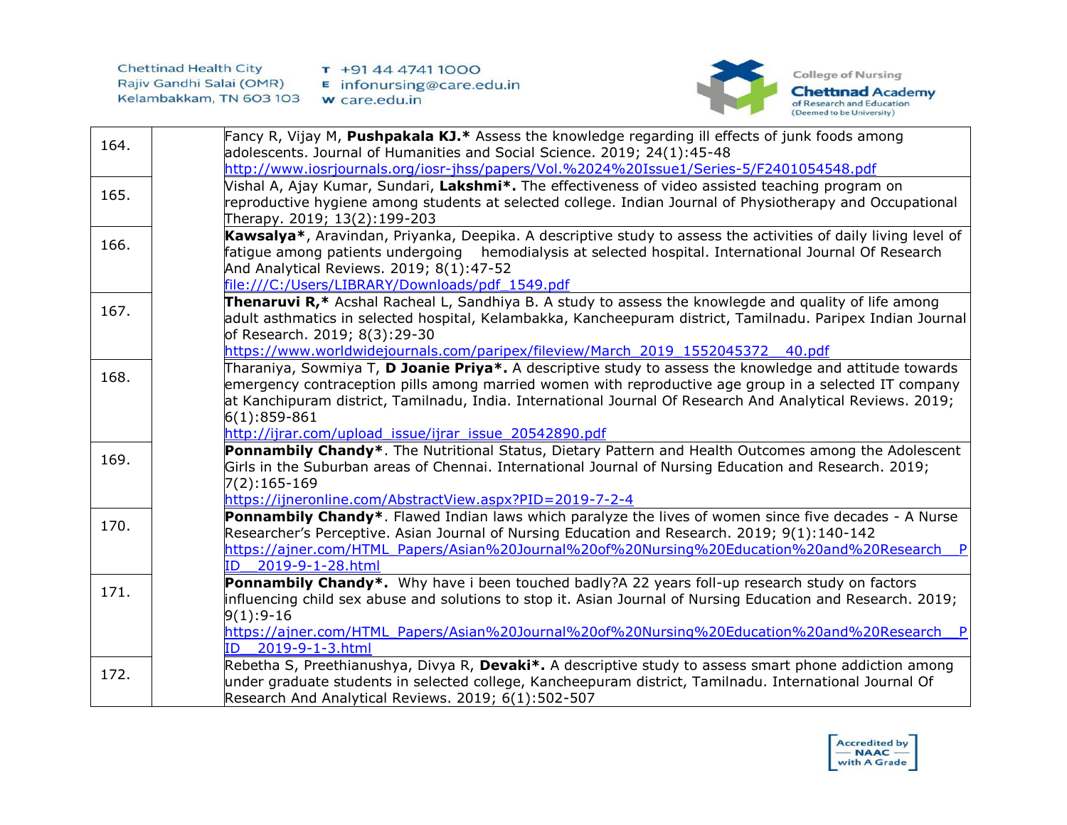| | | |
|---|---|---|
| 164. | | Fancy R, Vijay M, **Pushpakala KJ.*** Assess the knowledge regarding ill effects of junk foods among adolescents. Journal of Humanities and Social Science. 2019; 24(1):45-48 http://www.iosrjournals.org/iosr-jhss/papers/Vol.%2024%20Issue1/Series-5/F2401054548.pdf |
| 165. | | Vishal A, Ajay Kumar, Sundari, **Lakshmi*.** The effectiveness of video assisted teaching program on reproductive hygiene among students at selected college. Indian Journal of Physiotherapy and Occupational Therapy. 2019; 13(2):199-203 |
| 166. | | **Kawsalya***, Aravindan, Priyanka, Deepika. A descriptive study to assess the activities of daily living level of fatigue among patients undergoing hemodialysis at selected hospital. International Journal Of Research And Analytical Reviews. 2019; 8(1):47-52 file:///C:/Users/LIBRARY/Downloads/pdf_1549.pdf |
| 167. | | **Thenaruvi R,*** Acshal Racheal L, Sandhiya B. A study to assess the knowlegde and quality of life among adult asthmatics in selected hospital, Kelambakka, Kancheepuram district, Tamilnadu. Paripex Indian Journal of Research. 2019; 8(3):29-30 https://www.worldwidejournals.com/paripex/fileview/March_2019_1552045372__40.pdf |
| 168. | | Tharaniya, Sowmiya T, **D Joanie Priya*.** A descriptive study to assess the knowledge and attitude towards emergency contraception pills among married women with reproductive age group in a selected IT company at Kanchipuram district, Tamilnadu, India. International Journal Of Research And Analytical Reviews. 2019; 6(1):859-861 http://ijrar.com/upload_issue/ijrar_issue_20542890.pdf |
| 169. | | **Ponnambily Chandy***. The Nutritional Status, Dietary Pattern and Health Outcomes among the Adolescent Girls in the Suburban areas of Chennai. International Journal of Nursing Education and Research. 2019; 7(2):165-169 https://ijneronline.com/AbstractView.aspx?PID=2019-7-2-4 |
| 170. | | **Ponnambily Chandy***. Flawed Indian laws which paralyze the lives of women since five decades - A Nurse Researcher's Perceptive. Asian Journal of Nursing Education and Research. 2019; 9(1):140-142 https://ajner.com/HTML_Papers/Asian%20Journal%20of%20Nursing%20Education%20and%20Research__PID__2019-9-1-28.html |
| 171. | | **Ponnambily Chandy*.** Why have i been touched badly?A 22 years foll-up research study on factors influencing child sex abuse and solutions to stop it. Asian Journal of Nursing Education and Research. 2019; 9(1):9-16 https://ajner.com/HTML_Papers/Asian%20Journal%20of%20Nursing%20Education%20and%20Research__PID__2019-9-1-3.html |
| 172. | | Rebetha S, Preethianushya, Divya R, **Devaki*.** A descriptive study to assess smart phone addiction among under graduate students in selected college, Kancheepuram district, Tamilnadu. International Journal Of Research And Analytical Reviews. 2019; 6(1):502-507 |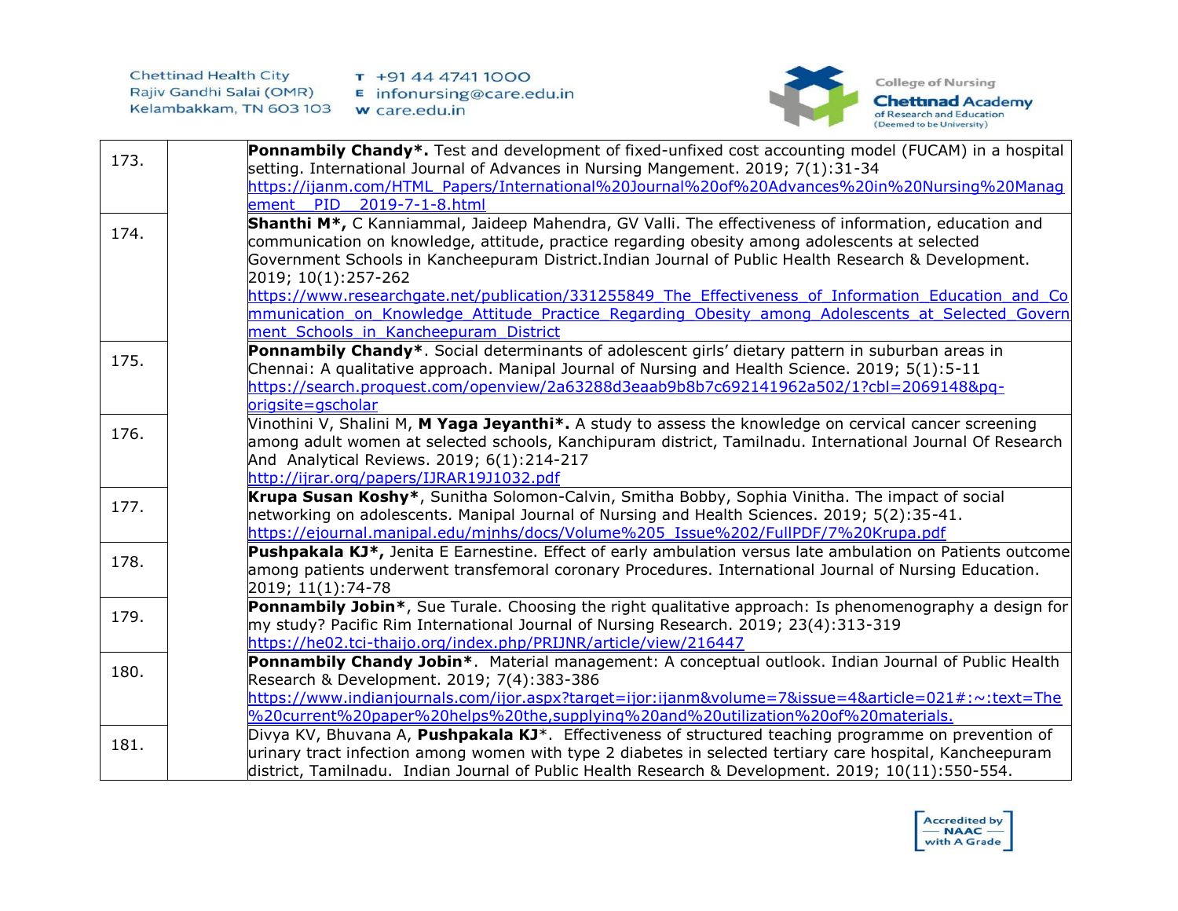| | | |
|---|---|---|
| 173. | | **Ponnambily Chandy*.** Test and development of fixed-unfixed cost accounting model (FUCAM) in a hospital setting. International Journal of Advances in Nursing Mangement. 2019; 7(1):31-34 https://ijanm.com/HTML_Papers/International%20Journal%20of%20Advances%20in%20Nursing%20Management__PID__2019-7-1-8.html |
| 174. | | **Shanthi M*,** C Kanniammal, Jaideep Mahendra, GV Valli. The effectiveness of information, education and communication on knowledge, attitude, practice regarding obesity among adolescents at selected Government Schools in Kancheepuram District.Indian Journal of Public Health Research & Development. 2019; 10(1):257-262 https://www.researchgate.net/publication/331255849_The_Effectiveness_of_Information_Education_and_Communication_on_Knowledge_Attitude_Practice_Regarding_Obesity_among_Adolescents_at_Selected_Government_Schools_in_Kancheepuram_District |
| 175. | | **Ponnambily Chandy***. Social determinants of adolescent girls' dietary pattern in suburban areas in Chennai: A qualitative approach. Manipal Journal of Nursing and Health Science. 2019; 5(1):5-11 https://search.proquest.com/openview/2a63288d3eaab9b8b7c692141962a502/1?cbl=2069148&pq-origsite=gscholar |
| 176. | | Vinothini V, Shalini M, **M Yaga Jeyanthi*.** A study to assess the knowledge on cervical cancer screening among adult women at selected schools, Kanchipuram district, Tamilnadu. International Journal Of Research And Analytical Reviews. 2019; 6(1):214-217 http://ijrar.org/papers/IJRAR19J1032.pdf |
| 177. | | **Krupa Susan Koshy***, Sunitha Solomon-Calvin, Smitha Bobby, Sophia Vinitha. The impact of social networking on adolescents. Manipal Journal of Nursing and Health Sciences. 2019; 5(2):35-41. https://ejournal.manipal.edu/mjnhs/docs/Volume%205_Issue%202/FullPDF/7%20Krupa.pdf |
| 178. | | **Pushpakala KJ*,** Jenita E Earnestine. Effect of early ambulation versus late ambulation on Patients outcome among patients underwent transfemoral coronary Procedures. International Journal of Nursing Education. 2019; 11(1):74-78 |
| 179. | | **Ponnambily Jobin***, Sue Turale. Choosing the right qualitative approach: Is phenomenography a design for my study? Pacific Rim International Journal of Nursing Research. 2019; 23(4):313-319 https://he02.tci-thaijo.org/index.php/PRIJNR/article/view/216447 |
| 180. | | **Ponnambily Chandy Jobin***. Material management: A conceptual outlook. Indian Journal of Public Health Research & Development. 2019; 7(4):383-386 https://www.indianjournals.com/ijor.aspx?target=ijor:ijanm&volume=7&issue=4&article=021#:~:text=The%20current%20paper%20helps%20the,supplying%20and%20utilization%20of%20materials. |
| 181. | | Divya KV, Bhuvana A, **Pushpakala KJ***. Effectiveness of structured teaching programme on prevention of urinary tract infection among women with type 2 diabetes in selected tertiary care hospital, Kancheepuram district, Tamilnadu. Indian Journal of Public Health Research & Development. 2019; 10(11):550-554. |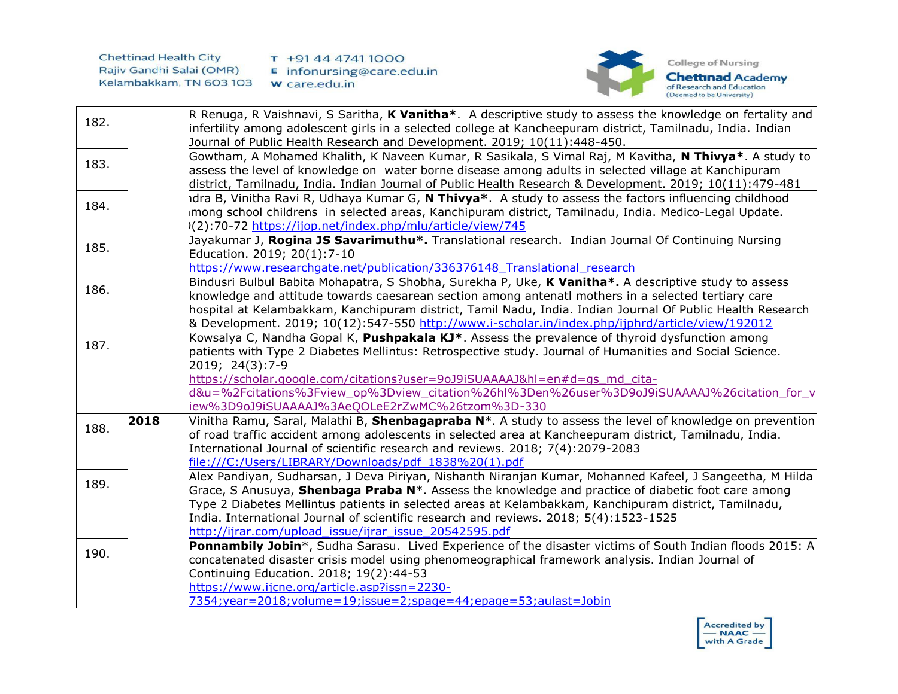| | | |
|---|---|---|
| 182. | | R Renuga, R Vaishnavi, S Saritha, **K Vanitha***. A descriptive study to assess the knowledge on fertality and infertility among adolescent girls in a selected college at Kancheepuram district, Tamilnadu, India. Indian Journal of Public Health Research and Development. 2019; 10(11):448-450. |
| 183. | | Gowtham, A Mohamed Khalith, K Naveen Kumar, R Sasikala, S Vimal Raj, M Kavitha, **N Thivya***. A study to assess the level of knowledge on water borne disease among adults in selected village at Kanchipuram district, Tamilnadu, India. Indian Journal of Public Health Research & Development. 2019; 10(11):479-481 |
| 184. | | ndra B, Vinitha Ravi R, Udhaya Kumar G, **N Thivya***. A study to assess the factors influencing childhood mong school childrens in selected areas, Kanchipuram district, Tamilnadu, India. Medico-Legal Update. (2):70-72 https://ijop.net/index.php/mlu/article/view/745 |
| 185. | | Jayakumar J, **Rogina JS Savarimuthu***. Translational research. Indian Journal Of Continuing Nursing Education. 2019; 20(1):7-10 https://www.researchgate.net/publication/336376148_Translational_research |
| 186. | | Bindusri Bulbul Babita Mohapatra, S Shobha, Surekha P, Uke, **K Vanitha***. A descriptive study to assess knowledge and attitude towards caesarean section among antenatl mothers in a selected tertiary care hospital at Kelambakkam, Kanchipuram district, Tamil Nadu, India. Indian Journal Of Public Health Research & Development. 2019; 10(12):547-550 http://www.i-scholar.in/index.php/ijphrd/article/view/192012 |
| 187. | | Kowsalya C, Nandha Gopal K, **Pushpakala KJ***. Assess the prevalence of thyroid dysfunction among patients with Type 2 Diabetes Mellintus: Retrospective study. Journal of Humanities and Social Science. 2019; 24(3):7-9 https://scholar.google.com/citations?user=9oJ9iSUAAAAJ&hl=en#d=gs_md_cita-d&u=%2Fcitations%3Fview_op%3Dview_citation%26hl%3Den%26user%3D9oJ9iSUAAAAJ%26citation_for_view%3D9oJ9iSUAAAAJ%3AeQOLeE2rZwMC%26tzom%3D-330 |
| 188. | **2018** | Vinitha Ramu, Saral, Malathi B, **Shenbagapraba N***. A study to assess the level of knowledge on prevention of road traffic accident among adolescents in selected area at Kancheepuram district, Tamilnadu, India. International Journal of scientific research and reviews. 2018; 7(4):2079-2083 file:///C:/Users/LIBRARY/Downloads/pdf_1838%20(1).pdf |
| 189. | | Alex Pandiyan, Sudharsan, J Deva Piriyan, Nishanth Niranjan Kumar, Mohanned Kafeel, J Sangeetha, M Hilda Grace, S Anusuya, **Shenbaga Praba N***. Assess the knowledge and practice of diabetic foot care among Type 2 Diabetes Mellintus patients in selected areas at Kelambakkam, Kanchipuram district, Tamilnadu, India. International Journal of scientific research and reviews. 2018; 5(4):1523-1525 http://ijrar.com/upload_issue/ijrar_issue_20542595.pdf |
| 190. | | **Ponnambily Jobin***, Sudha Sarasu. Lived Experience of the disaster victims of South Indian floods 2015: A concatenated disaster crisis model using phenomeographical framework analysis. Indian Journal of Continuing Education. 2018; 19(2):44-53 https://www.ijcne.org/article.asp?issn=2230-7354;year=2018;volume=19;issue=2;spage=44;epage=53;aulast=Jobin |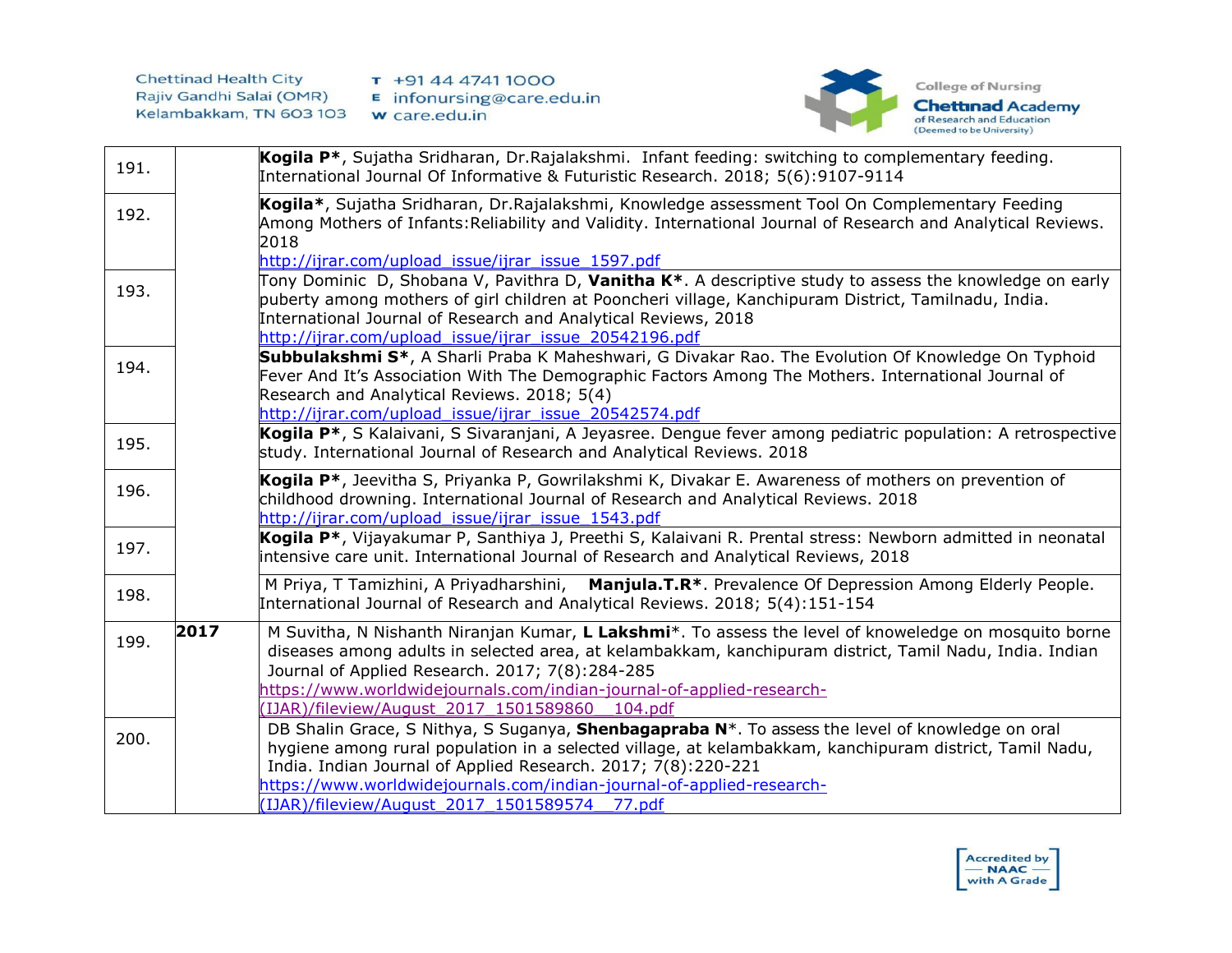| | | |
|---|---|---|
| 191. | | **Kogila P***, Sujatha Sridharan, Dr.Rajalakshmi. Infant feeding: switching to complementary feeding. International Journal Of Informative & Futuristic Research. 2018; 5(6):9107-9114 |
| 192. | | **Kogila***, Sujatha Sridharan, Dr.Rajalakshmi, Knowledge assessment Tool On Complementary Feeding Among Mothers of Infants:Reliability and Validity. International Journal of Research and Analytical Reviews. 2018 http://ijrar.com/upload_issue/ijrar_issue_1597.pdf |
| 193. | | Tony Dominic D, Shobana V, Pavithra D, **Vanitha K***. A descriptive study to assess the knowledge on early puberty among mothers of girl children at Pooncheri village, Kanchipuram District, Tamilnadu, India. International Journal of Research and Analytical Reviews, 2018 http://ijrar.com/upload_issue/ijrar_issue_20542196.pdf |
| 194. | | **Subbulakshmi S***, A Sharli Praba K Maheshwari, G Divakar Rao. The Evolution Of Knowledge On Typhoid Fever And It's Association With The Demographic Factors Among The Mothers. International Journal of Research and Analytical Reviews. 2018; 5(4) http://ijrar.com/upload_issue/ijrar_issue_20542574.pdf |
| 195. | | **Kogila P***, S Kalaivani, S Sivaranjani, A Jeyasree. Dengue fever among pediatric population: A retrospective study. International Journal of Research and Analytical Reviews. 2018 |
| 196. | | **Kogila P***, Jeevitha S, Priyanka P, Gowrilakshmi K, Divakar E. Awareness of mothers on prevention of childhood drowning. International Journal of Research and Analytical Reviews. 2018 http://ijrar.com/upload_issue/ijrar_issue_1543.pdf |
| 197. | | **Kogila P***, Vijayakumar P, Santhiya J, Preethi S, Kalaivani R. Prental stress: Newborn admitted in neonatal intensive care unit. International Journal of Research and Analytical Reviews, 2018 |
| 198. | | M Priya, T Tamizhini, A Priyadharshini, **Manjula.T.R***. Prevalence Of Depression Among Elderly People. International Journal of Research and Analytical Reviews. 2018; 5(4):151-154 |
| 199. | **2017** | M Suvitha, N Nishanth Niranjan Kumar, **L Lakshmi***. To assess the level of knoweledge on mosquito borne diseases among adults in selected area, at kelambakkam, kanchipuram district, Tamil Nadu, India. Indian Journal of Applied Research. 2017; 7(8):284-285 https://www.worldwidejournals.com/indian-journal-of-applied-research-(IJAR)/fileview/August_2017_1501589860__104.pdf |
| 200. | | DB Shalin Grace, S Nithya, S Suganya, **Shenbagapraba N***. To assess the level of knowledge on oral hygiene among rural population in a selected village, at kelambakkam, kanchipuram district, Tamil Nadu, India. Indian Journal of Applied Research. 2017; 7(8):220-221 https://www.worldwidejournals.com/indian-journal-of-applied-research-(IJAR)/fileview/August_2017_1501589574__77.pdf |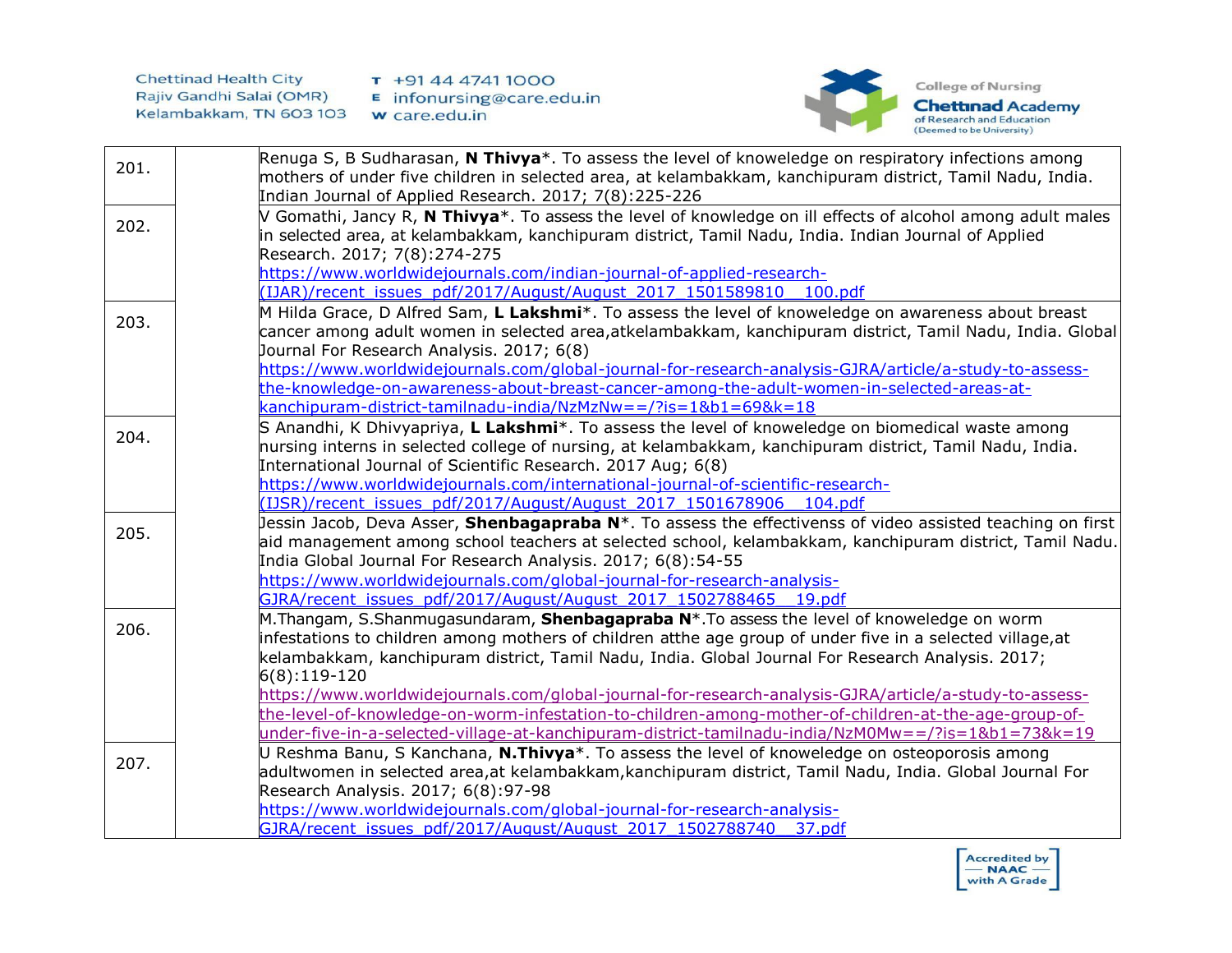| | | |
|---|---|---|
| 201. | | Renuga S, B Sudharasan, **N Thivya***. To assess the level of knoweledge on respiratory infections among mothers of under five children in selected area, at kelambakkam, kanchipuram district, Tamil Nadu, India. Indian Journal of Applied Research. 2017; 7(8):225-226 |
| 202. | | V Gomathi, Jancy R, **N Thivya***. To assess the level of knowledge on ill effects of alcohol among adult males in selected area, at kelambakkam, kanchipuram district, Tamil Nadu, India. Indian Journal of Applied Research. 2017; 7(8):274-275 https://www.worldwidejournals.com/indian-journal-of-applied-research-(IJAR)/recent_issues_pdf/2017/August/August_2017_1501589810__100.pdf |
| 203. | | M Hilda Grace, D Alfred Sam, **L Lakshmi***. To assess the level of knoweledge on awareness about breast cancer among adult women in selected area,atkelambakkam, kanchipuram district, Tamil Nadu, India. Global Journal For Research Analysis. 2017; 6(8) https://www.worldwidejournals.com/global-journal-for-research-analysis-GJRA/article/a-study-to-assess-the-knowledge-on-awareness-about-breast-cancer-among-the-adult-women-in-selected-areas-at-kanchipuram-district-tamilnadu-india/NzMzNw==/?is=1&b1=69&k=18 |
| 204. | | S Anandhi, K Dhivyapriya, **L Lakshmi***. To assess the level of knoweledge on biomedical waste among nursing interns in selected college of nursing, at kelambakkam, kanchipuram district, Tamil Nadu, India. International Journal of Scientific Research. 2017 Aug; 6(8) https://www.worldwidejournals.com/international-journal-of-scientific-research-(IJSR)/recent_issues_pdf/2017/August/August_2017_1501678906__104.pdf |
| 205. | | Jessin Jacob, Deva Asser, **Shenbagapraba N***. To assess the effectivenss of video assisted teaching on first aid management among school teachers at selected school, kelambakkam, kanchipuram district, Tamil Nadu. India Global Journal For Research Analysis. 2017; 6(8):54-55 https://www.worldwidejournals.com/global-journal-for-research-analysis-GJRA/recent_issues_pdf/2017/August/August_2017_1502788465__19.pdf |
| 206. | | M.Thangam, S.Shanmugasundaram, **Shenbagapraba N***.To assess the level of knoweledge on worm infestations to children among mothers of children atthe age group of under five in a selected village,at kelambakkam, kanchipuram district, Tamil Nadu, India. Global Journal For Research Analysis. 2017; 6(8):119-120 https://www.worldwidejournals.com/global-journal-for-research-analysis-GJRA/article/a-study-to-assess-the-level-of-knowledge-on-worm-infestation-to-children-among-mother-of-children-at-the-age-group-of-under-five-in-a-selected-village-at-kanchipuram-district-tamilnadu-india/NzM0Mw==/?is=1&b1=73&k=19 |
| 207. | | U Reshma Banu, S Kanchana, **N.Thivya***. To assess the level of knoweledge on osteoporosis among adultwomen in selected area,at kelambakkam,kanchipuram district, Tamil Nadu, India. Global Journal For Research Analysis. 2017; 6(8):97-98 https://www.worldwidejournals.com/global-journal-for-research-analysis-GJRA/recent_issues_pdf/2017/August/August_2017_1502788740__37.pdf |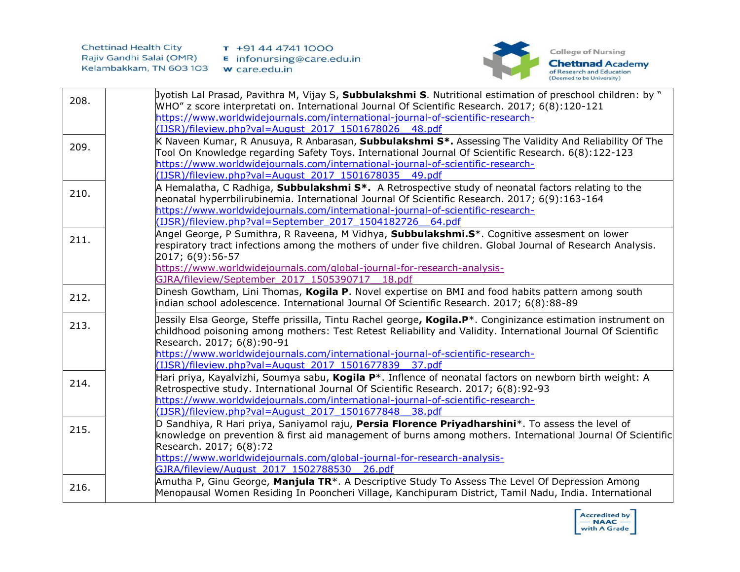| | | |
|---|---|---|
| 208. | | Jyotish Lal Prasad, Pavithra M, Vijay S, **Subbulakshmi S**. Nutritional estimation of preschool children: by " WHO" z score interpretati on. International Journal Of Scientific Research. 2017; 6(8):120-121 https://www.worldwidejournals.com/international-journal-of-scientific-research-(IJSR)/fileview.php?val=August_2017_1501678026__48.pdf |
| 209. | | K Naveen Kumar, R Anusuya, R Anbarasan, **Subbulakshmi S*.** Assessing The Validity And Reliability Of The Tool On Knowledge regarding Safety Toys. International Journal Of Scientific Research. 6(8):122-123 https://www.worldwidejournals.com/international-journal-of-scientific-research-(IJSR)/fileview.php?val=August_2017_1501678035__49.pdf |
| 210. | | A Hemalatha, C Radhiga, **Subbulakshmi S*.** A Retrospective study of neonatal factors relating to the neonatal hyperrbilirubinemia. International Journal Of Scientific Research. 2017; 6(9):163-164 https://www.worldwidejournals.com/international-journal-of-scientific-research-(IJSR)/fileview.php?val=September_2017_1504182726__64.pdf |
| 211. | | Angel George, P Sumithra, R Raveena, M Vidhya, **Subbulakshmi.S***. Cognitive assesment on lower respiratory tract infections among the mothers of under five children. Global Journal of Research Analysis. 2017; 6(9):56-57 https://www.worldwidejournals.com/global-journal-for-research-analysis-GJRA/fileview/September_2017_1505390717__18.pdf |
| 212. | | Dinesh Gowtham, Lini Thomas, **Kogila P**. Novel expertise on BMI and food habits pattern among south indian school adolescence. International Journal Of Scientific Research. 2017; 6(8):88-89 |
| 213. | | Jessily Elsa George, Steffe prissilla, Tintu Rachel george**, Kogila.P***. Conginizance estimation instrument on childhood poisoning among mothers: Test Retest Reliability and Validity. International Journal Of Scientific Research. 2017; 6(8):90-91 https://www.worldwidejournals.com/international-journal-of-scientific-research-(IJSR)/fileview.php?val=August_2017_1501677839__37.pdf |
| 214. | | Hari priya, Kayalvizhi, Soumya sabu, **Kogila P***. Inflence of neonatal factors on newborn birth weight: A Retrospective study. International Journal Of Scientific Research. 2017; 6(8):92-93 https://www.worldwidejournals.com/international-journal-of-scientific-research-(IJSR)/fileview.php?val=August_2017_1501677848__38.pdf |
| 215. | | D Sandhiya, R Hari priya, Saniyamol raju, **Persia Florence Priyadharshini***. To assess the level of knowledge on prevention & first aid management of burns among mothers. International Journal Of Scientific Research. 2017; 6(8):72 https://www.worldwidejournals.com/global-journal-for-research-analysis-GJRA/fileview/August_2017_1502788530__26.pdf |
| 216. | | Amutha P, Ginu George, **Manjula TR***. A Descriptive Study To Assess The Level Of Depression Among Menopausal Women Residing In Pooncheri Village, Kanchipuram District, Tamil Nadu, India. International |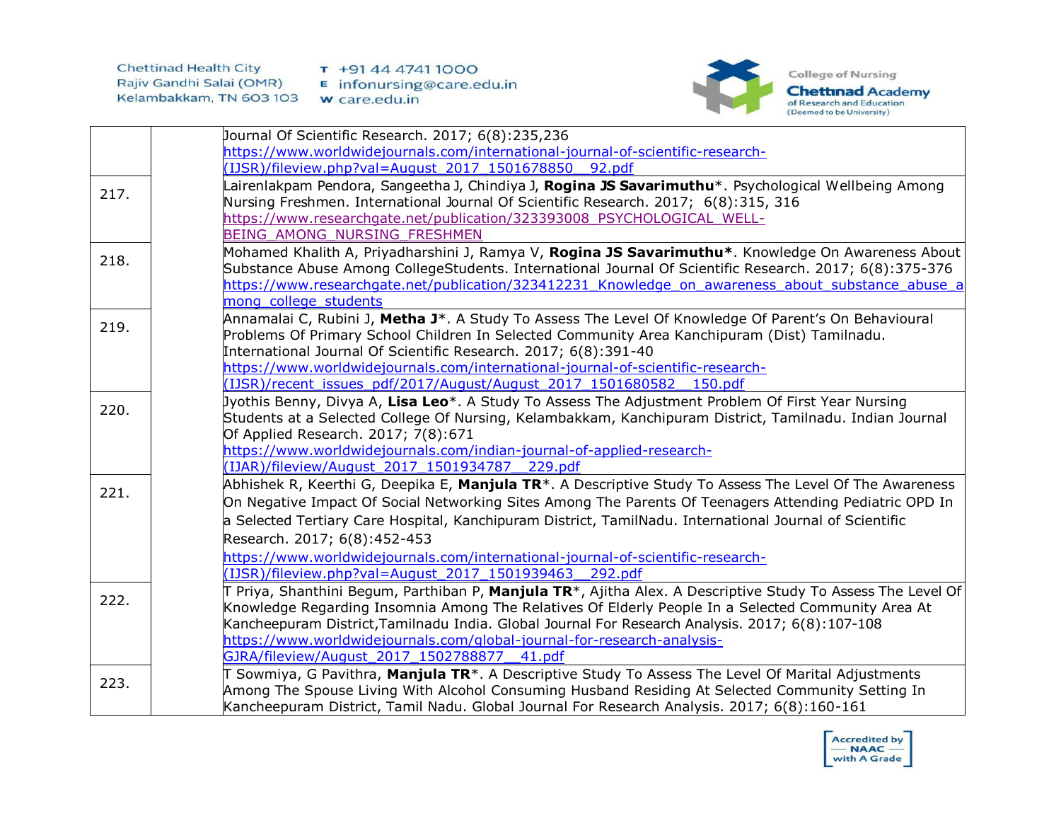| | | |
|---|---|---|
| | | Journal Of Scientific Research. 2017; 6(8):235,236 https://www.worldwidejournals.com/international-journal-of-scientific-research-(IJSR)/fileview.php?val=August_2017_1501678850__92.pdf |
| 217. | | Lairenlakpam Pendora, Sangeetha J, Chindiya J, **Rogina JS Savarimuthu***. Psychological Wellbeing Among Nursing Freshmen. International Journal Of Scientific Research. 2017; 6(8):315, 316 https://www.researchgate.net/publication/323393008_PSYCHOLOGICAL_WELL-BEING_AMONG_NURSING_FRESHMEN |
| 218. | | Mohamed Khalith A, Priyadharshini J, Ramya V, **Rogina JS Savarimuthu***. Knowledge On Awareness About Substance Abuse Among CollegeStudents. International Journal Of Scientific Research. 2017; 6(8):375-376 https://www.researchgate.net/publication/323412231_Knowledge_on_awareness_about_substance_abuse_among_college_students |
| 219. | | Annamalai C, Rubini J, **Metha J***. A Study To Assess The Level Of Knowledge Of Parent's On Behavioural Problems Of Primary School Children In Selected Community Area Kanchipuram (Dist) Tamilnadu. International Journal Of Scientific Research. 2017; 6(8):391-40 https://www.worldwidejournals.com/international-journal-of-scientific-research-(IJSR)/recent_issues_pdf/2017/August/August_2017_1501680582__150.pdf |
| 220. | | Jyothis Benny, Divya A, **Lisa Leo***. A Study To Assess The Adjustment Problem Of First Year Nursing Students at a Selected College Of Nursing, Kelambakkam, Kanchipuram District, Tamilnadu. Indian Journal Of Applied Research. 2017; 7(8):671 https://www.worldwidejournals.com/indian-journal-of-applied-research-(IJAR)/fileview/August_2017_1501934787__229.pdf |
| 221. | | Abhishek R, Keerthi G, Deepika E, **Manjula TR***. A Descriptive Study To Assess The Level Of The Awareness On Negative Impact Of Social Networking Sites Among The Parents Of Teenagers Attending Pediatric OPD In a Selected Tertiary Care Hospital, Kanchipuram District, TamilNadu. International Journal of Scientific Research. 2017; 6(8):452-453 https://www.worldwidejournals.com/international-journal-of-scientific-research-(IJSR)/fileview.php?val=August_2017_1501939463__292.pdf |
| 222. | | T Priya, Shanthini Begum, Parthiban P, **Manjula TR***, Ajitha Alex. A Descriptive Study To Assess The Level Of Knowledge Regarding Insomnia Among The Relatives Of Elderly People In a Selected Community Area At Kancheepuram District,Tamilnadu India. Global Journal For Research Analysis. 2017; 6(8):107-108 https://www.worldwidejournals.com/global-journal-for-research-analysis-GJRA/fileview/August_2017_1502788877__41.pdf |
| 223. | | T Sowmiya, G Pavithra, **Manjula TR***. A Descriptive Study To Assess The Level Of Marital Adjustments Among The Spouse Living With Alcohol Consuming Husband Residing At Selected Community Setting In Kancheepuram District, Tamil Nadu. Global Journal For Research Analysis. 2017; 6(8):160-161 |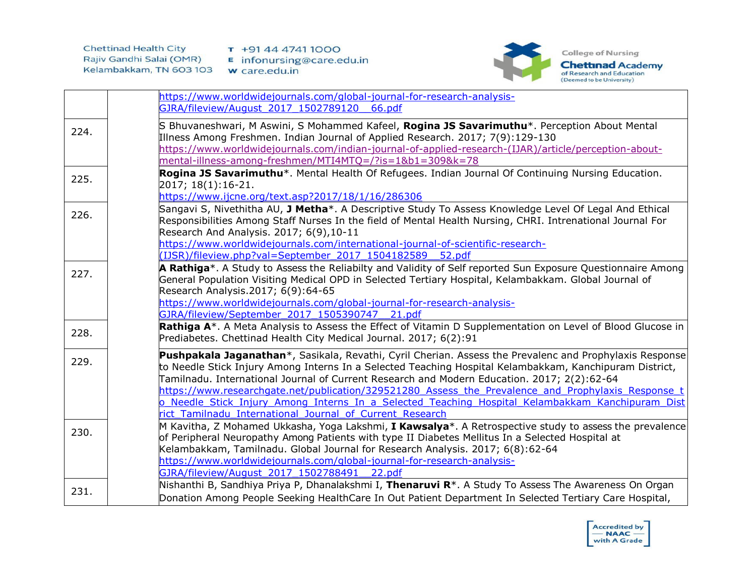|  |  |  |
|---|---|---|
|  |  | https://www.worldwidejournals.com/global-journal-for-research-analysis-GJRA/fileview/August_2017_1502789120__66.pdf |
| 224. |  | S Bhuvaneshwari, M Aswini, S Mohammed Kafeel, **Rogina JS Savarimuthu***. Perception About Mental Illness Among Freshmen. Indian Journal of Applied Research. 2017; 7(9):129-130 https://www.worldwidejournals.com/indian-journal-of-applied-research-(IJAR)/article/perception-about-mental-illness-among-freshmen/MTI4MTQ=/?is=1&b1=309&k=78 |
| 225. |  | **Rogina JS Savarimuthu***. Mental Health Of Refugees. Indian Journal Of Continuing Nursing Education. 2017; 18(1):16-21. https://www.ijcne.org/text.asp?2017/18/1/16/286306 |
| 226. |  | Sangavi S, Nivethitha AU, **J Metha***. A Descriptive Study To Assess Knowledge Level Of Legal And Ethical Responsibilities Among Staff Nurses In the field of Mental Health Nursing, CHRI. Intrenational Journal For Research And Analysis. 2017; 6(9),10-11 https://www.worldwidejournals.com/international-journal-of-scientific-research-(IJSR)/fileview.php?val=September_2017_1504182589__52.pdf |
| 227. |  | **A Rathiga***. A Study to Assess the Reliabilty and Validity of Self reported Sun Exposure Questionnaire Among General Population Visiting Medical OPD in Selected Tertiary Hospital, Kelambakkam. Global Journal of Research Analysis.2017; 6(9):64-65 https://www.worldwidejournals.com/global-journal-for-research-analysis-GJRA/fileview/September_2017_1505390747__21.pdf |
| 228. |  | **Rathiga A***. A Meta Analysis to Assess the Effect of Vitamin D Supplementation on Level of Blood Glucose in Prediabetes. Chettinad Health City Medical Journal. 2017; 6(2):91 |
| 229. |  | **Pushpakala Jaganathan***, Sasikala, Revathi, Cyril Cherian. Assess the Prevalenc and Prophylaxis Response to Needle Stick Injury Among Interns In a Selected Teaching Hospital Kelambakkam, Kanchipuram District, Tamilnadu. International Journal of Current Research and Modern Education. 2017; 2(2):62-64 https://www.researchgate.net/publication/329521280_Assess_the_Prevalence_and_Prophylaxis_Response_to_Needle_Stick_Injury_Among_Interns_In_a_Selected_Teaching_Hospital_Kelambakkam_Kanchipuram_District_Tamilnadu_International_Journal_of_Current_Research |
| 230. |  | M Kavitha, Z Mohamed Ukkasha, Yoga Lakshmi, **I Kawsalya***. A Retrospective study to assess the prevalence of Peripheral Neuropathy Among Patients with type II Diabetes Mellitus In a Selected Hospital at Kelambakkam, Tamilnadu. Global Journal for Research Analysis. 2017; 6(8):62-64 https://www.worldwidejournals.com/global-journal-for-research-analysis-GJRA/fileview/August_2017_1502788491__22.pdf |
| 231. |  | Nishanthi B, Sandhiya Priya P, Dhanalakshmi I, **Thenaruvi R***. A Study To Assess The Awareness On Organ Donation Among People Seeking HealthCare In Out Patient Department In Selected Tertiary Care Hospital, |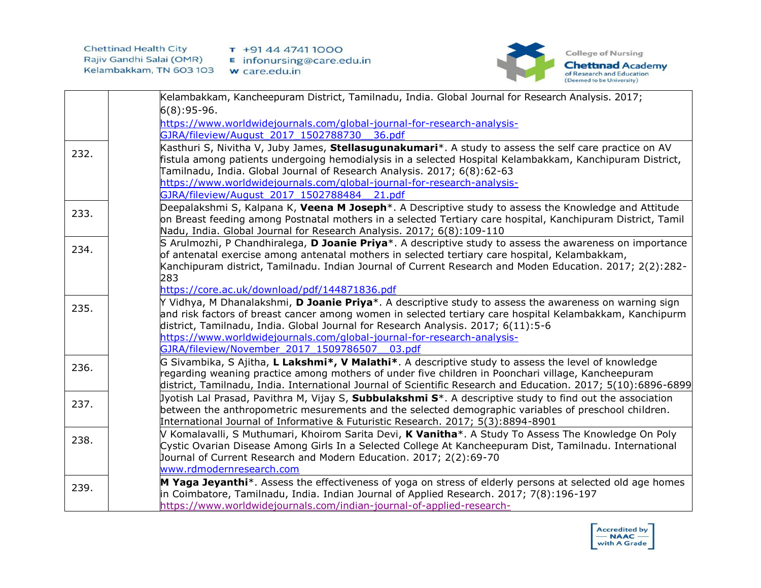| | | |
|---|---|---|
| | | Kelambakkam, Kancheepuram District, Tamilnadu, India. Global Journal for Research Analysis. 2017; 6(8):95-96. https://www.worldwidejournals.com/global-journal-for-research-analysis-GJRA/fileview/August_2017_1502788730__36.pdf |
| 232. | | Kasthuri S, Nivitha V, Juby James, **Stellasugunakumari***. A study to assess the self care practice on AV fistula among patients undergoing hemodialysis in a selected Hospital Kelambakkam, Kanchipuram District, Tamilnadu, India. Global Journal of Research Analysis. 2017; 6(8):62-63 https://www.worldwidejournals.com/global-journal-for-research-analysis-GJRA/fileview/August_2017_1502788484__21.pdf |
| 233. | | Deepalakshmi S, Kalpana K, **Veena M Joseph***. A Descriptive study to assess the Knowledge and Attitude on Breast feeding among Postnatal mothers in a selected Tertiary care hospital, Kanchipuram District, Tamil Nadu, India. Global Journal for Research Analysis. 2017; 6(8):109-110 |
| 234. | | S Arulmozhi, P Chandhiralega, **D Joanie Priya***. A descriptive study to assess the awareness on importance of antenatal exercise among antenatal mothers in selected tertiary care hospital, Kelambakkam, Kanchipuram district, Tamilnadu. Indian Journal of Current Research and Moden Education. 2017; 2(2):282-283 https://core.ac.uk/download/pdf/144871836.pdf |
| 235. | | Y Vidhya, M Dhanalakshmi, **D Joanie Priya***. A descriptive study to assess the awareness on warning sign and risk factors of breast cancer among women in selected tertiary care hospital Kelambakkam, Kanchipurm district, Tamilnadu, India. Global Journal for Research Analysis. 2017; 6(11):5-6 https://www.worldwidejournals.com/global-journal-for-research-analysis-GJRA/fileview/November_2017_1509786507__03.pdf |
| 236. | | G Sivambika, S Ajitha, **L Lakshmi*, V Malathi***. A descriptive study to assess the level of knowledge regarding weaning practice among mothers of under five children in Poonchari village, Kancheepuram district, Tamilnadu, India. International Journal of Scientific Research and Education. 2017; 5(10):6896-6899 |
| 237. | | Jyotish Lal Prasad, Pavithra M, Vijay S, **Subbulakshmi S***. A descriptive study to find out the association between the anthropometric mesurements and the selected demographic variables of preschool children. International Journal of Informative & Futuristic Research. 2017; 5(3):8894-8901 |
| 238. | | V Komalavalli, S Muthumari, Khoirom Sarita Devi, **K Vanitha***. A Study To Assess The Knowledge On Poly Cystic Ovarian Disease Among Girls In a Selected College At Kancheepuram Dist, Tamilnadu. International Journal of Current Research and Modern Education. 2017; 2(2):69-70 www.rdmodernresearch.com |
| 239. | | **M Yaga Jeyanthi***. Assess the effectiveness of yoga on stress of elderly persons at selected old age homes in Coimbatore, Tamilnadu, India. Indian Journal of Applied Research. 2017; 7(8):196-197 https://www.worldwidejournals.com/indian-journal-of-applied-research- |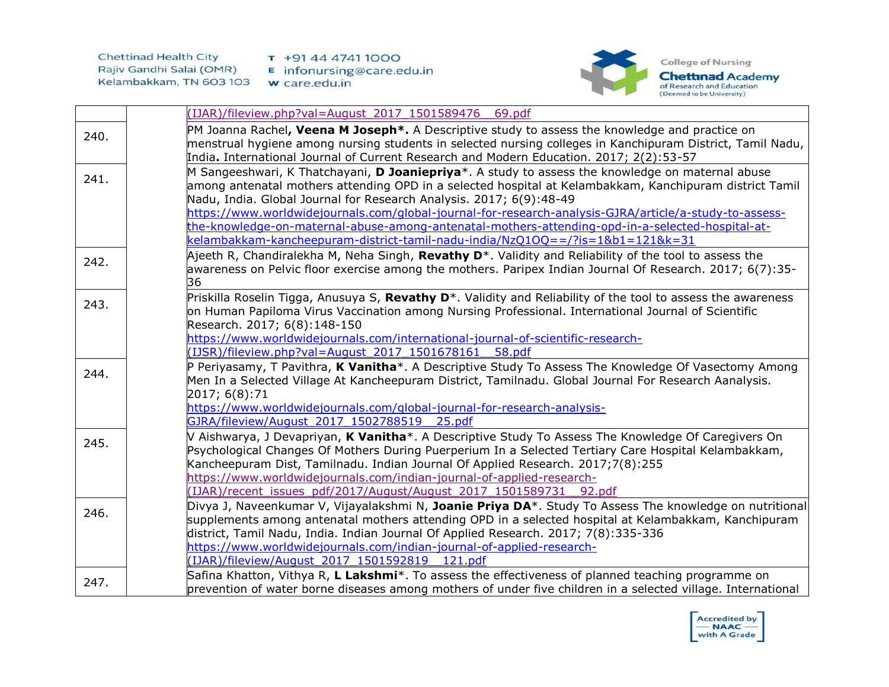| | | |
|---|---|---|
| | | (IJAR)/fileview.php?val=August_2017_1501589476__69.pdf |
| 240. | | PM Joanna Rachel**, Veena M Joseph*.** A Descriptive study to assess the knowledge and practice on menstrual hygiene among nursing students in selected nursing colleges in Kanchipuram District, Tamil Nadu, India**.** International Journal of Current Research and Modern Education. 2017; 2(2):53-57 |
| 241. | | M Sangeeshwari, K Thatchayani, **D Joaniepriya***. A study to assess the knowledge on maternal abuse among antenatal mothers attending OPD in a selected hospital at Kelambakkam, Kanchipuram district Tamil Nadu, India. Global Journal for Research Analysis. 2017; 6(9):48-49 https://www.worldwidejournals.com/global-journal-for-research-analysis-GJRA/article/a-study-to-assess-the-knowledge-on-maternal-abuse-among-antenatal-mothers-attending-opd-in-a-selected-hospital-at-kelambakkam-kancheepuram-district-tamil-nadu-india/NzQ1OQ==/?is=1&b1=121&k=31 |
| 242. | | Ajeeth R, Chandiralekha M, Neha Singh, **Revathy D***. Validity and Reliability of the tool to assess the awareness on Pelvic floor exercise among the mothers. Paripex Indian Journal Of Research. 2017; 6(7):35-36 |
| 243. | | Priskilla Roselin Tigga, Anusuya S, **Revathy D***. Validity and Reliability of the tool to assess the awareness on Human Papiloma Virus Vaccination among Nursing Professional. International Journal of Scientific Research. 2017; 6(8):148-150 https://www.worldwidejournals.com/international-journal-of-scientific-research-(IJSR)/fileview.php?val=August_2017_1501678161__58.pdf |
| 244. | | P Periyasamy, T Pavithra, **K Vanitha***. A Descriptive Study To Assess The Knowledge Of Vasectomy Among Men In a Selected Village At Kancheepuram District, Tamilnadu. Global Journal For Research Aanalysis. 2017; 6(8):71 https://www.worldwidejournals.com/global-journal-for-research-analysis-GJRA/fileview/August_2017_1502788519__25.pdf |
| 245. | | V Aishwarya, J Devapriyan, **K Vanitha***. A Descriptive Study To Assess The Knowledge Of Caregivers On Psychological Changes Of Mothers During Puerperium In a Selected Tertiary Care Hospital Kelambakkam, Kancheepuram Dist, Tamilnadu. Indian Journal Of Applied Research. 2017;7(8):255 https://www.worldwidejournals.com/indian-journal-of-applied-research-(IJAR)/recent_issues_pdf/2017/August/August_2017_1501589731__92.pdf |
| 246. | | Divya J, Naveenkumar V, Vijayalakshmi N, **Joanie Priya DA***. Study To Assess The knowledge on nutritional supplements among antenatal mothers attending OPD in a selected hospital at Kelambakkam, Kanchipuram district, Tamil Nadu, India. Indian Journal Of Applied Research. 2017; 7(8):335-336 https://www.worldwidejournals.com/indian-journal-of-applied-research-(IJAR)/fileview/August_2017_1501592819__121.pdf |
| 247. | | Safina Khatton, Vithya R, **L Lakshmi***. To assess the effectiveness of planned teaching programme on prevention of water borne diseases among mothers of under five children in a selected village. International |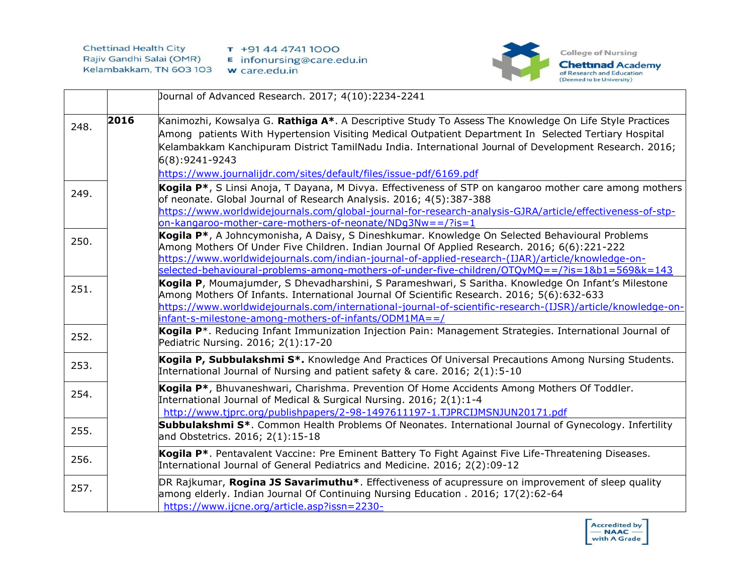|  |  | Journal of Advanced Research. 2017; 4(10):2234-2241 |
|---|---|---|
| 248. | **2016** | Kanimozhi, Kowsalya G. **Rathiga A***. A Descriptive Study To Assess The Knowledge On Life Style Practices Among patients With Hypertension Visiting Medical Outpatient Department In Selected Tertiary Hospital Kelambakkam Kanchipuram District TamilNadu India. International Journal of Development Research. 2016; 6(8):9241-9243 https://www.journalijdr.com/sites/default/files/issue-pdf/6169.pdf |
| 249. |  | **Kogila P***, S Linsi Anoja, T Dayana, M Divya. Effectiveness of STP on kangaroo mother care among mothers of neonate. Global Journal of Research Analysis. 2016; 4(5):387-388 https://www.worldwidejournals.com/global-journal-for-research-analysis-GJRA/article/effectiveness-of-stp-on-kangaroo-mother-care-mothers-of-neonate/NDg3Nw==/?is=1 |
| 250. |  | **Kogila P***, A Johncymonisha, A Daisy, S Dineshkumar. Knowledge On Selected Behavioural Problems Among Mothers Of Under Five Children. Indian Journal Of Applied Research. 2016; 6(6):221-222 https://www.worldwidejournals.com/indian-journal-of-applied-research-(IJAR)/article/knowledge-on-selected-behavioural-problems-among-mothers-of-under-five-children/OTQyMQ==/?is=1&b1=569&k=143 |
| 251. |  | **Kogila P**, Moumajumder, S Dhevadharshini, S Parameshwari, S Saritha. Knowledge On Infant's Milestone Among Mothers Of Infants. International Journal Of Scientific Research. 2016; 5(6):632-633 https://www.worldwidejournals.com/international-journal-of-scientific-research-(IJSR)/article/knowledge-on-infant-s-milestone-among-mothers-of-infants/ODM1MA==/ |
| 252. |  | **Kogila P***. Reducing Infant Immunization Injection Pain: Management Strategies. International Journal of Pediatric Nursing. 2016; 2(1):17-20 |
| 253. |  | **Kogila P, Subbulakshmi S*.** Knowledge And Practices Of Universal Precautions Among Nursing Students. International Journal of Nursing and patient safety & care. 2016; 2(1):5-10 |
| 254. |  | **Kogila P***, Bhuvaneshwari, Charishma. Prevention Of Home Accidents Among Mothers Of Toddler. International Journal of Medical & Surgical Nursing. 2016; 2(1):1-4 http://www.tjprc.org/publishpapers/2-98-1497611197-1.TJPRCIJMSNJUN20171.pdf |
| 255. |  | **Subbulakshmi S***. Common Health Problems Of Neonates. International Journal of Gynecology. Infertility and Obstetrics. 2016; 2(1):15-18 |
| 256. |  | **Kogila P***. Pentavalent Vaccine: Pre Eminent Battery To Fight Against Five Life-Threatening Diseases. International Journal of General Pediatrics and Medicine. 2016; 2(2):09-12 |
| 257. |  | DR Rajkumar, **Rogina JS Savarimuthu***. Effectiveness of acupressure on improvement of sleep quality among elderly. Indian Journal Of Continuing Nursing Education . 2016; 17(2):62-64 https://www.ijcne.org/article.asp?issn=2230- |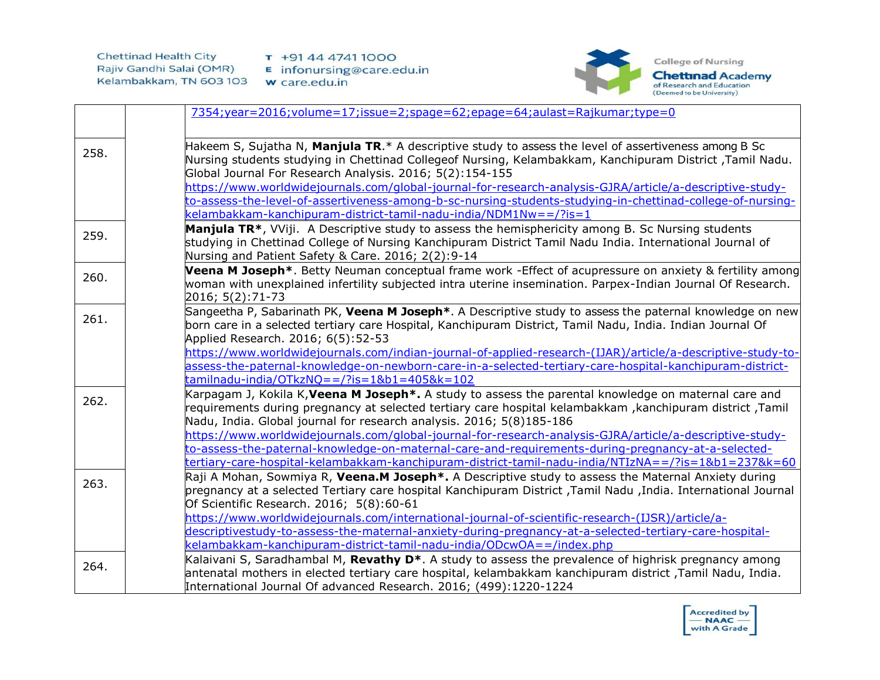| | | |
|---|---|---|
| | | 7354;year=2016;volume=17;issue=2;spage=62;epage=64;aulast=Rajkumar;type=0 |
| 258. | | Hakeem S, Sujatha N, **Manjula TR**.* A descriptive study to assess the level of assertiveness among B Sc Nursing students studying in Chettinad Collegeof Nursing, Kelambakkam, Kanchipuram District ,Tamil Nadu. Global Journal For Research Analysis. 2016; 5(2):154-155 https://www.worldwidejournals.com/global-journal-for-research-analysis-GJRA/article/a-descriptive-study-to-assess-the-level-of-assertiveness-among-b-sc-nursing-students-studying-in-chettinad-college-of-nursing-kelambakkam-kanchipuram-district-tamil-nadu-india/NDM1Nw==/?is=1 |
| 259. | | **Manjula TR***, VViji. A Descriptive study to assess the hemisphericity among B. Sc Nursing students studying in Chettinad College of Nursing Kanchipuram District Tamil Nadu India. International Journal of Nursing and Patient Safety & Care. 2016; 2(2):9-14 |
| 260. | | **Veena M Joseph***. Betty Neuman conceptual frame work -Effect of acupressure on anxiety & fertility among woman with unexplained infertility subjected intra uterine insemination. Parpex-Indian Journal Of Research. 2016; 5(2):71-73 |
| 261. | | Sangeetha P, Sabarinath PK, **Veena M Joseph***. A Descriptive study to assess the paternal knowledge on new born care in a selected tertiary care Hospital, Kanchipuram District, Tamil Nadu, India. Indian Journal Of Applied Research. 2016; 6(5):52-53 https://www.worldwidejournals.com/indian-journal-of-applied-research-(IJAR)/article/a-descriptive-study-to-assess-the-paternal-knowledge-on-newborn-care-in-a-selected-tertiary-care-hospital-kanchipuram-district-tamilnadu-india/OTkzNQ==/?is=1&b1=405&k=102 |
| 262. | | Karpagam J, Kokila K,**Veena M Joseph*.** A study to assess the parental knowledge on maternal care and requirements during pregnancy at selected tertiary care hospital kelambakkam ,kanchipuram district ,Tamil Nadu, India. Global journal for research analysis. 2016; 5(8)185-186 https://www.worldwidejournals.com/global-journal-for-research-analysis-GJRA/article/a-descriptive-study-to-assess-the-paternal-knowledge-on-maternal-care-and-requirements-during-pregnancy-at-a-selected-tertiary-care-hospital-kelambakkam-kanchipuram-district-tamil-nadu-india/NTIzNA==/?is=1&b1=237&k=60 |
| 263. | | Raji A Mohan, Sowmiya R, **Veena.M Joseph*.** A Descriptive study to assess the Maternal Anxiety during pregnancy at a selected Tertiary care hospital Kanchipuram District ,Tamil Nadu ,India. International Journal Of Scientific Research. 2016; 5(8):60-61 https://www.worldwidejournals.com/international-journal-of-scientific-research-(IJSR)/article/a-descriptivestudy-to-assess-the-maternal-anxiety-during-pregnancy-at-a-selected-tertiary-care-hospital-kelambakkam-kanchipuram-district-tamil-nadu-india/ODcwOA==/index.php |
| 264. | | Kalaivani S, Saradhambal M, **Revathy D***. A study to assess the prevalence of highrisk pregnancy among antenatal mothers in elected tertiary care hospital, kelambakkam kanchipuram district ,Tamil Nadu, India. International Journal Of advanced Research. 2016; (499):1220-1224 |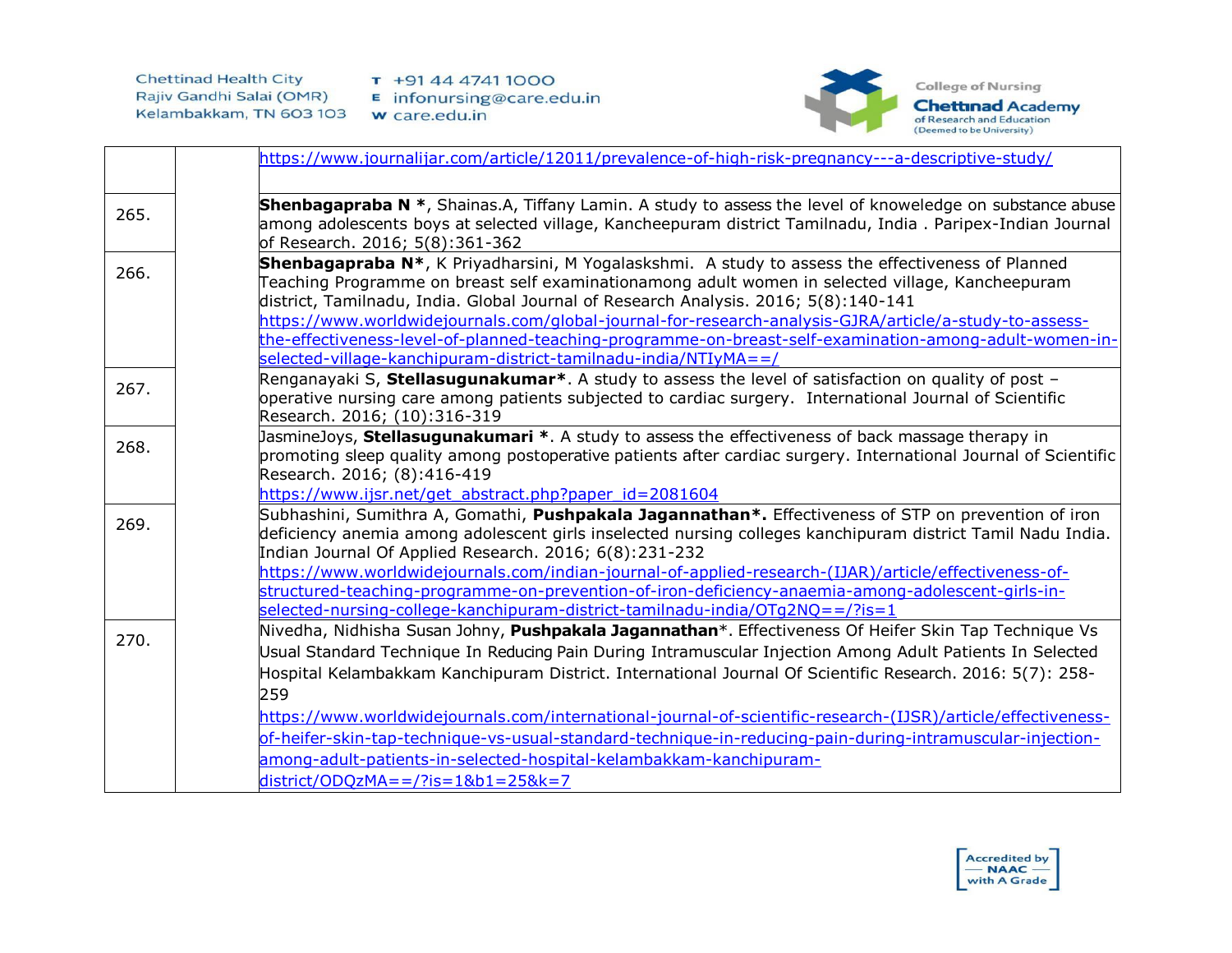| | | |
|---|---|---|
| | | https://www.journalijar.com/article/12011/prevalence-of-high-risk-pregnancy---a-descriptive-study/ |
| 265. | | **Shenbagapraba N ***, Shainas.A, Tiffany Lamin. A study to assess the level of knoweledge on substance abuse among adolescents boys at selected village, Kancheepuram district Tamilnadu, India . Paripex-Indian Journal of Research. 2016; 5(8):361-362 |
| 266. | | **Shenbagapraba N***, K Priyadharsini, M Yogalaskshmi. A study to assess the effectiveness of Planned Teaching Programme on breast self examinationamong adult women in selected village, Kancheepuram district, Tamilnadu, India. Global Journal of Research Analysis. 2016; 5(8):140-141 https://www.worldwidejournals.com/global-journal-for-research-analysis-GJRA/article/a-study-to-assess-the-effectiveness-level-of-planned-teaching-programme-on-breast-self-examination-among-adult-women-in-selected-village-kanchipuram-district-tamilnadu-india/NTIyMA==/ |
| 267. | | Renganayaki S, **Stellasugunakumar***. A study to assess the level of satisfaction on quality of post – operative nursing care among patients subjected to cardiac surgery. International Journal of Scientific Research. 2016; (10):316-319 |
| 268. | | JasmineJoys, **Stellasugunakumari ***. A study to assess the effectiveness of back massage therapy in promoting sleep quality among postoperative patients after cardiac surgery. International Journal of Scientific Research. 2016; (8):416-419 https://www.ijsr.net/get_abstract.php?paper_id=2081604 |
| 269. | | Subhashini, Sumithra A, Gomathi, **Pushpakala Jagannathan*.** Effectiveness of STP on prevention of iron deficiency anemia among adolescent girls inselected nursing colleges kanchipuram district Tamil Nadu India. Indian Journal Of Applied Research. 2016; 6(8):231-232 https://www.worldwidejournals.com/indian-journal-of-applied-research-(IJAR)/article/effectiveness-of-structured-teaching-programme-on-prevention-of-iron-deficiency-anaemia-among-adolescent-girls-in-selected-nursing-college-kanchipuram-district-tamilnadu-india/OTg2NQ==/?is=1 |
| 270. | | Nivedha, Nidhisha Susan Johny, **Pushpakala Jagannathan***. Effectiveness Of Heifer Skin Tap Technique Vs Usual Standard Technique In Reducing Pain During Intramuscular Injection Among Adult Patients In Selected Hospital Kelambakkam Kanchipuram District. International Journal Of Scientific Research. 2016: 5(7): 258-259 https://www.worldwidejournals.com/international-journal-of-scientific-research-(IJSR)/article/effectiveness-of-heifer-skin-tap-technique-vs-usual-standard-technique-in-reducing-pain-during-intramuscular-injection-among-adult-patients-in-selected-hospital-kelambakkam-kanchipuram-district/ODQzMA==/?is=1&b1=25&k=7 |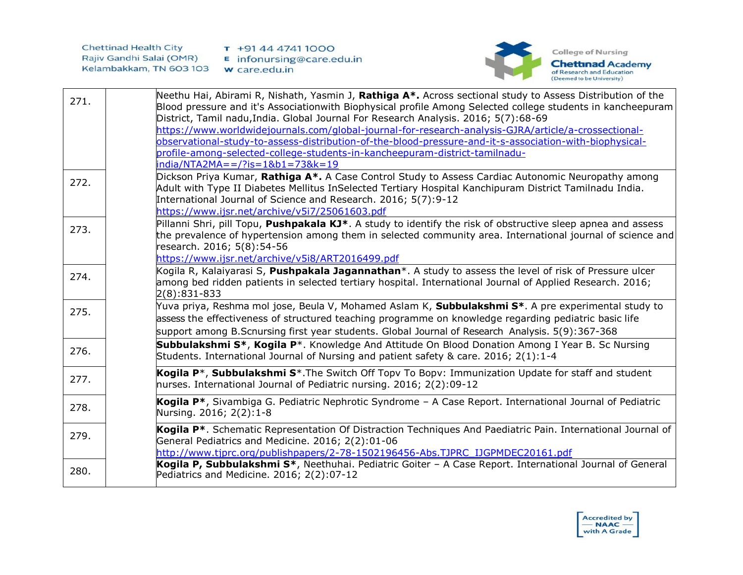| | | |
|---|---|---|
| 271. | | Neethu Hai, Abirami R, Nishath, Yasmin J, **Rathiga A*.** Across sectional study to Assess Distribution of the Blood pressure and it's Associationwith Biophysical profile Among Selected college students in kancheepuram District, Tamil nadu,India. Global Journal For Research Analysis. 2016; 5(7):68-69 https://www.worldwidejournals.com/global-journal-for-research-analysis-GJRA/article/a-crossectional-observational-study-to-assess-distribution-of-the-blood-pressure-and-it-s-association-with-biophysical-profile-among-selected-college-students-in-kancheepuram-district-tamilnadu-india/NTA2MA==/?is=1&b1=73&k=19 |
| 272. | | Dickson Priya Kumar, **Rathiga A*.** A Case Control Study to Assess Cardiac Autonomic Neuropathy among Adult with Type II Diabetes Mellitus InSelected Tertiary Hospital Kanchipuram District Tamilnadu India. International Journal of Science and Research. 2016; 5(7):9-12 https://www.ijsr.net/archive/v5i7/25061603.pdf |
| 273. | | Pillanni Shri, pill Topu, **Pushpakala KJ***. A study to identify the risk of obstructive sleep apnea and assess the prevalence of hypertension among them in selected community area. International journal of science and research. 2016; 5(8):54-56 https://www.ijsr.net/archive/v5i8/ART2016499.pdf |
| 274. | | Kogila R, Kalaiyarasi S, **Pushpakala Jagannathan***. A study to assess the level of risk of Pressure ulcer among bed ridden patients in selected tertiary hospital. International Journal of Applied Research. 2016; 2(8):831-833 |
| 275. | | Yuva priya, Reshma mol jose, Beula V, Mohamed Aslam K, **Subbulakshmi S***. A pre experimental study to assess the effectiveness of structured teaching programme on knowledge regarding pediatric basic life support among B.Scnursing first year students. Global Journal of Research Analysis. 5(9):367-368 |
| 276. | | **Subbulakshmi S***, **Kogila P***. Knowledge And Attitude On Blood Donation Among I Year B. Sc Nursing Students. International Journal of Nursing and patient safety & care. 2016; 2(1):1-4 |
| 277. | | **Kogila P***, **Subbulakshmi S***.The Switch Off Topv To Bopv: Immunization Update for staff and student nurses. International Journal of Pediatric nursing. 2016; 2(2):09-12 |
| 278. | | **Kogila P***, Sivambiga G. Pediatric Nephrotic Syndrome – A Case Report. International Journal of Pediatric Nursing. 2016; 2(2):1-8 |
| 279. | | **Kogila P***. Schematic Representation Of Distraction Techniques And Paediatric Pain. International Journal of General Pediatrics and Medicine. 2016; 2(2):01-06 http://www.tjprc.org/publishpapers/2-78-1502196456-Abs.TJPRC_IJGPMDEC20161.pdf |
| 280. | | **Kogila P, Subbulakshmi S***, Neethuhai. Pediatric Goiter – A Case Report. International Journal of General Pediatrics and Medicine. 2016; 2(2):07-12 |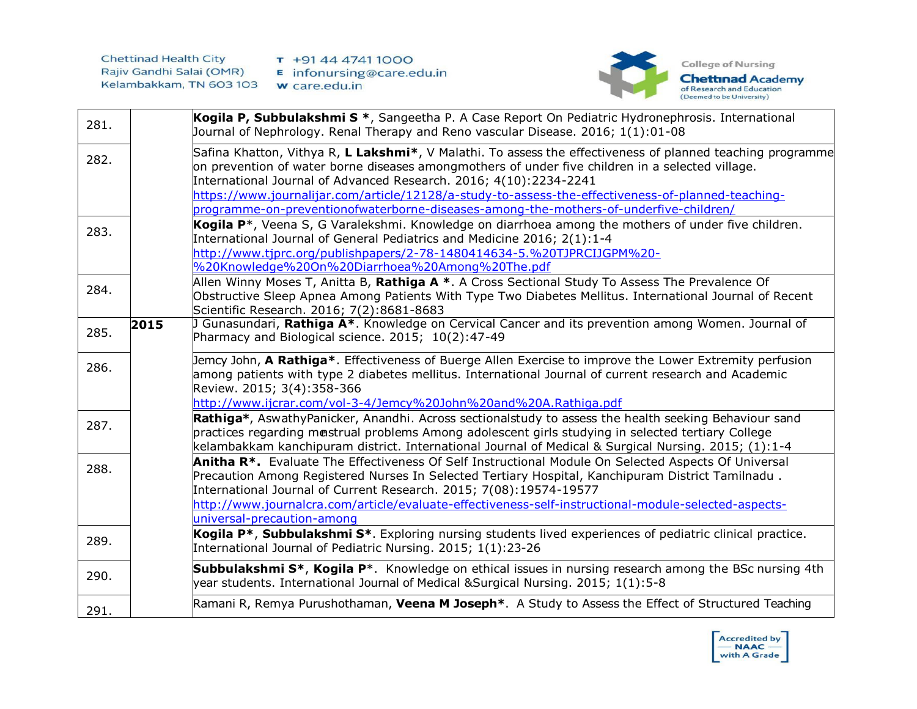| | | |
|---|---|---|
| 281. | | **Kogila P, Subbulakshmi S ***, Sangeetha P. A Case Report On Pediatric Hydronephrosis. International Journal of Nephrology. Renal Therapy and Reno vascular Disease. 2016; 1(1):01-08 |
| 282. | | Safina Khatton, Vithya R, **L Lakshmi***, V Malathi. To assess the effectiveness of planned teaching programme on prevention of water borne diseases amongmothers of under five children in a selected village. International Journal of Advanced Research. 2016; 4(10):2234-2241 https://www.journalijar.com/article/12128/a-study-to-assess-the-effectiveness-of-planned-teaching-programme-on-preventionofwaterborne-diseases-among-the-mothers-of-underfive-children/ |
| 283. | | **Kogila P***, Veena S, G Varalekshmi. Knowledge on diarrhoea among the mothers of under five children. International Journal of General Pediatrics and Medicine 2016; 2(1):1-4 http://www.tjprc.org/publishpapers/2-78-1480414634-5.%20TJPRCIJGPM%20-%20Knowledge%20On%20Diarrhoea%20Among%20The.pdf |
| 284. | | Allen Winny Moses T, Anitta B, **Rathiga A ***. A Cross Sectional Study To Assess The Prevalence Of Obstructive Sleep Apnea Among Patients With Type Two Diabetes Mellitus. International Journal of Recent Scientific Research. 2016; 7(2):8681-8683 |
| 285. | **2015** | J Gunasundari, **Rathiga A***. Knowledge on Cervical Cancer and its prevention among Women. Journal of Pharmacy and Biological science. 2015; 10(2):47-49 |
| 286. | | Jemcy John, **A Rathiga***. Effectiveness of Buerge Allen Exercise to improve the Lower Extremity perfusion among patients with type 2 diabetes mellitus. International Journal of current research and Academic Review. 2015; 3(4):358-366 http://www.ijcrar.com/vol-3-4/Jemcy%20John%20and%20A.Rathiga.pdf |
| 287. | | **Rathiga***, AswathyPanicker, Anandhi. Across sectionalstudy to assess the health seeking Behaviour sand practices regarding menstrual problems Among adolescent girls studying in selected tertiary College kelambakkam kanchipuram district. International Journal of Medical & Surgical Nursing. 2015; (1):1-4 |
| 288. | | **Anitha R***. Evaluate The Effectiveness Of Self Instructional Module On Selected Aspects Of Universal Precaution Among Registered Nurses In Selected Tertiary Hospital, Kanchipuram District Tamilnadu . International Journal of Current Research. 2015; 7(08):19574-19577 http://www.journalcra.com/article/evaluate-effectiveness-self-instructional-module-selected-aspects-universal-precaution-among |
| 289. | | **Kogila P***, **Subbulakshmi S***. Exploring nursing students lived experiences of pediatric clinical practice. International Journal of Pediatric Nursing. 2015; 1(1):23-26 |
| 290. | | **Subbulakshmi S***, **Kogila P***. Knowledge on ethical issues in nursing research among the BSc nursing 4th year students. International Journal of Medical &Surgical Nursing. 2015; 1(1):5-8 |
| 291. | | Ramani R, Remya Purushothaman, **Veena M Joseph***. A Study to Assess the Effect of Structured Teaching |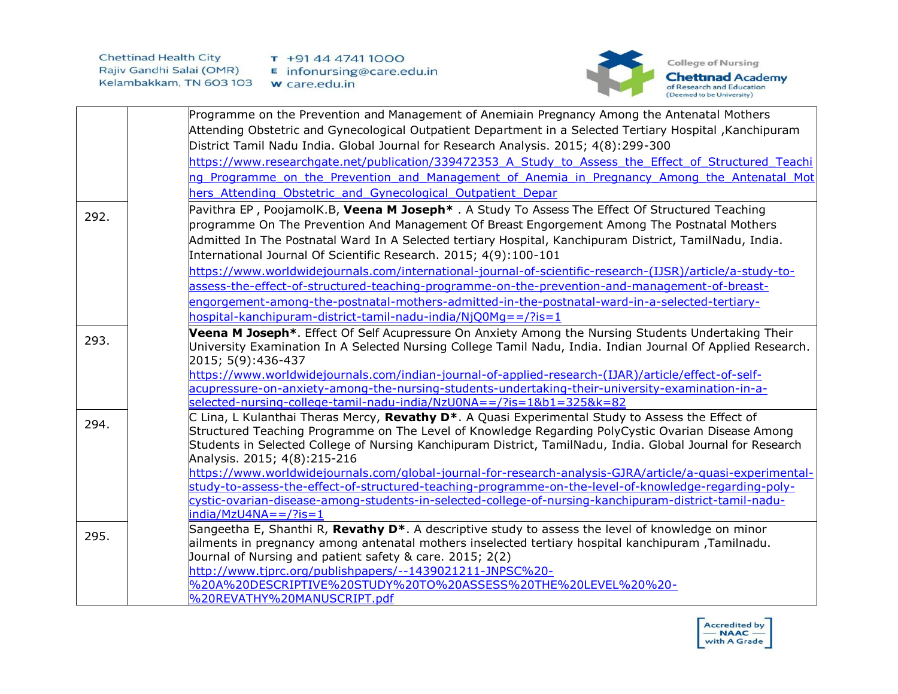|  |  |  |
|---|---|---|
|  |  | Programme on the Prevention and Management of Anemiain Pregnancy Among the Antenatal Mothers Attending Obstetric and Gynecological Outpatient Department in a Selected Tertiary Hospital ,Kanchipuram District Tamil Nadu India. Global Journal for Research Analysis. 2015; 4(8):299-300 https://www.researchgate.net/publication/339472353_A_Study_to_Assess_the_Effect_of_Structured_Teaching_Programme_on_the_Prevention_and_Management_of_Anemia_in_Pregnancy_Among_the_Antenatal_Mothers_Attending_Obstetric_and_Gynecological_Outpatient_Depar |
| 292. |  | Pavithra EP , PoojamolK.B, **Veena M Joseph*** . A Study To Assess The Effect Of Structured Teaching programme On The Prevention And Management Of Breast Engorgement Among The Postnatal Mothers Admitted In The Postnatal Ward In A Selected tertiary Hospital, Kanchipuram District, TamilNadu, India. International Journal Of Scientific Research. 2015; 4(9):100-101 https://www.worldwidejournals.com/international-journal-of-scientific-research-(IJSR)/article/a-study-to-assess-the-effect-of-structured-teaching-programme-on-the-prevention-and-management-of-breast-engorgement-among-the-postnatal-mothers-admitted-in-the-postnatal-ward-in-a-selected-tertiary-hospital-kanchipuram-district-tamil-nadu-india/NjQ0Mg==/?is=1 |
| 293. |  | **Veena M Joseph***. Effect Of Self Acupressure On Anxiety Among the Nursing Students Undertaking Their University Examination In A Selected Nursing College Tamil Nadu, India. Indian Journal Of Applied Research. 2015; 5(9):436-437 https://www.worldwidejournals.com/indian-journal-of-applied-research-(IJAR)/article/effect-of-self-acupressure-on-anxiety-among-the-nursing-students-undertaking-their-university-examination-in-a-selected-nursing-college-tamil-nadu-india/NzU0NA==/?is=1&b1=325&k=82 |
| 294. |  | C Lina, L Kulanthai Theras Mercy, **Revathy D***. A Quasi Experimental Study to Assess the Effect of Structured Teaching Programme on The Level of Knowledge Regarding PolyCystic Ovarian Disease Among Students in Selected College of Nursing Kanchipuram District, TamilNadu, India. Global Journal for Research Analysis. 2015; 4(8):215-216 https://www.worldwidejournals.com/global-journal-for-research-analysis-GJRA/article/a-quasi-experimental-study-to-assess-the-effect-of-structured-teaching-programme-on-the-level-of-knowledge-regarding-poly-cystic-ovarian-disease-among-students-in-selected-college-of-nursing-kanchipuram-district-tamil-nadu-india/MzU4NA==/?is=1 |
| 295. |  | Sangeetha E, Shanthi R, **Revathy D***. A descriptive study to assess the level of knowledge on minor ailments in pregnancy among antenatal mothers inselected tertiary hospital kanchipuram ,Tamilnadu. Journal of Nursing and patient safety & care. 2015; 2(2) http://www.tjprc.org/publishpapers/--1439021211-JNPSC%20-%20A%20DESCRIPTIVE%20STUDY%20TO%20ASSESS%20THE%20LEVEL%20%20-%20REVATHY%20MANUSCRIPT.pdf |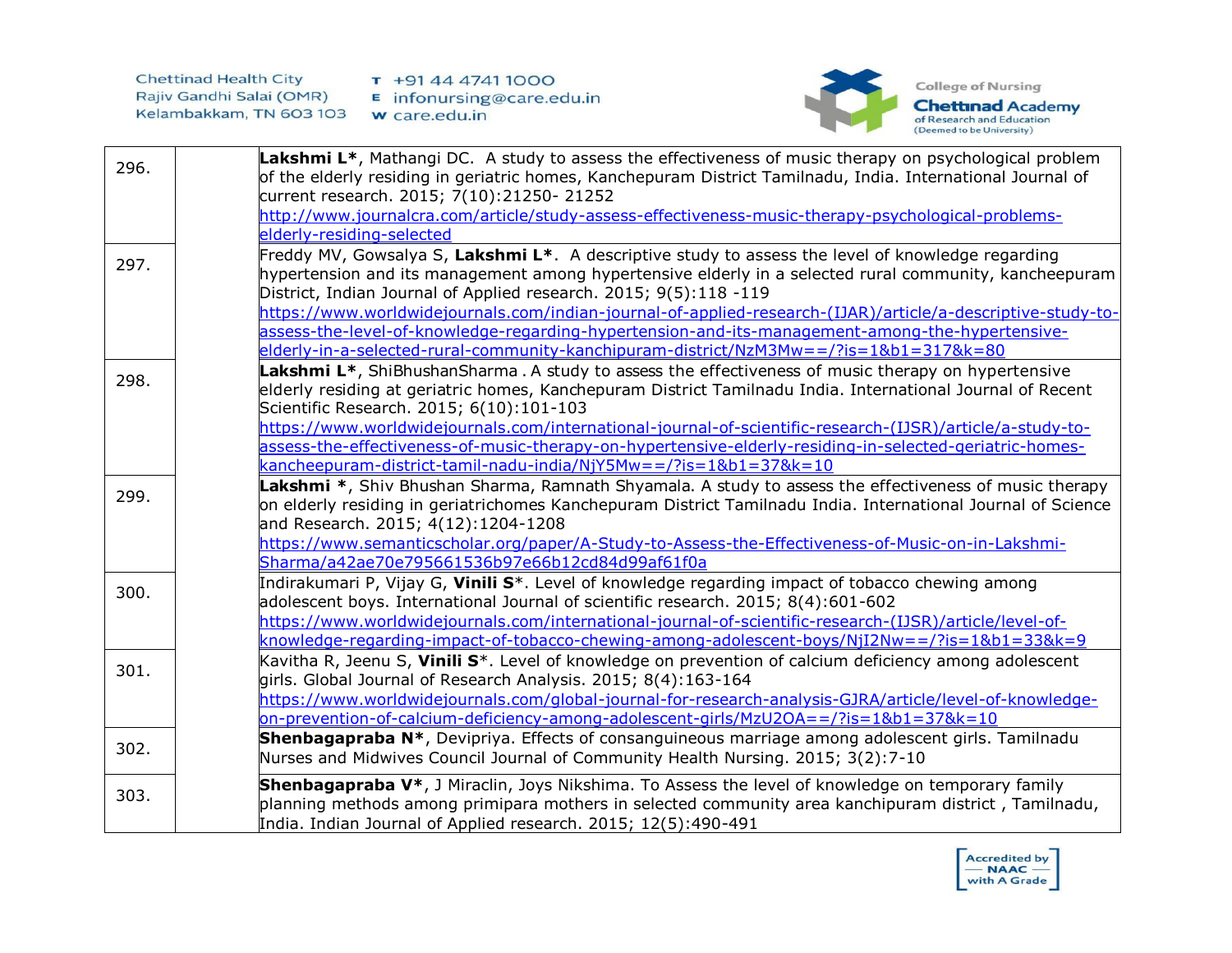| | | |
|---|---|---|
| 296. | | **Lakshmi L***, Mathangi DC. A study to assess the effectiveness of music therapy on psychological problem of the elderly residing in geriatric homes, Kanchepuram District Tamilnadu, India. International Journal of current research. 2015; 7(10):21250- 21252 http://www.journalcra.com/article/study-assess-effectiveness-music-therapy-psychological-problems-elderly-residing-selected |
| 297. | | Freddy MV, Gowsalya S, **Lakshmi L***. A descriptive study to assess the level of knowledge regarding hypertension and its management among hypertensive elderly in a selected rural community, kancheepuram District, Indian Journal of Applied research. 2015; 9(5):118 -119 https://www.worldwidejournals.com/indian-journal-of-applied-research-(IJAR)/article/a-descriptive-study-to-assess-the-level-of-knowledge-regarding-hypertension-and-its-management-among-the-hypertensive-elderly-in-a-selected-rural-community-kanchipuram-district/NzM3Mw==/?is=1&b1=317&k=80 |
| 298. | | **Lakshmi L***, ShiBhushanSharma . A study to assess the effectiveness of music therapy on hypertensive elderly residing at geriatric homes, Kanchepuram District Tamilnadu India. International Journal of Recent Scientific Research. 2015; 6(10):101-103 https://www.worldwidejournals.com/international-journal-of-scientific-research-(IJSR)/article/a-study-to-assess-the-effectiveness-of-music-therapy-on-hypertensive-elderly-residing-in-selected-geriatric-homes-kancheepuram-district-tamil-nadu-india/NjY5Mw==/?is=1&b1=37&k=10 |
| 299. | | **Lakshmi ***, Shiv Bhushan Sharma, Ramnath Shyamala. A study to assess the effectiveness of music therapy on elderly residing in geriatrichomes Kanchepuram District Tamilnadu India. International Journal of Science and Research. 2015; 4(12):1204-1208 https://www.semanticscholar.org/paper/A-Study-to-Assess-the-Effectiveness-of-Music-on-in-Lakshmi-Sharma/a42ae70e795661536b97e66b12cd84d99af61f0a |
| 300. | | Indirakumari P, Vijay G, **Vinili S***. Level of knowledge regarding impact of tobacco chewing among adolescent boys. International Journal of scientific research. 2015; 8(4):601-602 https://www.worldwidejournals.com/international-journal-of-scientific-research-(IJSR)/article/level-of-knowledge-regarding-impact-of-tobacco-chewing-among-adolescent-boys/NjI2Nw==/?is=1&b1=33&k=9 |
| 301. | | Kavitha R, Jeenu S, **Vinili S***. Level of knowledge on prevention of calcium deficiency among adolescent girls. Global Journal of Research Analysis. 2015; 8(4):163-164 https://www.worldwidejournals.com/global-journal-for-research-analysis-GJRA/article/level-of-knowledge-on-prevention-of-calcium-deficiency-among-adolescent-girls/MzU2OA==/?is=1&b1=37&k=10 |
| 302. | | **Shenbagapraba N***, Devipriya. Effects of consanguineous marriage among adolescent girls. Tamilnadu Nurses and Midwives Council Journal of Community Health Nursing. 2015; 3(2):7-10 |
| 303. | | **Shenbagapraba V***, J Miraclin, Joys Nikshima. To Assess the level of knowledge on temporary family planning methods among primipara mothers in selected community area kanchipuram district , Tamilnadu, India. Indian Journal of Applied research. 2015; 12(5):490-491 |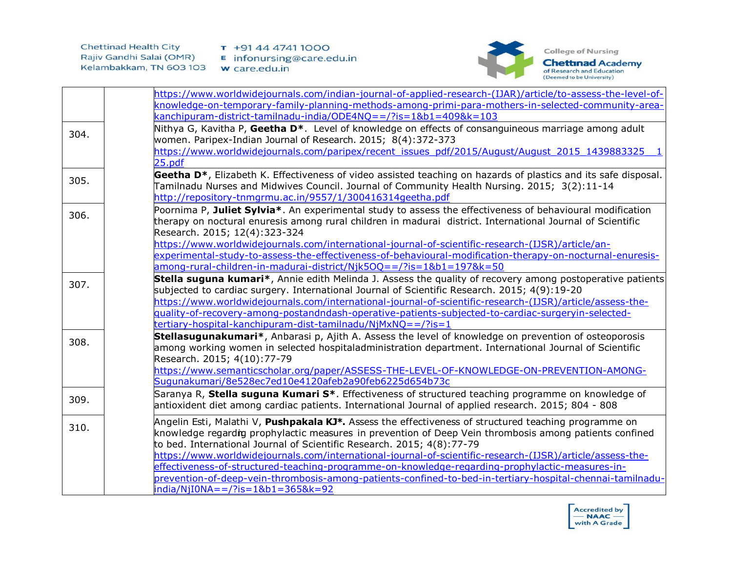| | | |
|---|---|---|
| | | https://www.worldwidejournals.com/indian-journal-of-applied-research-(IJAR)/article/to-assess-the-level-of-knowledge-on-temporary-family-planning-methods-among-primi-para-mothers-in-selected-community-area-kanchipuram-district-tamilnadu-india/ODE4NQ==/?is=1&b1=409&k=103 |
| 304. | | Nithya G, Kavitha P, **Geetha D***. Level of knowledge on effects of consanguineous marriage among adult women. Paripex-Indian Journal of Research. 2015; 8(4):372-373 https://www.worldwidejournals.com/paripex/recent_issues_pdf/2015/August/August_2015_1439883325__125.pdf |
| 305. | | **Geetha D***, Elizabeth K. Effectiveness of video assisted teaching on hazards of plastics and its safe disposal. Tamilnadu Nurses and Midwives Council. Journal of Community Health Nursing. 2015; 3(2):11-14 http://repository-tnmgrmu.ac.in/9557/1/300416314geetha.pdf |
| 306. | | Poornima P, **Juliet Sylvia***. An experimental study to assess the effectiveness of behavioural modification therapy on noctural enuresis among rural children in madurai district. International Journal of Scientific Research. 2015; 12(4):323-324 https://www.worldwidejournals.com/international-journal-of-scientific-research-(IJSR)/article/an-experimental-study-to-assess-the-effectiveness-of-behavioural-modification-therapy-on-nocturnal-enuresis-among-rural-children-in-madurai-district/Njk5OQ==/?is=1&b1=197&k=50 |
| 307. | | **Stella suguna kumari***, Annie edith Melinda J. Assess the quality of recovery among postoperative patients subjected to cardiac surgery. International Journal of Scientific Research. 2015; 4(9):19-20 https://www.worldwidejournals.com/international-journal-of-scientific-research-(IJSR)/article/assess-the-quality-of-recovery-among-postandndash-operative-patients-subjected-to-cardiac-surgeryin-selected-tertiary-hospital-kanchipuram-dist-tamilnadu/NjMxNQ==/?is=1 |
| 308. | | **Stellasugunakumari***, Anbarasi p, Ajith A. Assess the level of knowledge on prevention of osteoporosis among working women in selected hospitaladministration department. International Journal of Scientific Research. 2015; 4(10):77-79 https://www.semanticscholar.org/paper/ASSESS-THE-LEVEL-OF-KNOWLEDGE-ON-PREVENTION-AMONG-Sugunakumari/8e528ec7ed10e4120afeb2a90feb6225d654b73c |
| 309. | | Saranya R, **Stella suguna Kumari S***. Effectiveness of structured teaching programme on knowledge of antioxident diet among cardiac patients. International Journal of applied research. 2015; 804 - 808 |
| 310. | | Angelin Esti, Malathi V, **Pushpakala KJ***. Assess the effectiveness of structured teaching programme on knowledge regarding prophylactic measures in prevention of Deep Vein thrombosis among patients confined to bed. International Journal of Scientific Research. 2015; 4(8):77-79 https://www.worldwidejournals.com/international-journal-of-scientific-research-(IJSR)/article/assess-the-effectiveness-of-structured-teaching-programme-on-knowledge-regarding-prophylactic-measures-in-prevention-of-deep-vein-thrombosis-among-patients-confined-to-bed-in-tertiary-hospital-chennai-tamilnadu-india/NjI0NA==/?is=1&b1=365&k=92 |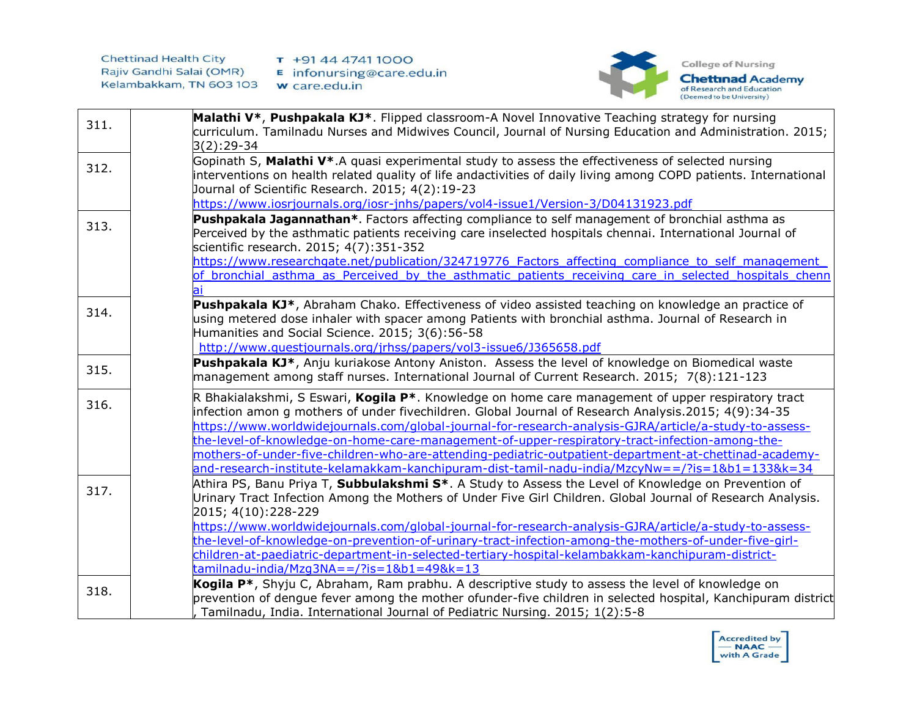| | | |
|---|---|---|
| 311. | | **Malathi V***, **Pushpakala KJ***. Flipped classroom-A Novel Innovative Teaching strategy for nursing curriculum. Tamilnadu Nurses and Midwives Council, Journal of Nursing Education and Administration. 2015; 3(2):29-34 |
| 312. | | Gopinath S, **Malathi V***.A quasi experimental study to assess the effectiveness of selected nursing interventions on health related quality of life andactivities of daily living among COPD patients. International Journal of Scientific Research. 2015; 4(2):19-23 https://www.iosrjournals.org/iosr-jnhs/papers/vol4-issue1/Version-3/D04131923.pdf |
| 313. | | **Pushpakala Jagannathan***. Factors affecting compliance to self management of bronchial asthma as Perceived by the asthmatic patients receiving care inselected hospitals chennai. International Journal of scientific research. 2015; 4(7):351-352 https://www.researchgate.net/publication/324719776_Factors_affecting_compliance_to_self_management_of_bronchial_asthma_as_Perceived_by_the_asthmatic_patients_receiving_care_in_selected_hospitals_chennai |
| 314. | | **Pushpakala KJ***, Abraham Chako. Effectiveness of video assisted teaching on knowledge an practice of using metered dose inhaler with spacer among Patients with bronchial asthma. Journal of Research in Humanities and Social Science. 2015; 3(6):56-58 http://www.questjournals.org/jrhss/papers/vol3-issue6/J365658.pdf |
| 315. | | **Pushpakala KJ***, Anju kuriakose Antony Aniston. Assess the level of knowledge on Biomedical waste management among staff nurses. International Journal of Current Research. 2015; 7(8):121-123 |
| 316. | | R Bhakialakshmi, S Eswari, **Kogila P***. Knowledge on home care management of upper respiratory tract infection amon g mothers of under fivechildren. Global Journal of Research Analysis.2015; 4(9):34-35 https://www.worldwidejournals.com/global-journal-for-research-analysis-GJRA/article/a-study-to-assess-the-level-of-knowledge-on-home-care-management-of-upper-respiratory-tract-infection-among-the-mothers-of-under-five-children-who-are-attending-pediatric-outpatient-department-at-chettinad-academy-and-research-institute-kelamakkam-kanchipuram-dist-tamil-nadu-india/MzcyNw==/?is=1&b1=133&k=34 |
| 317. | | Athira PS, Banu Priya T, **Subbulakshmi S***. A Study to Assess the Level of Knowledge on Prevention of Urinary Tract Infection Among the Mothers of Under Five Girl Children. Global Journal of Research Analysis. 2015; 4(10):228-229 https://www.worldwidejournals.com/global-journal-for-research-analysis-GJRA/article/a-study-to-assess-the-level-of-knowledge-on-prevention-of-urinary-tract-infection-among-the-mothers-of-under-five-girl-children-at-paediatric-department-in-selected-tertiary-hospital-kelambakkam-kanchipuram-district-tamilnadu-india/Mzg3NA==/?is=1&b1=49&k=13 |
| 318. | | **Kogila P***, Shyju C, Abraham, Ram prabhu. A descriptive study to assess the level of knowledge on prevention of dengue fever among the mother ofunder-five children in selected hospital, Kanchipuram district , Tamilnadu, India. International Journal of Pediatric Nursing. 2015; 1(2):5-8 |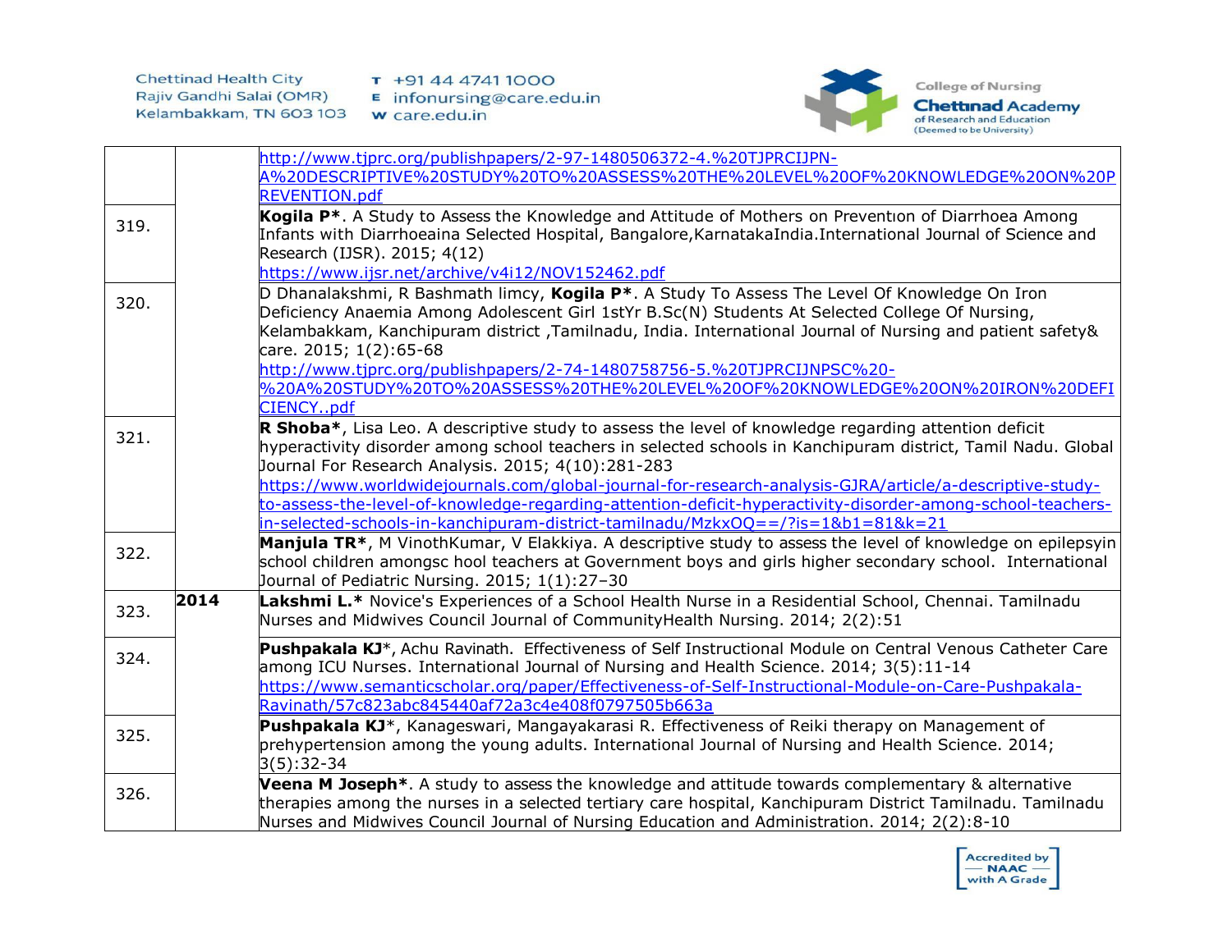| | | |
|---|---|---|
| | | http://www.tjprc.org/publishpapers/2-97-1480506372-4.%20TJPRCIJPN-A%20DESCRIPTIVE%20STUDY%20TO%20ASSESS%20THE%20LEVEL%20OF%20KNOWLEDGE%20ON%20PREVENTION.pdf |
| 319. | | **Kogila P***. A Study to Assess the Knowledge and Attitude of Mothers on Preventıon of Diarrhoea Among Infants with Diarrhoeaina Selected Hospital, Bangalore,KarnatakaIndia.International Journal of Science and Research (IJSR). 2015; 4(12) https://www.ijsr.net/archive/v4i12/NOV152462.pdf |
| 320. | | D Dhanalakshmi, R Bashmath limcy, **Kogila P***. A Study To Assess The Level Of Knowledge On Iron Deficiency Anaemia Among Adolescent Girl 1stYr B.Sc(N) Students At Selected College Of Nursing, Kelambakkam, Kanchipuram district ,Tamilnadu, India. International Journal of Nursing and patient safety& care. 2015; 1(2):65-68 http://www.tjprc.org/publishpapers/2-74-1480758756-5.%20TJPRCIJNPSC%20-%20A%20STUDY%20TO%20ASSESS%20THE%20LEVEL%20OF%20KNOWLEDGE%20ON%20IRON%20DEFICIENCY..pdf |
| 321. | | **R Shoba***, Lisa Leo. A descriptive study to assess the level of knowledge regarding attention deficit hyperactivity disorder among school teachers in selected schools in Kanchipuram district, Tamil Nadu. Global Journal For Research Analysis. 2015; 4(10):281-283 https://www.worldwidejournals.com/global-journal-for-research-analysis-GJRA/article/a-descriptive-study-to-assess-the-level-of-knowledge-regarding-attention-deficit-hyperactivity-disorder-among-school-teachers-in-selected-schools-in-kanchipuram-district-tamilnadu/MzkxOQ==/?is=1&b1=81&k=21 |
| 322. | | **Manjula TR***, M VinothKumar, V Elakkiya. A descriptive study to assess the level of knowledge on epilepsyin school children amongsc hool teachers at Government boys and girls higher secondary school. International Journal of Pediatric Nursing. 2015; 1(1):27–30 |
| 323. | **2014** | **Lakshmi L.*** Novice's Experiences of a School Health Nurse in a Residential School, Chennai. Tamilnadu Nurses and Midwives Council Journal of CommunityHealth Nursing. 2014; 2(2):51 |
| 324. | | **Pushpakala KJ***, Achu Ravinath. Effectiveness of Self Instructional Module on Central Venous Catheter Care among ICU Nurses. International Journal of Nursing and Health Science. 2014; 3(5):11-14 https://www.semanticscholar.org/paper/Effectiveness-of-Self-Instructional-Module-on-Care-Pushpakala-Ravinath/57c823abc845440af72a3c4e408f0797505b663a |
| 325. | | **Pushpakala KJ***, Kanageswari, Mangayakarasi R. Effectiveness of Reiki therapy on Management of prehypertension among the young adults. International Journal of Nursing and Health Science. 2014; 3(5):32-34 |
| 326. | | **Veena M Joseph***. A study to assess the knowledge and attitude towards complementary & alternative therapies among the nurses in a selected tertiary care hospital, Kanchipuram District Tamilnadu. Tamilnadu Nurses and Midwives Council Journal of Nursing Education and Administration. 2014; 2(2):8-10 |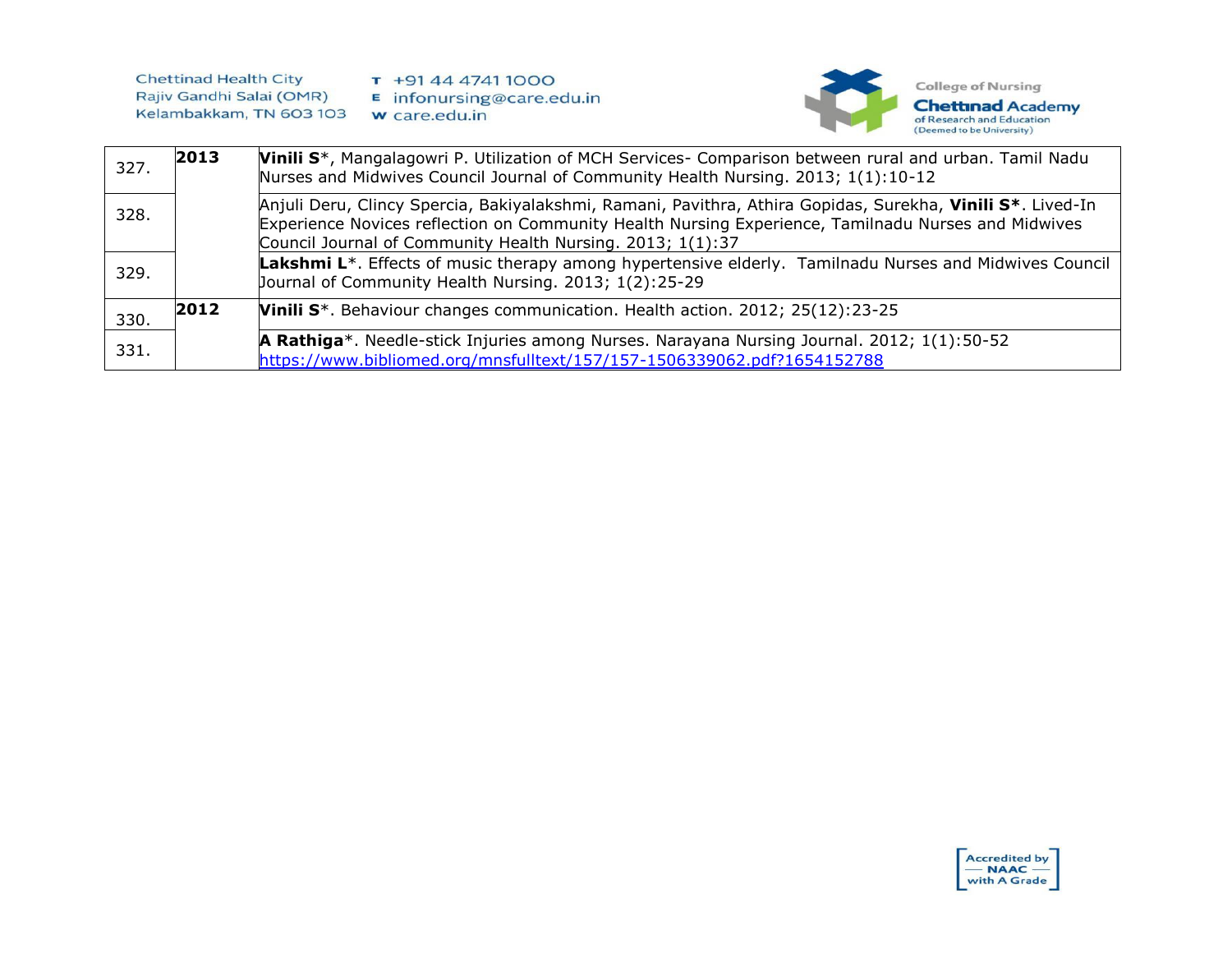| | | |
|---|---|---|
| 327. | **2013** | **Vinili S***, Mangalagowri P. Utilization of MCH Services- Comparison between rural and urban. Tamil Nadu Nurses and Midwives Council Journal of Community Health Nursing. 2013; 1(1):10-12 |
| 328. | | Anjuli Deru, Clincy Spercia, Bakiyalakshmi, Ramani, Pavithra, Athira Gopidas, Surekha, **Vinili S***. Lived-In Experience Novices reflection on Community Health Nursing Experience, Tamilnadu Nurses and Midwives Council Journal of Community Health Nursing. 2013; 1(1):37 |
| 329. | | **Lakshmi L***. Effects of music therapy among hypertensive elderly. Tamilnadu Nurses and Midwives Council Journal of Community Health Nursing. 2013; 1(2):25-29 |
| 330. | **2012** | **Vinili S***. Behaviour changes communication. Health action. 2012; 25(12):23-25 |
| 331. | | **A Rathiga***. Needle-stick Injuries among Nurses. Narayana Nursing Journal. 2012; 1(1):50-52 https://www.bibliomed.org/mnsfulltext/157/157-1506339062.pdf?1654152788 |